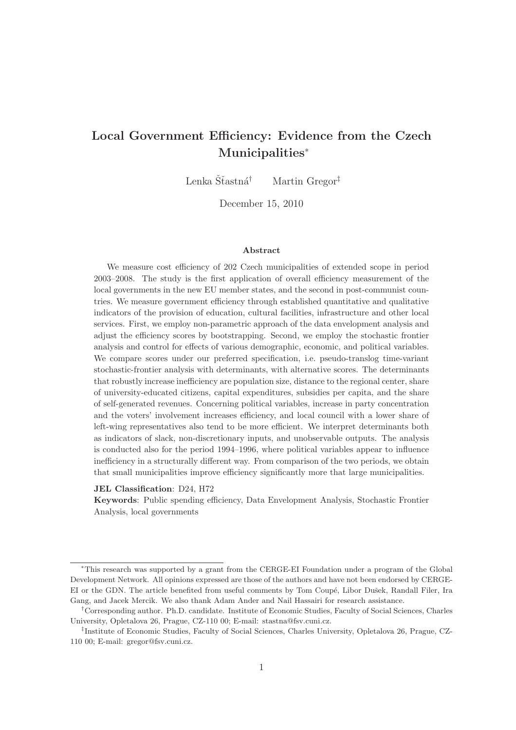# Local Government Efficiency: Evidence from the Czech Municipalities[*]

Lenka Šťastná[†] Martin Gregor[‡]

December 15, 2010

## Abstract

We measure cost efficiency of 202 Czech municipalities of extended scope in period 2003–2008. The study is the first application of overall efficiency measurement of the local governments in the new EU member states, and the second in post-communist countries. We measure government efficiency through established quantitative and qualitative indicators of the provision of education, cultural facilities, infrastructure and other local services. First, we employ non-parametric approach of the data envelopment analysis and adjust the efficiency scores by bootstrapping. Second, we employ the stochastic frontier analysis and control for effects of various demographic, economic, and political variables. We compare scores under our preferred specification, i.e. pseudo-translog time-variant stochastic-frontier analysis with determinants, with alternative scores. The determinants that robustly increase inefficiency are population size, distance to the regional center, share of university-educated citizens, capital expenditures, subsidies per capita, and the share of self-generated revenues. Concerning political variables, increase in party concentration and the voters' involvement increases efficiency, and local council with a lower share of left-wing representatives also tend to be more efficient. We interpret determinants both as indicators of slack, non-discretionary inputs, and unobservable outputs. The analysis is conducted also for the period 1994–1996, where political variables appear to influence inefficiency in a structurally different way. From comparison of the two periods, we obtain that small municipalities improve efficiency significantly more that large municipalities.

**JEL Classification**: D24, H72

**Keywords**: Public spending efficiency, Data Envelopment Analysis, Stochastic Frontier Analysis, local governments

---

[*] This research was supported by a grant from the CERGE-EI Foundation under a program of the Global Development Network. All opinions expressed are those of the authors and have not been endorsed by CERGE-EI or the GDN. The article benefited from useful comments by Tom Coupé, Libor Dušek, Randall Filer, Ira Gang, and Jacek Mercik. We also thank Adam Ander and Nail Hassairi for research assistance.

[†] Corresponding author. Ph.D. candidate. Institute of Economic Studies, Faculty of Social Sciences, Charles University, Opletalova 26, Prague, CZ-110 00; E-mail: stastna@fsv.cuni.cz.

[‡] Institute of Economic Studies, Faculty of Social Sciences, Charles University, Opletalova 26, Prague, CZ-110 00; E-mail: gregor@fsv.cuni.cz.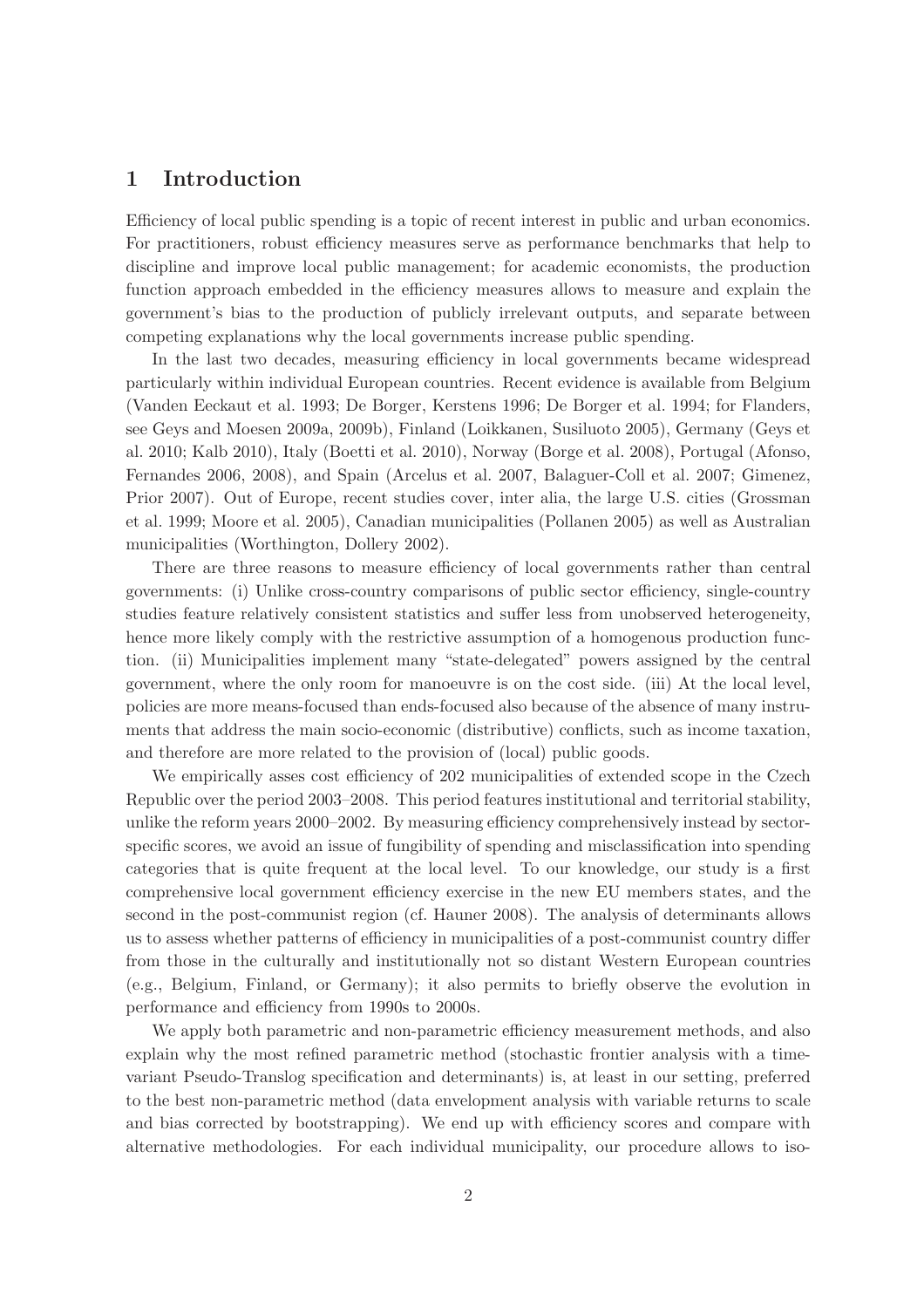# 1 Introduction

Efficiency of local public spending is a topic of recent interest in public and urban economics. For practitioners, robust efficiency measures serve as performance benchmarks that help to discipline and improve local public management; for academic economists, the production function approach embedded in the efficiency measures allows to measure and explain the government's bias to the production of publicly irrelevant outputs, and separate between competing explanations why the local governments increase public spending.

In the last two decades, measuring efficiency in local governments became widespread particularly within individual European countries. Recent evidence is available from Belgium (Vanden Eeckaut et al. 1993; De Borger, Kerstens 1996; De Borger et al. 1994; for Flanders, see Geys and Moesen 2009a, 2009b), Finland (Loikkanen, Susiluoto 2005), Germany (Geys et al. 2010; Kalb 2010), Italy (Boetti et al. 2010), Norway (Borge et al. 2008), Portugal (Afonso, Fernandes 2006, 2008), and Spain (Arcelus et al. 2007, Balaguer-Coll et al. 2007; Gimenez, Prior 2007). Out of Europe, recent studies cover, inter alia, the large U.S. cities (Grossman et al. 1999; Moore et al. 2005), Canadian municipalities (Pollanen 2005) as well as Australian municipalities (Worthington, Dollery 2002).

There are three reasons to measure efficiency of local governments rather than central governments: (i) Unlike cross-country comparisons of public sector efficiency, single-country studies feature relatively consistent statistics and suffer less from unobserved heterogeneity, hence more likely comply with the restrictive assumption of a homogenous production function. (ii) Municipalities implement many "state-delegated" powers assigned by the central government, where the only room for manoeuvre is on the cost side. (iii) At the local level, policies are more means-focused than ends-focused also because of the absence of many instruments that address the main socio-economic (distributive) conflicts, such as income taxation, and therefore are more related to the provision of (local) public goods.

We empirically asses cost efficiency of 202 municipalities of extended scope in the Czech Republic over the period 2003–2008. This period features institutional and territorial stability, unlike the reform years 2000–2002. By measuring efficiency comprehensively instead by sector-specific scores, we avoid an issue of fungibility of spending and misclassification into spending categories that is quite frequent at the local level. To our knowledge, our study is a first comprehensive local government efficiency exercise in the new EU members states, and the second in the post-communist region (cf. Hauner 2008). The analysis of determinants allows us to assess whether patterns of efficiency in municipalities of a post-communist country differ from those in the culturally and institutionally not so distant Western European countries (e.g., Belgium, Finland, or Germany); it also permits to briefly observe the evolution in performance and efficiency from 1990s to 2000s.

We apply both parametric and non-parametric efficiency measurement methods, and also explain why the most refined parametric method (stochastic frontier analysis with a time-variant Pseudo-Translog specification and determinants) is, at least in our setting, preferred to the best non-parametric method (data envelopment analysis with variable returns to scale and bias corrected by bootstrapping). We end up with efficiency scores and compare with alternative methodologies. For each individual municipality, our procedure allows to iso-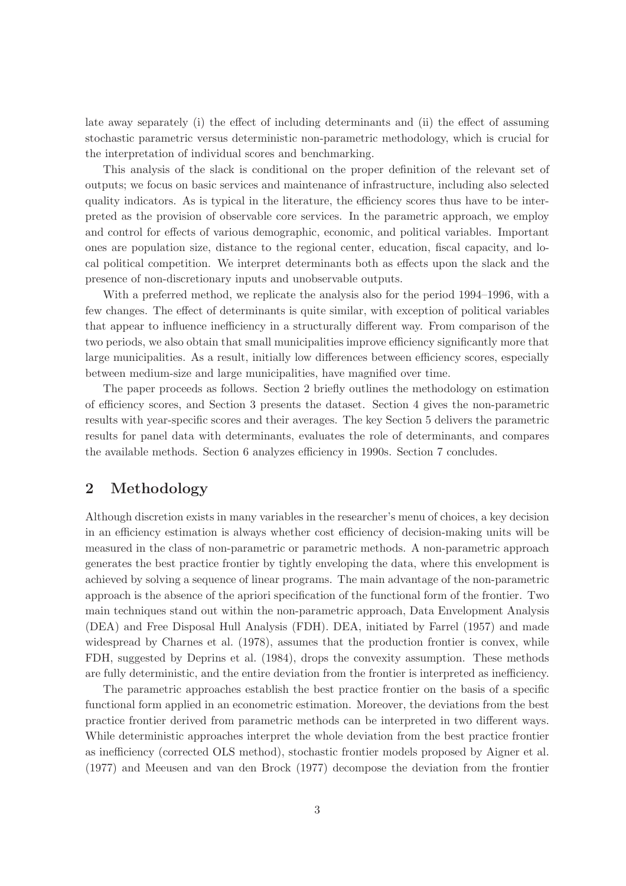late away separately (i) the effect of including determinants and (ii) the effect of assuming stochastic parametric versus deterministic non-parametric methodology, which is crucial for the interpretation of individual scores and benchmarking.

This analysis of the slack is conditional on the proper definition of the relevant set of outputs; we focus on basic services and maintenance of infrastructure, including also selected quality indicators. As is typical in the literature, the efficiency scores thus have to be interpreted as the provision of observable core services. In the parametric approach, we employ and control for effects of various demographic, economic, and political variables. Important ones are population size, distance to the regional center, education, fiscal capacity, and local political competition. We interpret determinants both as effects upon the slack and the presence of non-discretionary inputs and unobservable outputs.

With a preferred method, we replicate the analysis also for the period 1994–1996, with a few changes. The effect of determinants is quite similar, with exception of political variables that appear to influence inefficiency in a structurally different way. From comparison of the two periods, we also obtain that small municipalities improve efficiency significantly more that large municipalities. As a result, initially low differences between efficiency scores, especially between medium-size and large municipalities, have magnified over time.

The paper proceeds as follows. Section 2 briefly outlines the methodology on estimation of efficiency scores, and Section 3 presents the dataset. Section 4 gives the non-parametric results with year-specific scores and their averages. The key Section 5 delivers the parametric results for panel data with determinants, evaluates the role of determinants, and compares the available methods. Section 6 analyzes efficiency in 1990s. Section 7 concludes.

## 2 Methodology

Although discretion exists in many variables in the researcher's menu of choices, a key decision in an efficiency estimation is always whether cost efficiency of decision-making units will be measured in the class of non-parametric or parametric methods. A non-parametric approach generates the best practice frontier by tightly enveloping the data, where this envelopment is achieved by solving a sequence of linear programs. The main advantage of the non-parametric approach is the absence of the apriori specification of the functional form of the frontier. Two main techniques stand out within the non-parametric approach, Data Envelopment Analysis (DEA) and Free Disposal Hull Analysis (FDH). DEA, initiated by Farrel (1957) and made widespread by Charnes et al. (1978), assumes that the production frontier is convex, while FDH, suggested by Deprins et al. (1984), drops the convexity assumption. These methods are fully deterministic, and the entire deviation from the frontier is interpreted as inefficiency.

The parametric approaches establish the best practice frontier on the basis of a specific functional form applied in an econometric estimation. Moreover, the deviations from the best practice frontier derived from parametric methods can be interpreted in two different ways. While deterministic approaches interpret the whole deviation from the best practice frontier as inefficiency (corrected OLS method), stochastic frontier models proposed by Aigner et al. (1977) and Meeusen and van den Brock (1977) decompose the deviation from the frontier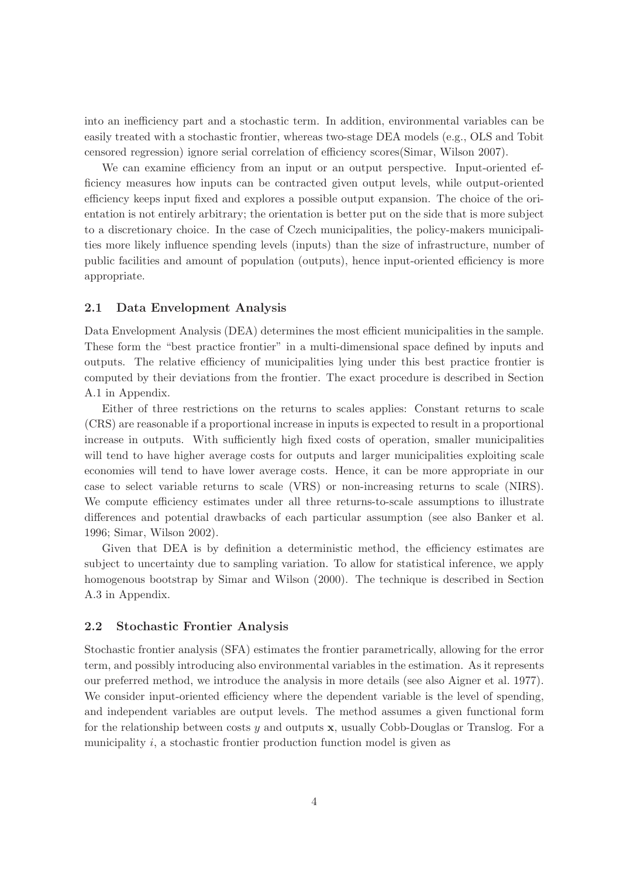into an inefficiency part and a stochastic term. In addition, environmental variables can be easily treated with a stochastic frontier, whereas two-stage DEA models (e.g., OLS and Tobit censored regression) ignore serial correlation of efficiency scores(Simar, Wilson 2007).

We can examine efficiency from an input or an output perspective. Input-oriented efficiency measures how inputs can be contracted given output levels, while output-oriented efficiency keeps input fixed and explores a possible output expansion. The choice of the orientation is not entirely arbitrary; the orientation is better put on the side that is more subject to a discretionary choice. In the case of Czech municipalities, the policy-makers municipalities more likely influence spending levels (inputs) than the size of infrastructure, number of public facilities and amount of population (outputs), hence input-oriented efficiency is more appropriate.

### 2.1 Data Envelopment Analysis

Data Envelopment Analysis (DEA) determines the most efficient municipalities in the sample. These form the "best practice frontier" in a multi-dimensional space defined by inputs and outputs. The relative efficiency of municipalities lying under this best practice frontier is computed by their deviations from the frontier. The exact procedure is described in Section A.1 in Appendix.

Either of three restrictions on the returns to scales applies: Constant returns to scale (CRS) are reasonable if a proportional increase in inputs is expected to result in a proportional increase in outputs. With sufficiently high fixed costs of operation, smaller municipalities will tend to have higher average costs for outputs and larger municipalities exploiting scale economies will tend to have lower average costs. Hence, it can be more appropriate in our case to select variable returns to scale (VRS) or non-increasing returns to scale (NIRS). We compute efficiency estimates under all three returns-to-scale assumptions to illustrate differences and potential drawbacks of each particular assumption (see also Banker et al. 1996; Simar, Wilson 2002).

Given that DEA is by definition a deterministic method, the efficiency estimates are subject to uncertainty due to sampling variation. To allow for statistical inference, we apply homogenous bootstrap by Simar and Wilson (2000). The technique is described in Section A.3 in Appendix.

### 2.2 Stochastic Frontier Analysis

Stochastic frontier analysis (SFA) estimates the frontier parametrically, allowing for the error term, and possibly introducing also environmental variables in the estimation. As it represents our preferred method, we introduce the analysis in more details (see also Aigner et al. 1977). We consider input-oriented efficiency where the dependent variable is the level of spending, and independent variables are output levels. The method assumes a given functional form for the relationship between costs $y$ and outputs $\mathbf{x}$, usually Cobb-Douglas or Translog. For a municipality $i$, a stochastic frontier production function model is given as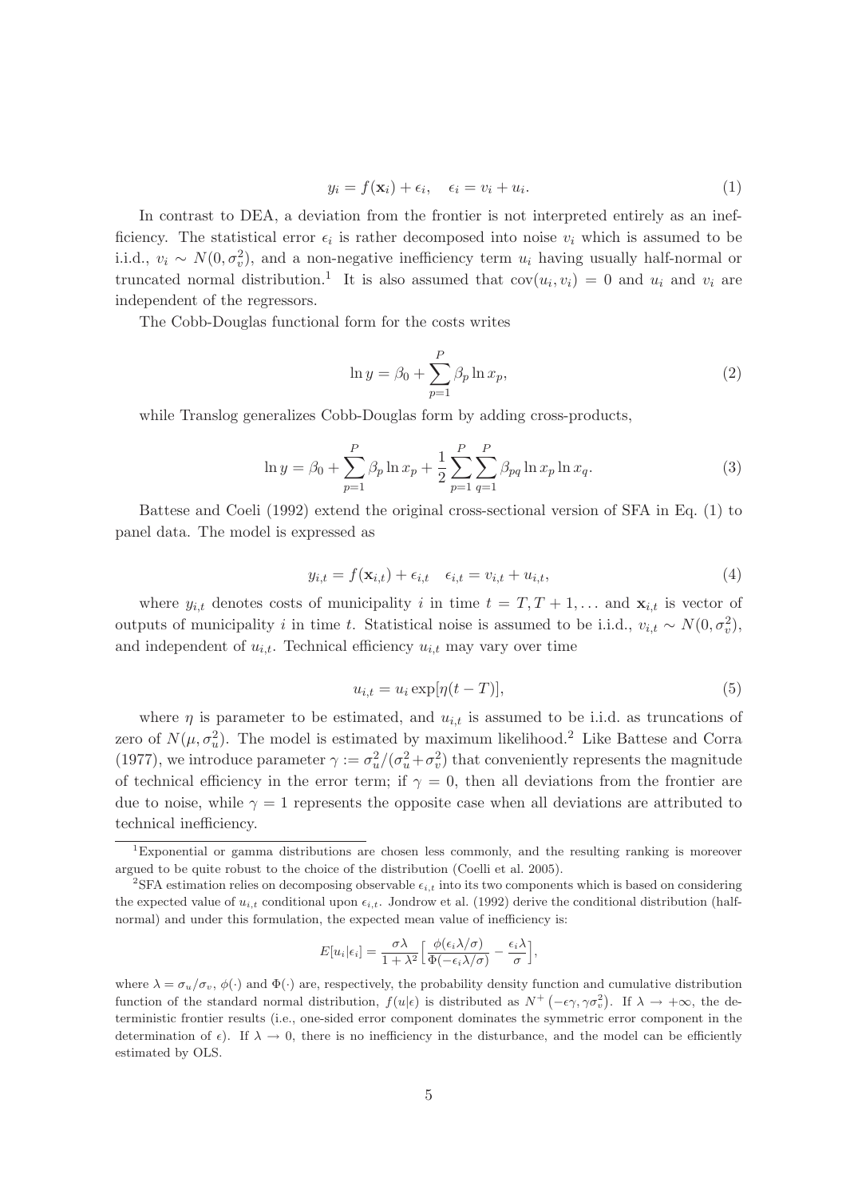$$y_i = f(\mathbf{x}_i) + \epsilon_i, \quad \epsilon_i = v_i + u_i. \tag{1}$$

In contrast to DEA, a deviation from the frontier is not interpreted entirely as an inefficiency. The statistical error $\epsilon_i$ is rather decomposed into noise $v_i$ which is assumed to be i.i.d., $v_i \sim N(0, \sigma_v^2)$, and a non-negative inefficiency term $u_i$ having usually half-normal or truncated normal distribution.[1] It is also assumed that $\text{cov}(u_i, v_i) = 0$ and $u_i$ and $v_i$ are independent of the regressors.

The Cobb-Douglas functional form for the costs writes

$$\ln y = \beta_0 + \sum_{p=1}^{P} \beta_p \ln x_p, \tag{2}$$

while Translog generalizes Cobb-Douglas form by adding cross-products,

$$\ln y = \beta_0 + \sum_{p=1}^{P} \beta_p \ln x_p + \frac{1}{2} \sum_{p=1}^{P} \sum_{q=1}^{P} \beta_{pq} \ln x_p \ln x_q. \tag{3}$$

Battese and Coeli (1992) extend the original cross-sectional version of SFA in Eq. (1) to panel data. The model is expressed as

$$y_{i,t} = f(\mathbf{x}_{i,t}) + \epsilon_{i,t} \quad \epsilon_{i,t} = v_{i,t} + u_{i,t}, \tag{4}$$

where $y_{i,t}$ denotes costs of municipality $i$ in time $t = T, T+1, \ldots$ and $\mathbf{x}_{i,t}$ is vector of outputs of municipality $i$ in time $t$. Statistical noise is assumed to be i.i.d., $v_{i,t} \sim N(0, \sigma_v^2)$, and independent of $u_{i,t}$. Technical efficiency $u_{i,t}$ may vary over time

$$u_{i,t} = u_i \exp[\eta(t - T)], \tag{5}$$

where $\eta$ is parameter to be estimated, and $u_{i,t}$ is assumed to be i.i.d. as truncations of zero of $N(\mu, \sigma_u^2)$. The model is estimated by maximum likelihood.[2] Like Battese and Corra (1977), we introduce parameter $\gamma := \sigma_u^2/(\sigma_u^2 + \sigma_v^2)$ that conveniently represents the magnitude of technical efficiency in the error term; if $\gamma = 0$, then all deviations from the frontier are due to noise, while $\gamma = 1$ represents the opposite case when all deviations are attributed to technical inefficiency.

---

[1] Exponential or gamma distributions are chosen less commonly, and the resulting ranking is moreover argued to be quite robust to the choice of the distribution (Coelli et al. 2005).

[2] SFA estimation relies on decomposing observable $\epsilon_{i,t}$ into its two components which is based on considering the expected value of $u_{i,t}$ conditional upon $\epsilon_{i,t}$. Jondrow et al. (1992) derive the conditional distribution (half-normal) and under this formulation, the expected mean value of inefficiency is:

$$E[u_i|\epsilon_i] = \frac{\sigma\lambda}{1+\lambda^2}\Big[\frac{\phi(\epsilon_i\lambda/\sigma)}{\Phi(-\epsilon_i\lambda/\sigma)} - \frac{\epsilon_i\lambda}{\sigma}\Big],$$

where $\lambda = \sigma_u/\sigma_v$, $\phi(\cdot)$ and $\Phi(\cdot)$ are, respectively, the probability density function and cumulative distribution function of the standard normal distribution, $f(u|\epsilon)$ is distributed as $N^+\left(-\epsilon\gamma, \gamma\sigma_v^2\right)$. If $\lambda \to +\infty$, the deterministic frontier results (i.e., one-sided error component dominates the symmetric error component in the determination of $\epsilon$). If $\lambda \to 0$, there is no inefficiency in the disturbance, and the model can be efficiently estimated by OLS.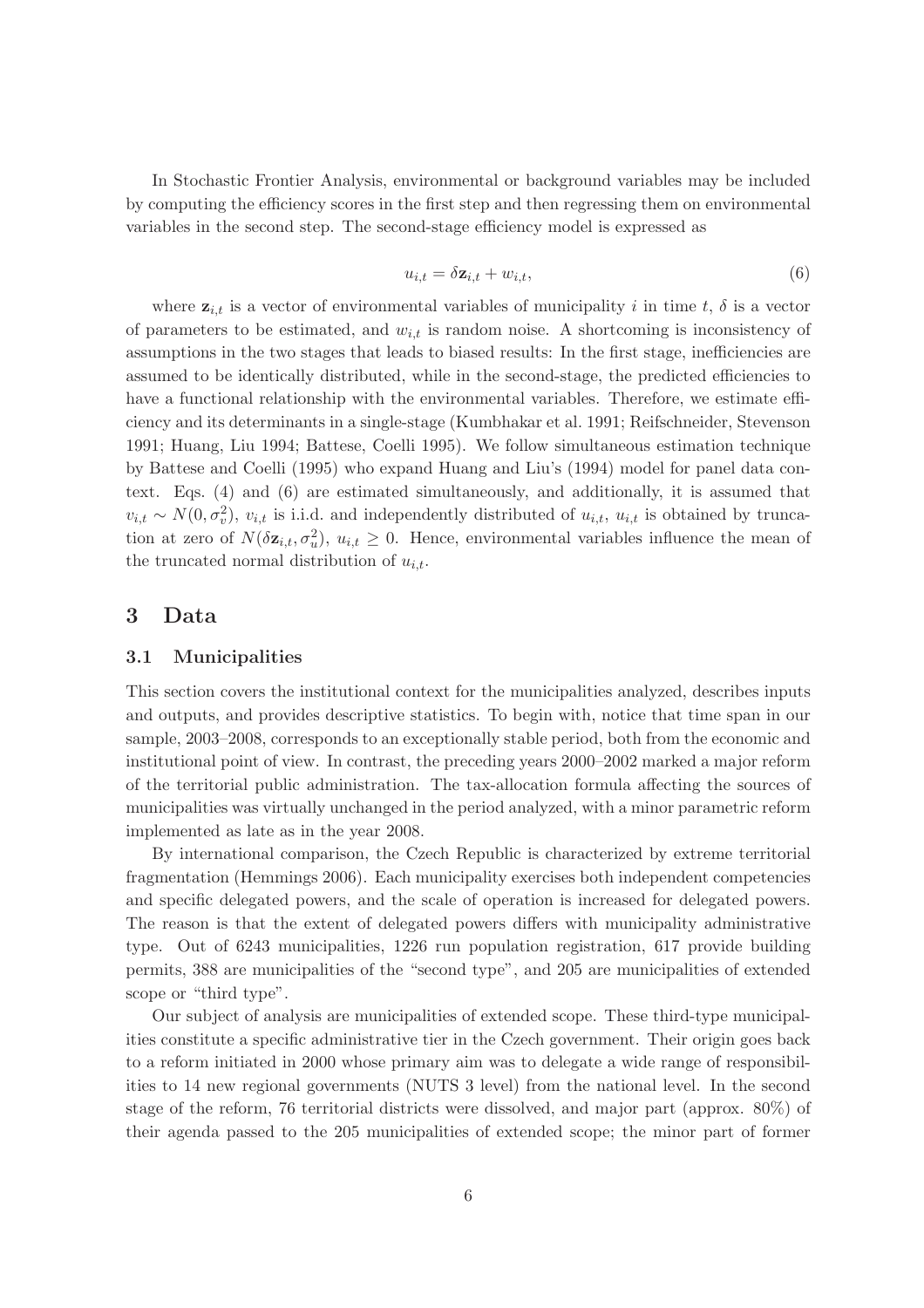In Stochastic Frontier Analysis, environmental or background variables may be included by computing the efficiency scores in the first step and then regressing them on environmental variables in the second step. The second-stage efficiency model is expressed as

$$u_{i,t} = \delta \mathbf{z}_{i,t} + w_{i,t}, \tag{6}$$

where $\mathbf{z}_{i,t}$ is a vector of environmental variables of municipality $i$ in time $t$, $\delta$ is a vector of parameters to be estimated, and $w_{i,t}$ is random noise. A shortcoming is inconsistency of assumptions in the two stages that leads to biased results: In the first stage, inefficiencies are assumed to be identically distributed, while in the second-stage, the predicted efficiencies to have a functional relationship with the environmental variables. Therefore, we estimate efficiency and its determinants in a single-stage (Kumbhakar et al. 1991; Reifschneider, Stevenson 1991; Huang, Liu 1994; Battese, Coelli 1995). We follow simultaneous estimation technique by Battese and Coelli (1995) who expand Huang and Liu's (1994) model for panel data context. Eqs. (4) and (6) are estimated simultaneously, and additionally, it is assumed that $v_{i,t} \sim N(0, \sigma_v^2)$, $v_{i,t}$ is i.i.d. and independently distributed of $u_{i,t}$, $u_{i,t}$ is obtained by truncation at zero of $N(\delta \mathbf{z}_{i,t}, \sigma_u^2)$, $u_{i,t} \geq 0$. Hence, environmental variables influence the mean of the truncated normal distribution of $u_{i,t}$.

# 3 Data

## 3.1 Municipalities

This section covers the institutional context for the municipalities analyzed, describes inputs and outputs, and provides descriptive statistics. To begin with, notice that time span in our sample, 2003–2008, corresponds to an exceptionally stable period, both from the economic and institutional point of view. In contrast, the preceding years 2000–2002 marked a major reform of the territorial public administration. The tax-allocation formula affecting the sources of municipalities was virtually unchanged in the period analyzed, with a minor parametric reform implemented as late as in the year 2008.

By international comparison, the Czech Republic is characterized by extreme territorial fragmentation (Hemmings 2006). Each municipality exercises both independent competencies and specific delegated powers, and the scale of operation is increased for delegated powers. The reason is that the extent of delegated powers differs with municipality administrative type. Out of 6243 municipalities, 1226 run population registration, 617 provide building permits, 388 are municipalities of the "second type", and 205 are municipalities of extended scope or "third type".

Our subject of analysis are municipalities of extended scope. These third-type municipalities constitute a specific administrative tier in the Czech government. Their origin goes back to a reform initiated in 2000 whose primary aim was to delegate a wide range of responsibilities to 14 new regional governments (NUTS 3 level) from the national level. In the second stage of the reform, 76 territorial districts were dissolved, and major part (approx. 80%) of their agenda passed to the 205 municipalities of extended scope; the minor part of former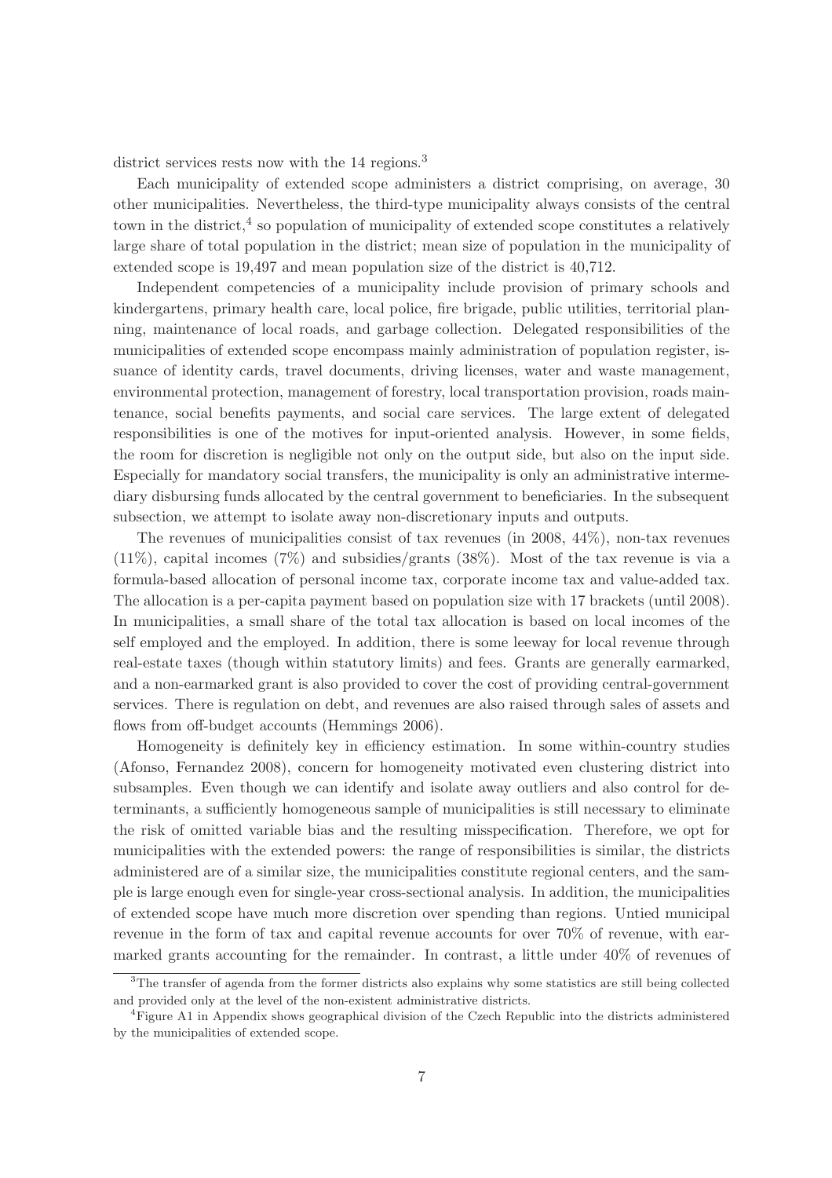district services rests now with the 14 regions.[3]

Each municipality of extended scope administers a district comprising, on average, 30 other municipalities. Nevertheless, the third-type municipality always consists of the central town in the district,[4] so population of municipality of extended scope constitutes a relatively large share of total population in the district; mean size of population in the municipality of extended scope is 19,497 and mean population size of the district is 40,712.

Independent competencies of a municipality include provision of primary schools and kindergartens, primary health care, local police, fire brigade, public utilities, territorial planning, maintenance of local roads, and garbage collection. Delegated responsibilities of the municipalities of extended scope encompass mainly administration of population register, issuance of identity cards, travel documents, driving licenses, water and waste management, environmental protection, management of forestry, local transportation provision, roads maintenance, social benefits payments, and social care services. The large extent of delegated responsibilities is one of the motives for input-oriented analysis. However, in some fields, the room for discretion is negligible not only on the output side, but also on the input side. Especially for mandatory social transfers, the municipality is only an administrative intermediary disbursing funds allocated by the central government to beneficiaries. In the subsequent subsection, we attempt to isolate away non-discretionary inputs and outputs.

The revenues of municipalities consist of tax revenues (in 2008, 44%), non-tax revenues (11%), capital incomes (7%) and subsidies/grants (38%). Most of the tax revenue is via a formula-based allocation of personal income tax, corporate income tax and value-added tax. The allocation is a per-capita payment based on population size with 17 brackets (until 2008). In municipalities, a small share of the total tax allocation is based on local incomes of the self employed and the employed. In addition, there is some leeway for local revenue through real-estate taxes (though within statutory limits) and fees. Grants are generally earmarked, and a non-earmarked grant is also provided to cover the cost of providing central-government services. There is regulation on debt, and revenues are also raised through sales of assets and flows from off-budget accounts (Hemmings 2006).

Homogeneity is definitely key in efficiency estimation. In some within-country studies (Afonso, Fernandez 2008), concern for homogeneity motivated even clustering district into subsamples. Even though we can identify and isolate away outliers and also control for determinants, a sufficiently homogeneous sample of municipalities is still necessary to eliminate the risk of omitted variable bias and the resulting misspecification. Therefore, we opt for municipalities with the extended powers: the range of responsibilities is similar, the districts administered are of a similar size, the municipalities constitute regional centers, and the sample is large enough even for single-year cross-sectional analysis. In addition, the municipalities of extended scope have much more discretion over spending than regions. Untied municipal revenue in the form of tax and capital revenue accounts for over 70% of revenue, with earmarked grants accounting for the remainder. In contrast, a little under 40% of revenues of

[3] The transfer of agenda from the former districts also explains why some statistics are still being collected and provided only at the level of the non-existent administrative districts.

[4] Figure A1 in Appendix shows geographical division of the Czech Republic into the districts administered by the municipalities of extended scope.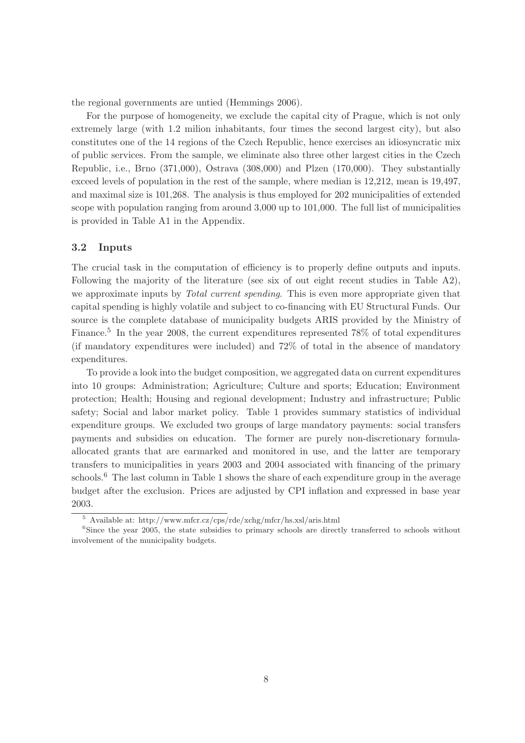the regional governments are untied (Hemmings 2006).

For the purpose of homogeneity, we exclude the capital city of Prague, which is not only extremely large (with 1.2 milion inhabitants, four times the second largest city), but also constitutes one of the 14 regions of the Czech Republic, hence exercises an idiosyncratic mix of public services. From the sample, we eliminate also three other largest cities in the Czech Republic, i.e., Brno (371,000), Ostrava (308,000) and Plzen (170,000). They substantially exceed levels of population in the rest of the sample, where median is 12,212, mean is 19,497, and maximal size is 101,268. The analysis is thus employed for 202 municipalities of extended scope with population ranging from around 3,000 up to 101,000. The full list of municipalities is provided in Table A1 in the Appendix.

### 3.2 Inputs

The crucial task in the computation of efficiency is to properly define outputs and inputs. Following the majority of the literature (see six of out eight recent studies in Table A2), we approximate inputs by *Total current spending*. This is even more appropriate given that capital spending is highly volatile and subject to co-financing with EU Structural Funds. Our source is the complete database of municipality budgets ARIS provided by the Ministry of Finance.[5] In the year 2008, the current expenditures represented 78% of total expenditures (if mandatory expenditures were included) and 72% of total in the absence of mandatory expenditures.

To provide a look into the budget composition, we aggregated data on current expenditures into 10 groups: Administration; Agriculture; Culture and sports; Education; Environment protection; Health; Housing and regional development; Industry and infrastructure; Public safety; Social and labor market policy. Table 1 provides summary statistics of individual expenditure groups. We excluded two groups of large mandatory payments: social transfers payments and subsidies on education. The former are purely non-discretionary formula-allocated grants that are earmarked and monitored in use, and the latter are temporary transfers to municipalities in years 2003 and 2004 associated with financing of the primary schools.[6] The last column in Table 1 shows the share of each expenditure group in the average budget after the exclusion. Prices are adjusted by CPI inflation and expressed in base year 2003.

[5] Available at: http://www.mfcr.cz/cps/rde/xchg/mfcr/hs.xsl/aris.html

[6] Since the year 2005, the state subsidies to primary schools are directly transferred to schools without involvement of the municipality budgets.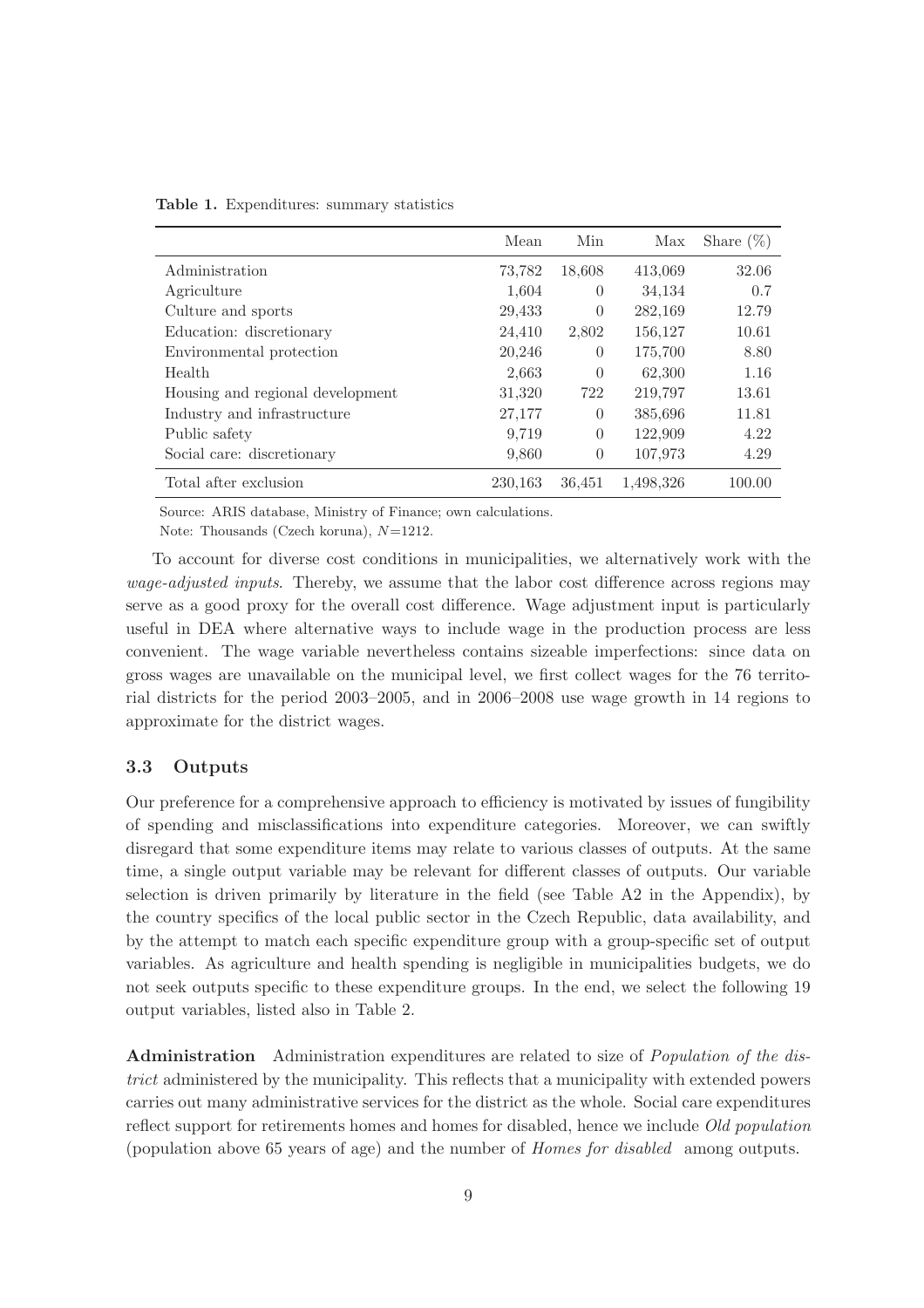**Table 1.** Expenditures: summary statistics

| | Mean | Min | Max | Share (%) |
|---|---|---|---|---|
| Administration | 73,782 | 18,608 | 413,069 | 32.06 |
| Agriculture | 1,604 | 0 | 34,134 | 0.7 |
| Culture and sports | 29,433 | 0 | 282,169 | 12.79 |
| Education: discretionary | 24,410 | 2,802 | 156,127 | 10.61 |
| Environmental protection | 20,246 | 0 | 175,700 | 8.80 |
| Health | 2,663 | 0 | 62,300 | 1.16 |
| Housing and regional development | 31,320 | 722 | 219,797 | 13.61 |
| Industry and infrastructure | 27,177 | 0 | 385,696 | 11.81 |
| Public safety | 9,719 | 0 | 122,909 | 4.22 |
| Social care: discretionary | 9,860 | 0 | 107,973 | 4.29 |
| Total after exclusion | 230,163 | 36,451 | 1,498,326 | 100.00 |

Source: ARIS database, Ministry of Finance; own calculations.
Note: Thousands (Czech koruna), $N$=1212.

To account for diverse cost conditions in municipalities, we alternatively work with the *wage-adjusted inputs*. Thereby, we assume that the labor cost difference across regions may serve as a good proxy for the overall cost difference. Wage adjustment input is particularly useful in DEA where alternative ways to include wage in the production process are less convenient. The wage variable nevertheless contains sizeable imperfections: since data on gross wages are unavailable on the municipal level, we first collect wages for the 76 territorial districts for the period 2003–2005, and in 2006–2008 use wage growth in 14 regions to approximate for the district wages.

### 3.3 Outputs

Our preference for a comprehensive approach to efficiency is motivated by issues of fungibility of spending and misclassifications into expenditure categories. Moreover, we can swiftly disregard that some expenditure items may relate to various classes of outputs. At the same time, a single output variable may be relevant for different classes of outputs. Our variable selection is driven primarily by literature in the field (see Table A2 in the Appendix), by the country specifics of the local public sector in the Czech Republic, data availability, and by the attempt to match each specific expenditure group with a group-specific set of output variables. As agriculture and health spending is negligible in municipalities budgets, we do not seek outputs specific to these expenditure groups. In the end, we select the following 19 output variables, listed also in Table 2.

**Administration** Administration expenditures are related to size of *Population of the district* administered by the municipality. This reflects that a municipality with extended powers carries out many administrative services for the district as the whole. Social care expenditures reflect support for retirements homes and homes for disabled, hence we include *Old population* (population above 65 years of age) and the number of *Homes for disabled* among outputs.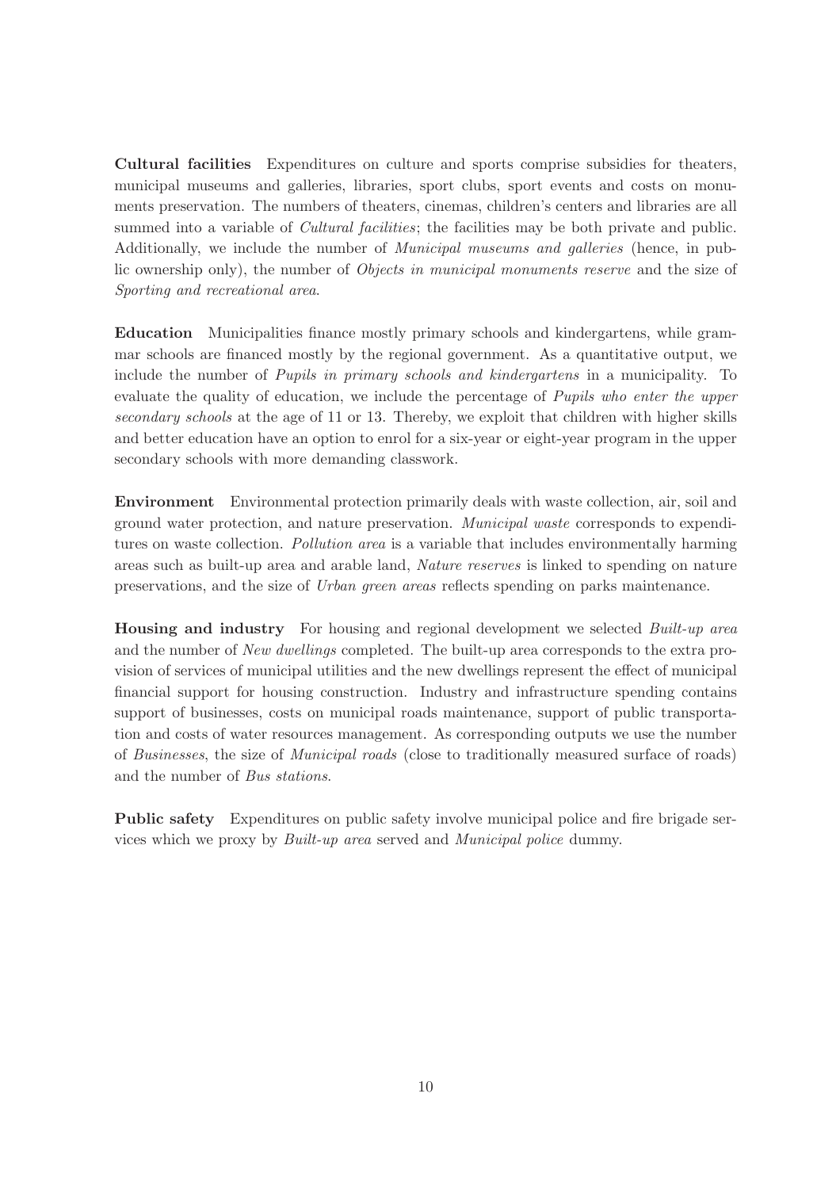**Cultural facilities** Expenditures on culture and sports comprise subsidies for theaters, municipal museums and galleries, libraries, sport clubs, sport events and costs on monuments preservation. The numbers of theaters, cinemas, children's centers and libraries are all summed into a variable of *Cultural facilities*; the facilities may be both private and public. Additionally, we include the number of *Municipal museums and galleries* (hence, in public ownership only), the number of *Objects in municipal monuments reserve* and the size of *Sporting and recreational area*.

**Education** Municipalities finance mostly primary schools and kindergartens, while grammar schools are financed mostly by the regional government. As a quantitative output, we include the number of *Pupils in primary schools and kindergartens* in a municipality. To evaluate the quality of education, we include the percentage of *Pupils who enter the upper secondary schools* at the age of 11 or 13. Thereby, we exploit that children with higher skills and better education have an option to enrol for a six-year or eight-year program in the upper secondary schools with more demanding classwork.

**Environment** Environmental protection primarily deals with waste collection, air, soil and ground water protection, and nature preservation. *Municipal waste* corresponds to expenditures on waste collection. *Pollution area* is a variable that includes environmentally harming areas such as built-up area and arable land, *Nature reserves* is linked to spending on nature preservations, and the size of *Urban green areas* reflects spending on parks maintenance.

**Housing and industry** For housing and regional development we selected *Built-up area* and the number of *New dwellings* completed. The built-up area corresponds to the extra provision of services of municipal utilities and the new dwellings represent the effect of municipal financial support for housing construction. Industry and infrastructure spending contains support of businesses, costs on municipal roads maintenance, support of public transportation and costs of water resources management. As corresponding outputs we use the number of *Businesses*, the size of *Municipal roads* (close to traditionally measured surface of roads) and the number of *Bus stations*.

**Public safety** Expenditures on public safety involve municipal police and fire brigade services which we proxy by *Built-up area* served and *Municipal police* dummy.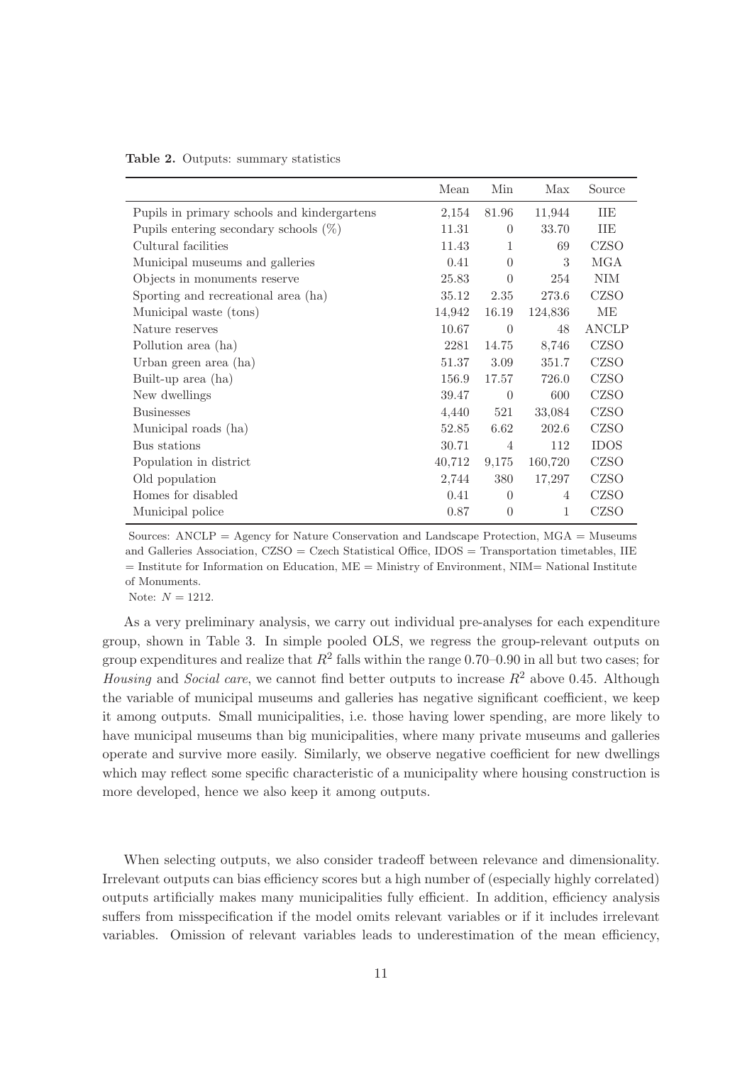**Table 2.** Outputs: summary statistics

| | Mean | Min | Max | Source |
|---|---|---|---|---|
| Pupils in primary schools and kindergartens | 2,154 | 81.96 | 11,944 | IIE |
| Pupils entering secondary schools (%) | 11.31 | 0 | 33.70 | IIE |
| Cultural facilities | 11.43 | 1 | 69 | CZSO |
| Municipal museums and galleries | 0.41 | 0 | 3 | MGA |
| Objects in monuments reserve | 25.83 | 0 | 254 | NIM |
| Sporting and recreational area (ha) | 35.12 | 2.35 | 273.6 | CZSO |
| Municipal waste (tons) | 14,942 | 16.19 | 124,836 | ME |
| Nature reserves | 10.67 | 0 | 48 | ANCLP |
| Pollution area (ha) | 2281 | 14.75 | 8,746 | CZSO |
| Urban green area (ha) | 51.37 | 3.09 | 351.7 | CZSO |
| Built-up area (ha) | 156.9 | 17.57 | 726.0 | CZSO |
| New dwellings | 39.47 | 0 | 600 | CZSO |
| Businesses | 4,440 | 521 | 33,084 | CZSO |
| Municipal roads (ha) | 52.85 | 6.62 | 202.6 | CZSO |
| Bus stations | 30.71 | 4 | 112 | IDOS |
| Population in district | 40,712 | 9,175 | 160,720 | CZSO |
| Old population | 2,744 | 380 | 17,297 | CZSO |
| Homes for disabled | 0.41 | 0 | 4 | CZSO |
| Municipal police | 0.87 | 0 | 1 | CZSO |

Sources: ANCLP = Agency for Nature Conservation and Landscape Protection, MGA = Museums and Galleries Association, CZSO = Czech Statistical Office, IDOS = Transportation timetables, IIE = Institute for Information on Education, ME = Ministry of Environment, NIM= National Institute of Monuments.

Note: $N = 1212$.

As a very preliminary analysis, we carry out individual pre-analyses for each expenditure group, shown in Table 3. In simple pooled OLS, we regress the group-relevant outputs on group expenditures and realize that $R^2$ falls within the range 0.70–0.90 in all but two cases; for *Housing* and *Social care*, we cannot find better outputs to increase $R^2$ above 0.45. Although the variable of municipal museums and galleries has negative significant coefficient, we keep it among outputs. Small municipalities, i.e. those having lower spending, are more likely to have municipal museums than big municipalities, where many private museums and galleries operate and survive more easily. Similarly, we observe negative coefficient for new dwellings which may reflect some specific characteristic of a municipality where housing construction is more developed, hence we also keep it among outputs.

When selecting outputs, we also consider tradeoff between relevance and dimensionality. Irrelevant outputs can bias efficiency scores but a high number of (especially highly correlated) outputs artificially makes many municipalities fully efficient. In addition, efficiency analysis suffers from misspecification if the model omits relevant variables or if it includes irrelevant variables. Omission of relevant variables leads to underestimation of the mean efficiency,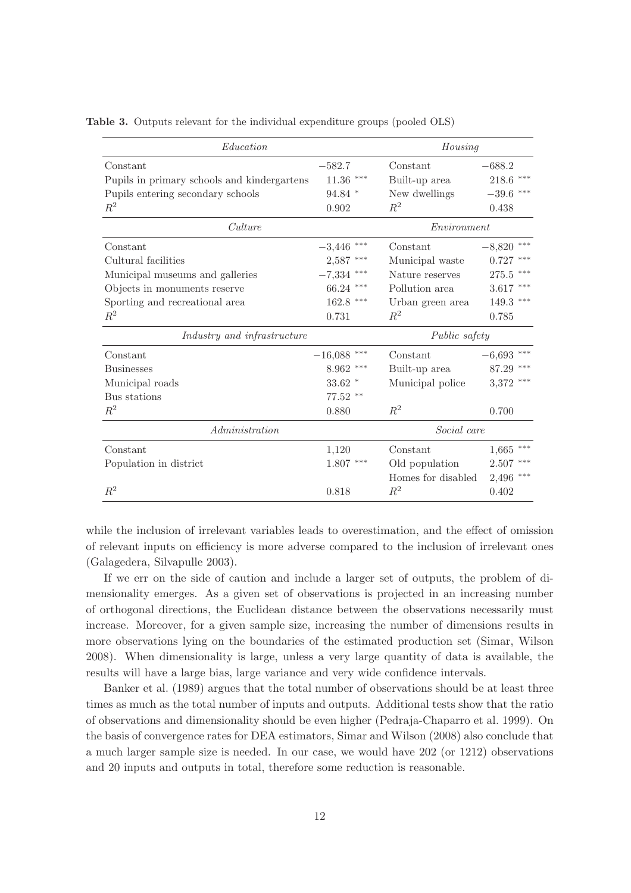**Table 3.** Outputs relevant for the individual expenditure groups (pooled OLS)

| *Education* | | *Housing* | |
|---|---|---|---|
| Constant | $-582.7$ | Constant | $-688.2$ |
| Pupils in primary schools and kindergartens | 11.36 *** | Built-up area | 218.6 *** |
| Pupils entering secondary schools | 94.84 * | New dwellings | $-39.6$ *** |
| $R^2$ | 0.902 | $R^2$ | 0.438 |
| *Culture* | | *Environment* | |
| Constant | $-3{,}446$ *** | Constant | $-8{,}820$ *** |
| Cultural facilities | 2,587 *** | Municipal waste | 0.727 *** |
| Municipal museums and galleries | $-7{,}334$ *** | Nature reserves | 275.5 *** |
| Objects in monuments reserve | 66.24 *** | Pollution area | 3.617 *** |
| Sporting and recreational area | 162.8 *** | Urban green area | 149.3 *** |
| $R^2$ | 0.731 | $R^2$ | 0.785 |
| *Industry and infrastructure* | | *Public safety* | |
| Constant | $-16{,}088$ *** | Constant | $-6{,}693$ *** |
| Businesses | 8.962 *** | Built-up area | 87.29 *** |
| Municipal roads | 33.62 * | Municipal police | 3,372 *** |
| Bus stations | 77.52 ** | | |
| $R^2$ | 0.880 | $R^2$ | 0.700 |
| *Administration* | | *Social care* | |
| Constant | 1,120 | Constant | 1,665 *** |
| Population in district | 1.807 *** | Old population | 2.507 *** |
| | | Homes for disabled | 2,496 *** |
| $R^2$ | 0.818 | $R^2$ | 0.402 |

while the inclusion of irrelevant variables leads to overestimation, and the effect of omission of relevant inputs on efficiency is more adverse compared to the inclusion of irrelevant ones (Galagedera, Silvapulle 2003).

If we err on the side of caution and include a larger set of outputs, the problem of dimensionality emerges. As a given set of observations is projected in an increasing number of orthogonal directions, the Euclidean distance between the observations necessarily must increase. Moreover, for a given sample size, increasing the number of dimensions results in more observations lying on the boundaries of the estimated production set (Simar, Wilson 2008). When dimensionality is large, unless a very large quantity of data is available, the results will have a large bias, large variance and very wide confidence intervals.

Banker et al. (1989) argues that the total number of observations should be at least three times as much as the total number of inputs and outputs. Additional tests show that the ratio of observations and dimensionality should be even higher (Pedraja-Chaparro et al. 1999). On the basis of convergence rates for DEA estimators, Simar and Wilson (2008) also conclude that a much larger sample size is needed. In our case, we would have 202 (or 1212) observations and 20 inputs and outputs in total, therefore some reduction is reasonable.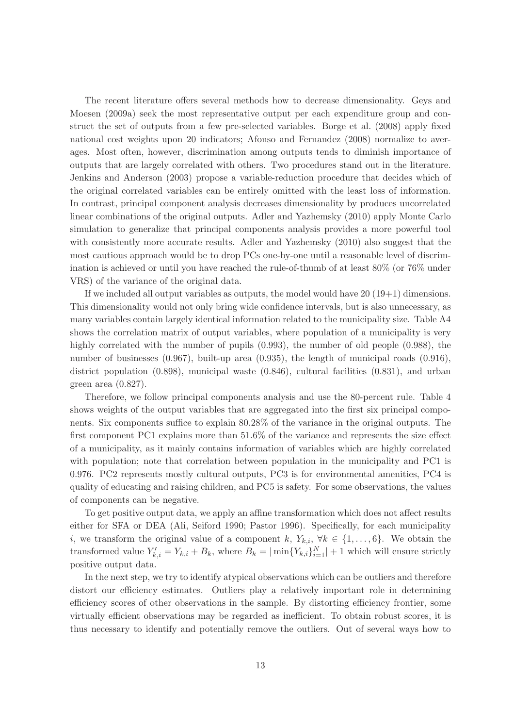The recent literature offers several methods how to decrease dimensionality. Geys and Moesen (2009a) seek the most representative output per each expenditure group and construct the set of outputs from a few pre-selected variables. Borge et al. (2008) apply fixed national cost weights upon 20 indicators; Afonso and Fernandez (2008) normalize to averages. Most often, however, discrimination among outputs tends to diminish importance of outputs that are largely correlated with others. Two procedures stand out in the literature. Jenkins and Anderson (2003) propose a variable-reduction procedure that decides which of the original correlated variables can be entirely omitted with the least loss of information. In contrast, principal component analysis decreases dimensionality by produces uncorrelated linear combinations of the original outputs. Adler and Yazhemsky (2010) apply Monte Carlo simulation to generalize that principal components analysis provides a more powerful tool with consistently more accurate results. Adler and Yazhemsky (2010) also suggest that the most cautious approach would be to drop PCs one-by-one until a reasonable level of discrimination is achieved or until you have reached the rule-of-thumb of at least 80% (or 76% under VRS) of the variance of the original data.

If we included all output variables as outputs, the model would have 20 (19+1) dimensions. This dimensionality would not only bring wide confidence intervals, but is also unnecessary, as many variables contain largely identical information related to the municipality size. Table A4 shows the correlation matrix of output variables, where population of a municipality is very highly correlated with the number of pupils (0.993), the number of old people (0.988), the number of businesses (0.967), built-up area (0.935), the length of municipal roads (0.916), district population (0.898), municipal waste (0.846), cultural facilities (0.831), and urban green area (0.827).

Therefore, we follow principal components analysis and use the 80-percent rule. Table 4 shows weights of the output variables that are aggregated into the first six principal components. Six components suffice to explain 80.28% of the variance in the original outputs. The first component PC1 explains more than 51.6% of the variance and represents the size effect of a municipality, as it mainly contains information of variables which are highly correlated with population; note that correlation between population in the municipality and PC1 is 0.976. PC2 represents mostly cultural outputs, PC3 is for environmental amenities, PC4 is quality of educating and raising children, and PC5 is safety. For some observations, the values of components can be negative.

To get positive output data, we apply an affine transformation which does not affect results either for SFA or DEA (Ali, Seiford 1990; Pastor 1996). Specifically, for each municipality $i$, we transform the original value of a component $k$, $Y_{k,i}$, $\forall k \in \{1, \ldots, 6\}$. We obtain the transformed value $Y'_{k,i} = Y_{k,i} + B_k$, where $B_k = |\min\{Y_{k,i}\}_{i=1}^{N}| + 1$ which will ensure strictly positive output data.

In the next step, we try to identify atypical observations which can be outliers and therefore distort our efficiency estimates. Outliers play a relatively important role in determining efficiency scores of other observations in the sample. By distorting efficiency frontier, some virtually efficient observations may be regarded as inefficient. To obtain robust scores, it is thus necessary to identify and potentially remove the outliers. Out of several ways how to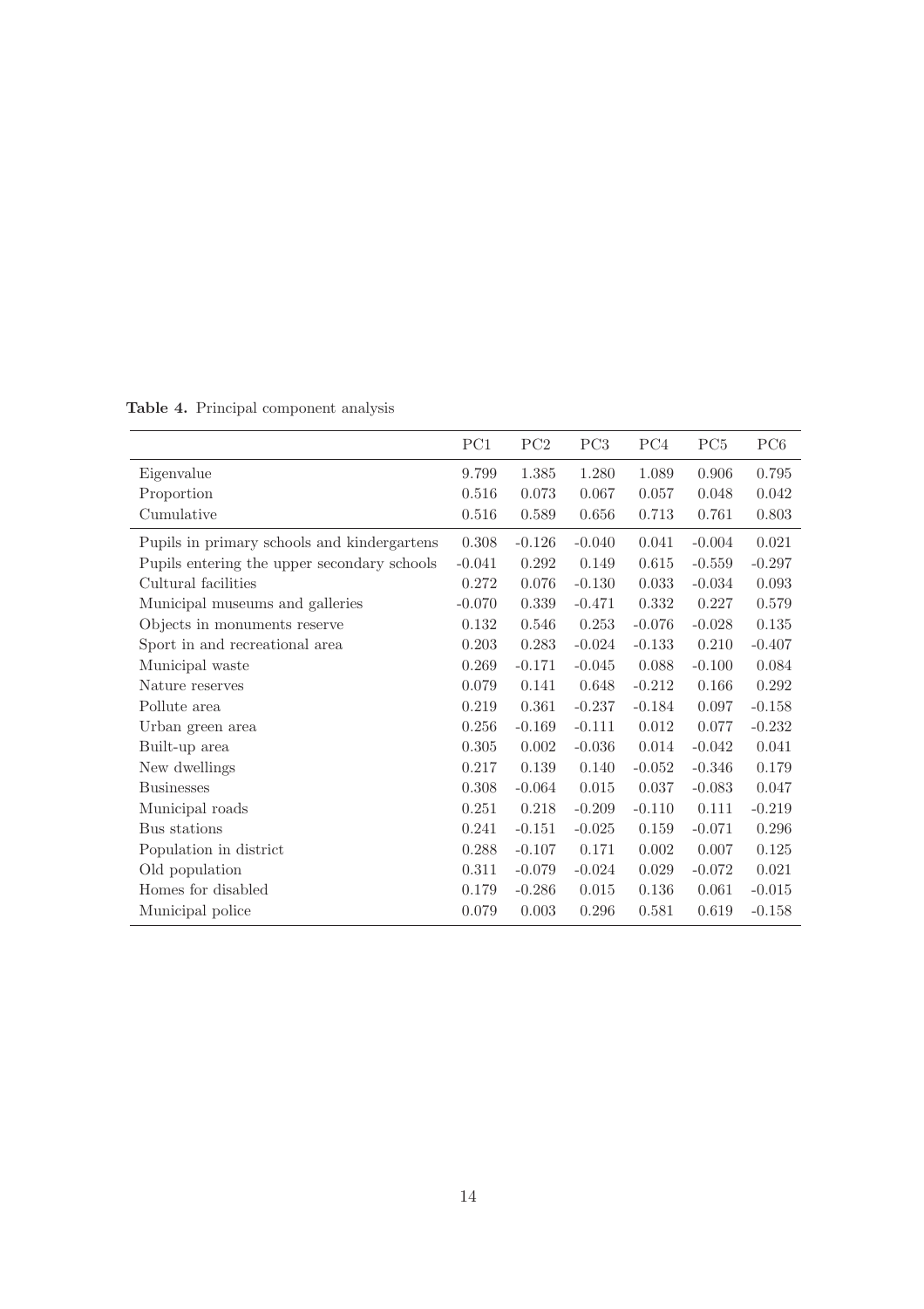**Table 4.** Principal component analysis

| | PC1 | PC2 | PC3 | PC4 | PC5 | PC6 |
|---|---|---|---|---|---|---|
| Eigenvalue | 9.799 | 1.385 | 1.280 | 1.089 | 0.906 | 0.795 |
| Proportion | 0.516 | 0.073 | 0.067 | 0.057 | 0.048 | 0.042 |
| Cumulative | 0.516 | 0.589 | 0.656 | 0.713 | 0.761 | 0.803 |
| Pupils in primary schools and kindergartens | 0.308 | -0.126 | -0.040 | 0.041 | -0.004 | 0.021 |
| Pupils entering the upper secondary schools | -0.041 | 0.292 | 0.149 | 0.615 | -0.559 | -0.297 |
| Cultural facilities | 0.272 | 0.076 | -0.130 | 0.033 | -0.034 | 0.093 |
| Municipal museums and galleries | -0.070 | 0.339 | -0.471 | 0.332 | 0.227 | 0.579 |
| Objects in monuments reserve | 0.132 | 0.546 | 0.253 | -0.076 | -0.028 | 0.135 |
| Sport in and recreational area | 0.203 | 0.283 | -0.024 | -0.133 | 0.210 | -0.407 |
| Municipal waste | 0.269 | -0.171 | -0.045 | 0.088 | -0.100 | 0.084 |
| Nature reserves | 0.079 | 0.141 | 0.648 | -0.212 | 0.166 | 0.292 |
| Pollute area | 0.219 | 0.361 | -0.237 | -0.184 | 0.097 | -0.158 |
| Urban green area | 0.256 | -0.169 | -0.111 | 0.012 | 0.077 | -0.232 |
| Built-up area | 0.305 | 0.002 | -0.036 | 0.014 | -0.042 | 0.041 |
| New dwellings | 0.217 | 0.139 | 0.140 | -0.052 | -0.346 | 0.179 |
| Businesses | 0.308 | -0.064 | 0.015 | 0.037 | -0.083 | 0.047 |
| Municipal roads | 0.251 | 0.218 | -0.209 | -0.110 | 0.111 | -0.219 |
| Bus stations | 0.241 | -0.151 | -0.025 | 0.159 | -0.071 | 0.296 |
| Population in district | 0.288 | -0.107 | 0.171 | 0.002 | 0.007 | 0.125 |
| Old population | 0.311 | -0.079 | -0.024 | 0.029 | -0.072 | 0.021 |
| Homes for disabled | 0.179 | -0.286 | 0.015 | 0.136 | 0.061 | -0.015 |
| Municipal police | 0.079 | 0.003 | 0.296 | 0.581 | 0.619 | -0.158 |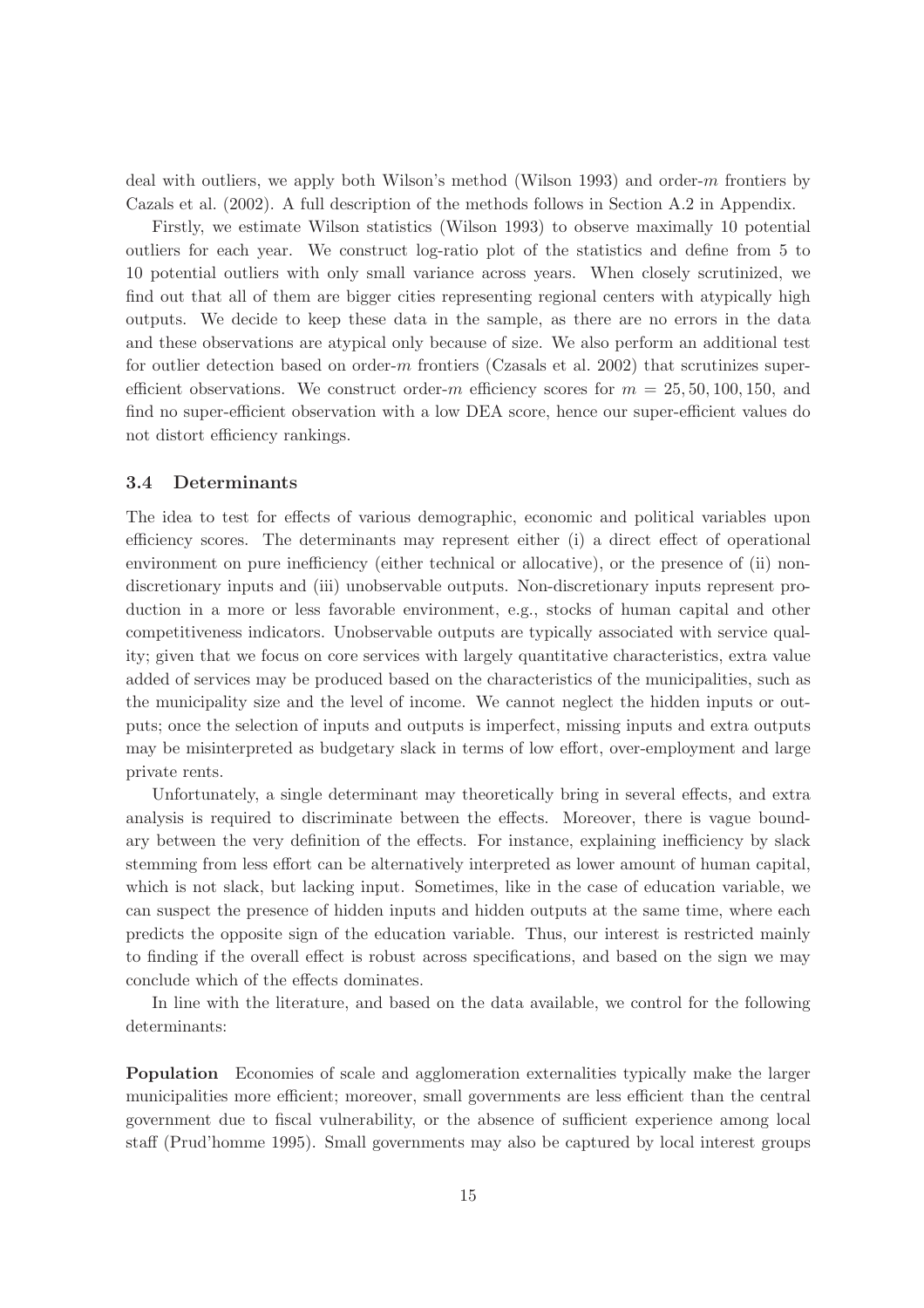deal with outliers, we apply both Wilson's method (Wilson 1993) and order-$m$ frontiers by Cazals et al. (2002). A full description of the methods follows in Section A.2 in Appendix.

Firstly, we estimate Wilson statistics (Wilson 1993) to observe maximally 10 potential outliers for each year. We construct log-ratio plot of the statistics and define from 5 to 10 potential outliers with only small variance across years. When closely scrutinized, we find out that all of them are bigger cities representing regional centers with atypically high outputs. We decide to keep these data in the sample, as there are no errors in the data and these observations are atypical only because of size. We also perform an additional test for outlier detection based on order-$m$ frontiers (Czasals et al. 2002) that scrutinizes super-efficient observations. We construct order-$m$ efficiency scores for $m = 25, 50, 100, 150$, and find no super-efficient observation with a low DEA score, hence our super-efficient values do not distort efficiency rankings.

### 3.4 Determinants

The idea to test for effects of various demographic, economic and political variables upon efficiency scores. The determinants may represent either (i) a direct effect of operational environment on pure inefficiency (either technical or allocative), or the presence of (ii) non-discretionary inputs and (iii) unobservable outputs. Non-discretionary inputs represent production in a more or less favorable environment, e.g., stocks of human capital and other competitiveness indicators. Unobservable outputs are typically associated with service quality; given that we focus on core services with largely quantitative characteristics, extra value added of services may be produced based on the characteristics of the municipalities, such as the municipality size and the level of income. We cannot neglect the hidden inputs or outputs; once the selection of inputs and outputs is imperfect, missing inputs and extra outputs may be misinterpreted as budgetary slack in terms of low effort, over-employment and large private rents.

Unfortunately, a single determinant may theoretically bring in several effects, and extra analysis is required to discriminate between the effects. Moreover, there is vague boundary between the very definition of the effects. For instance, explaining inefficiency by slack stemming from less effort can be alternatively interpreted as lower amount of human capital, which is not slack, but lacking input. Sometimes, like in the case of education variable, we can suspect the presence of hidden inputs and hidden outputs at the same time, where each predicts the opposite sign of the education variable. Thus, our interest is restricted mainly to finding if the overall effect is robust across specifications, and based on the sign we may conclude which of the effects dominates.

In line with the literature, and based on the data available, we control for the following determinants:

**Population** Economies of scale and agglomeration externalities typically make the larger municipalities more efficient; moreover, small governments are less efficient than the central government due to fiscal vulnerability, or the absence of sufficient experience among local staff (Prud'homme 1995). Small governments may also be captured by local interest groups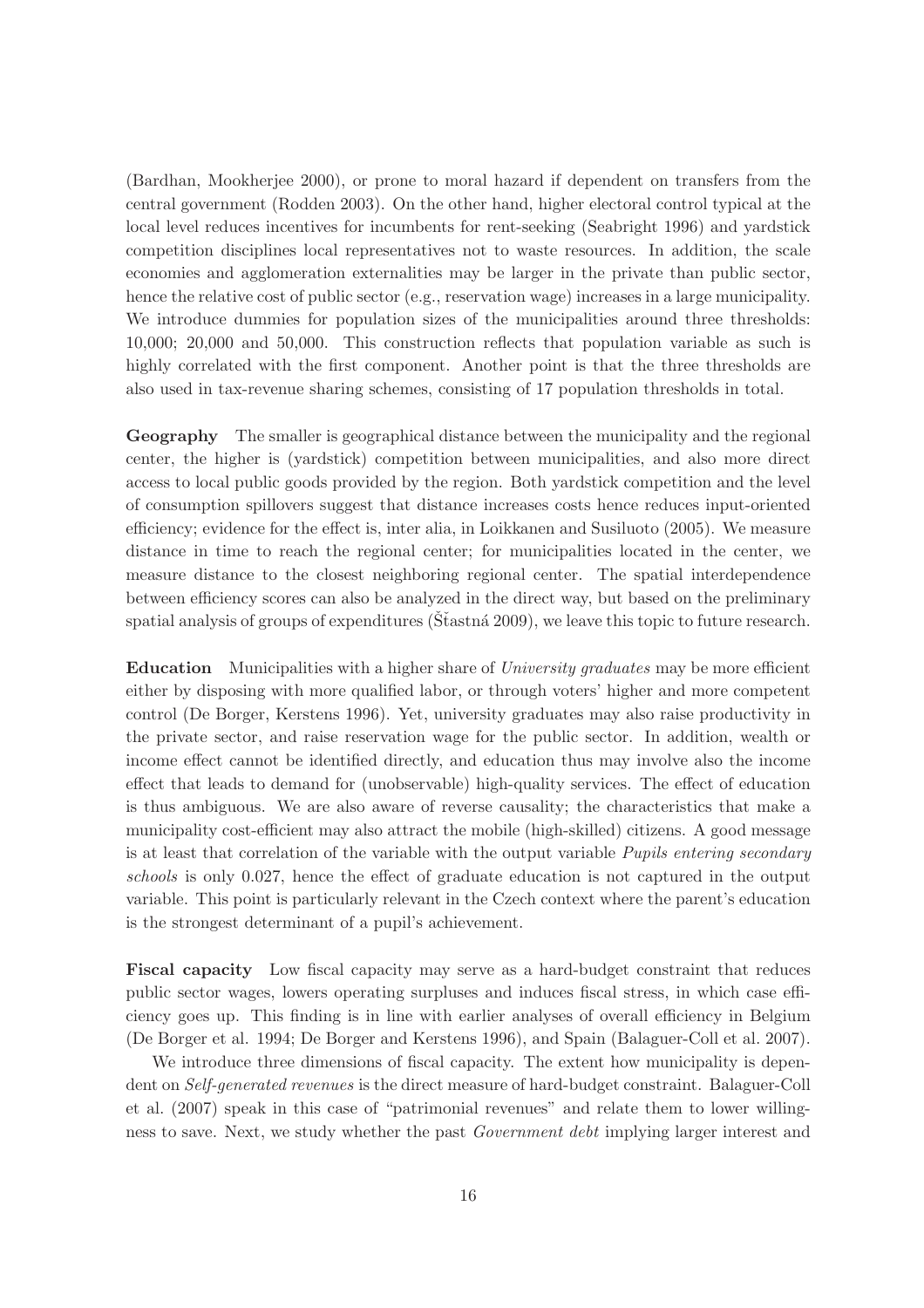(Bardhan, Mookherjee 2000), or prone to moral hazard if dependent on transfers from the central government (Rodden 2003). On the other hand, higher electoral control typical at the local level reduces incentives for incumbents for rent-seeking (Seabright 1996) and yardstick competition disciplines local representatives not to waste resources. In addition, the scale economies and agglomeration externalities may be larger in the private than public sector, hence the relative cost of public sector (e.g., reservation wage) increases in a large municipality. We introduce dummies for population sizes of the municipalities around three thresholds: 10,000; 20,000 and 50,000. This construction reflects that population variable as such is highly correlated with the first component. Another point is that the three thresholds are also used in tax-revenue sharing schemes, consisting of 17 population thresholds in total.

**Geography** The smaller is geographical distance between the municipality and the regional center, the higher is (yardstick) competition between municipalities, and also more direct access to local public goods provided by the region. Both yardstick competition and the level of consumption spillovers suggest that distance increases costs hence reduces input-oriented efficiency; evidence for the effect is, inter alia, in Loikkanen and Susiluoto (2005). We measure distance in time to reach the regional center; for municipalities located in the center, we measure distance to the closest neighboring regional center. The spatial interdependence between efficiency scores can also be analyzed in the direct way, but based on the preliminary spatial analysis of groups of expenditures (Šťastná 2009), we leave this topic to future research.

**Education** Municipalities with a higher share of *University graduates* may be more efficient either by disposing with more qualified labor, or through voters' higher and more competent control (De Borger, Kerstens 1996). Yet, university graduates may also raise productivity in the private sector, and raise reservation wage for the public sector. In addition, wealth or income effect cannot be identified directly, and education thus may involve also the income effect that leads to demand for (unobservable) high-quality services. The effect of education is thus ambiguous. We are also aware of reverse causality; the characteristics that make a municipality cost-efficient may also attract the mobile (high-skilled) citizens. A good message is at least that correlation of the variable with the output variable *Pupils entering secondary schools* is only 0.027, hence the effect of graduate education is not captured in the output variable. This point is particularly relevant in the Czech context where the parent's education is the strongest determinant of a pupil's achievement.

**Fiscal capacity** Low fiscal capacity may serve as a hard-budget constraint that reduces public sector wages, lowers operating surpluses and induces fiscal stress, in which case efficiency goes up. This finding is in line with earlier analyses of overall efficiency in Belgium (De Borger et al. 1994; De Borger and Kerstens 1996), and Spain (Balaguer-Coll et al. 2007).

We introduce three dimensions of fiscal capacity. The extent how municipality is dependent on *Self-generated revenues* is the direct measure of hard-budget constraint. Balaguer-Coll et al. (2007) speak in this case of "patrimonial revenues" and relate them to lower willingness to save. Next, we study whether the past *Government debt* implying larger interest and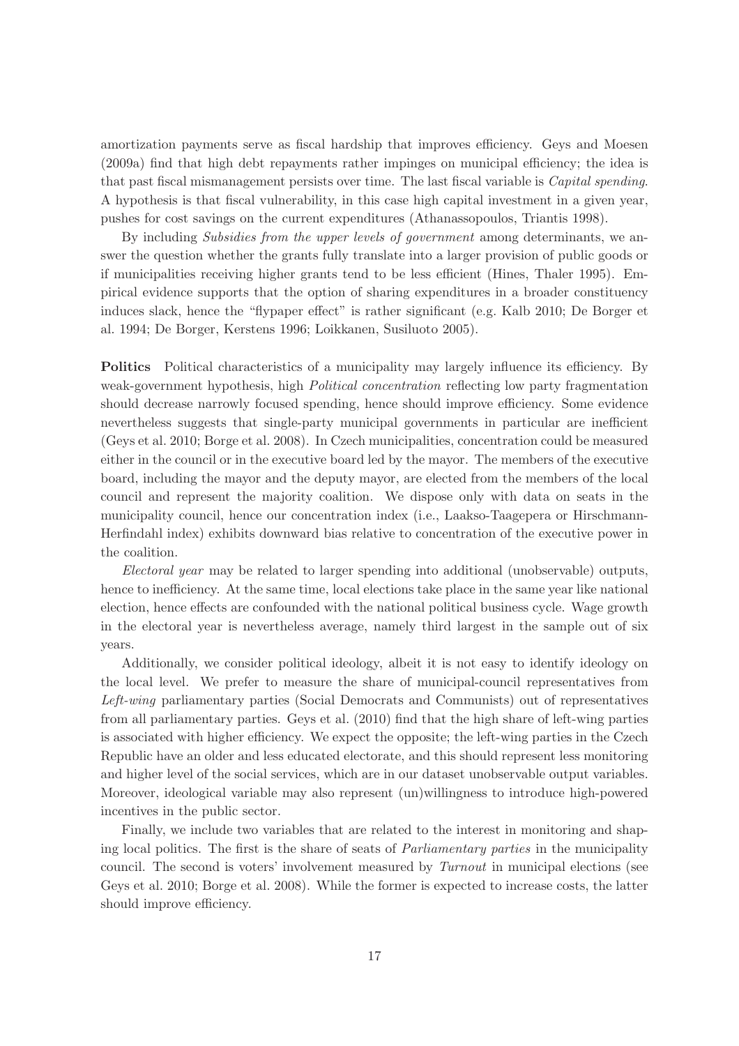amortization payments serve as fiscal hardship that improves efficiency. Geys and Moesen (2009a) find that high debt repayments rather impinges on municipal efficiency; the idea is that past fiscal mismanagement persists over time. The last fiscal variable is *Capital spending*. A hypothesis is that fiscal vulnerability, in this case high capital investment in a given year, pushes for cost savings on the current expenditures (Athanassopoulos, Triantis 1998).

By including *Subsidies from the upper levels of government* among determinants, we answer the question whether the grants fully translate into a larger provision of public goods or if municipalities receiving higher grants tend to be less efficient (Hines, Thaler 1995). Empirical evidence supports that the option of sharing expenditures in a broader constituency induces slack, hence the "flypaper effect" is rather significant (e.g. Kalb 2010; De Borger et al. 1994; De Borger, Kerstens 1996; Loikkanen, Susiluoto 2005).

**Politics** Political characteristics of a municipality may largely influence its efficiency. By weak-government hypothesis, high *Political concentration* reflecting low party fragmentation should decrease narrowly focused spending, hence should improve efficiency. Some evidence nevertheless suggests that single-party municipal governments in particular are inefficient (Geys et al. 2010; Borge et al. 2008). In Czech municipalities, concentration could be measured either in the council or in the executive board led by the mayor. The members of the executive board, including the mayor and the deputy mayor, are elected from the members of the local council and represent the majority coalition. We dispose only with data on seats in the municipality council, hence our concentration index (i.e., Laakso-Taagepera or Hirschmann-Herfindahl index) exhibits downward bias relative to concentration of the executive power in the coalition.

*Electoral year* may be related to larger spending into additional (unobservable) outputs, hence to inefficiency. At the same time, local elections take place in the same year like national election, hence effects are confounded with the national political business cycle. Wage growth in the electoral year is nevertheless average, namely third largest in the sample out of six years.

Additionally, we consider political ideology, albeit it is not easy to identify ideology on the local level. We prefer to measure the share of municipal-council representatives from *Left-wing* parliamentary parties (Social Democrats and Communists) out of representatives from all parliamentary parties. Geys et al. (2010) find that the high share of left-wing parties is associated with higher efficiency. We expect the opposite; the left-wing parties in the Czech Republic have an older and less educated electorate, and this should represent less monitoring and higher level of the social services, which are in our dataset unobservable output variables. Moreover, ideological variable may also represent (un)willingness to introduce high-powered incentives in the public sector.

Finally, we include two variables that are related to the interest in monitoring and shaping local politics. The first is the share of seats of *Parliamentary parties* in the municipality council. The second is voters' involvement measured by *Turnout* in municipal elections (see Geys et al. 2010; Borge et al. 2008). While the former is expected to increase costs, the latter should improve efficiency.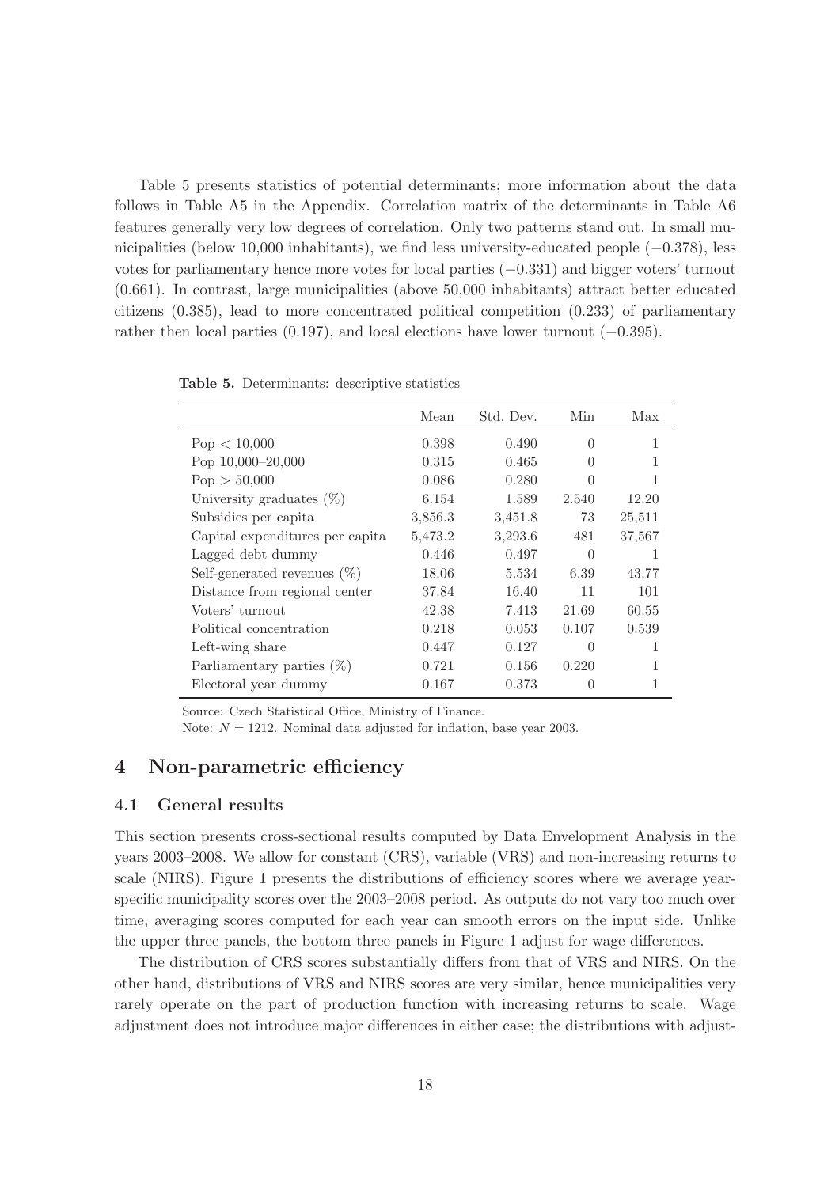Table 5 presents statistics of potential determinants; more information about the data follows in Table A5 in the Appendix. Correlation matrix of the determinants in Table A6 features generally very low degrees of correlation. Only two patterns stand out. In small municipalities (below 10,000 inhabitants), we find less university-educated people (−0.378), less votes for parliamentary hence more votes for local parties (−0.331) and bigger voters' turnout (0.661). In contrast, large municipalities (above 50,000 inhabitants) attract better educated citizens (0.385), lead to more concentrated political competition (0.233) of parliamentary rather then local parties (0.197), and local elections have lower turnout (−0.395).

**Table 5.** Determinants: descriptive statistics

| | Mean | Std. Dev. | Min | Max |
|---|---|---|---|---|
| Pop < 10,000 | 0.398 | 0.490 | 0 | 1 |
| Pop 10,000–20,000 | 0.315 | 0.465 | 0 | 1 |
| Pop > 50,000 | 0.086 | 0.280 | 0 | 1 |
| University graduates (%) | 6.154 | 1.589 | 2.540 | 12.20 |
| Subsidies per capita | 3,856.3 | 3,451.8 | 73 | 25,511 |
| Capital expenditures per capita | 5,473.2 | 3,293.6 | 481 | 37,567 |
| Lagged debt dummy | 0.446 | 0.497 | 0 | 1 |
| Self-generated revenues (%) | 18.06 | 5.534 | 6.39 | 43.77 |
| Distance from regional center | 37.84 | 16.40 | 11 | 101 |
| Voters' turnout | 42.38 | 7.413 | 21.69 | 60.55 |
| Political concentration | 0.218 | 0.053 | 0.107 | 0.539 |
| Left-wing share | 0.447 | 0.127 | 0 | 1 |
| Parliamentary parties (%) | 0.721 | 0.156 | 0.220 | 1 |
| Electoral year dummy | 0.167 | 0.373 | 0 | 1 |

Source: Czech Statistical Office, Ministry of Finance.

Note: $N = 1212$. Nominal data adjusted for inflation, base year 2003.

## 4 Non-parametric efficiency

### 4.1 General results

This section presents cross-sectional results computed by Data Envelopment Analysis in the years 2003–2008. We allow for constant (CRS), variable (VRS) and non-increasing returns to scale (NIRS). Figure 1 presents the distributions of efficiency scores where we average year-specific municipality scores over the 2003–2008 period. As outputs do not vary too much over time, averaging scores computed for each year can smooth errors on the input side. Unlike the upper three panels, the bottom three panels in Figure 1 adjust for wage differences.

The distribution of CRS scores substantially differs from that of VRS and NIRS. On the other hand, distributions of VRS and NIRS scores are very similar, hence municipalities very rarely operate on the part of production function with increasing returns to scale. Wage adjustment does not introduce major differences in either case; the distributions with adjust-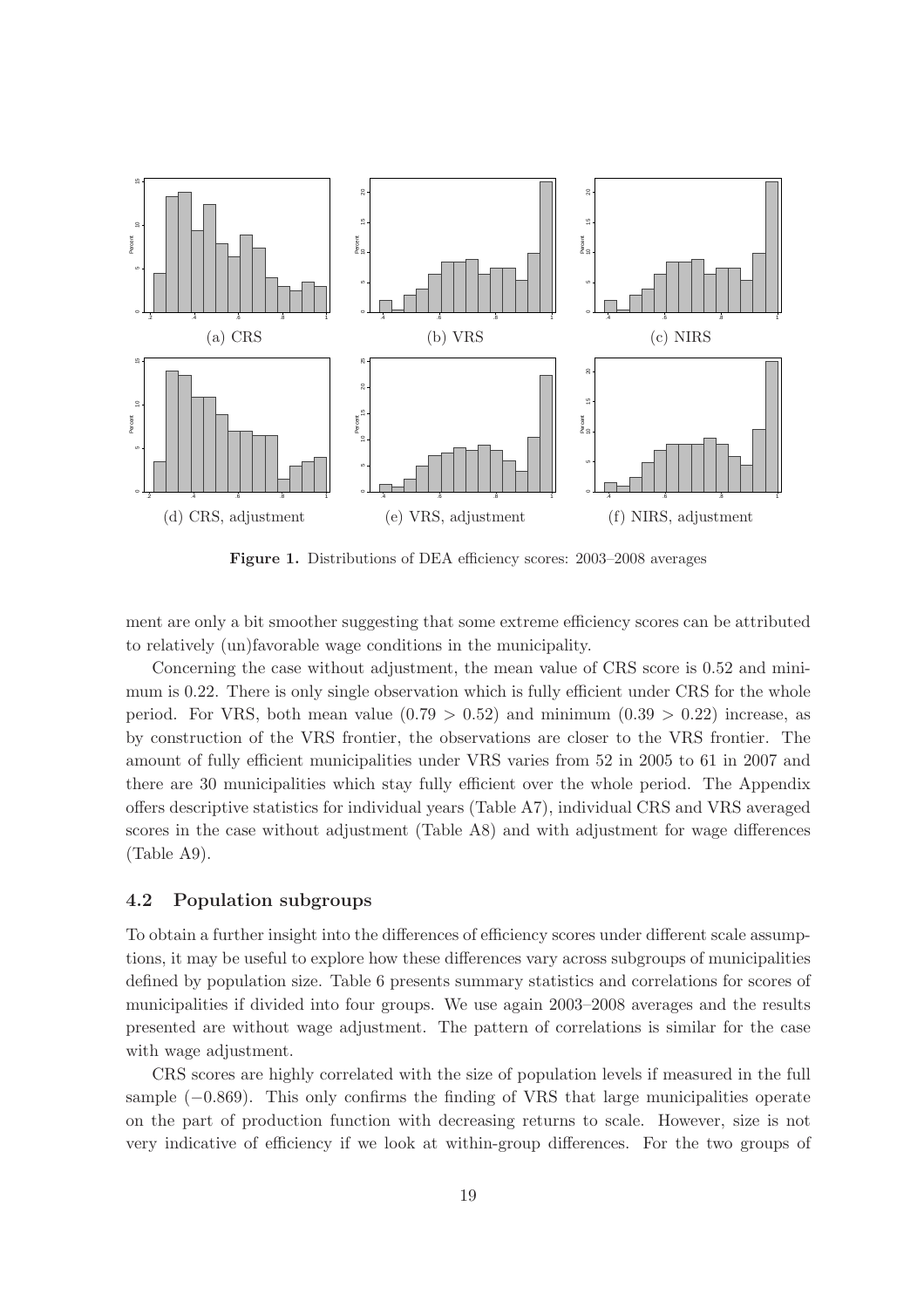(a) CRS

(b) VRS

(c) NIRS

(d) CRS, adjustment

(e) VRS, adjustment

(f) NIRS, adjustment

**Figure 1.** Distributions of DEA efficiency scores: 2003–2008 averages

ment are only a bit smoother suggesting that some extreme efficiency scores can be attributed to relatively (un)favorable wage conditions in the municipality.

Concerning the case without adjustment, the mean value of CRS score is 0.52 and minimum is 0.22. There is only single observation which is fully efficient under CRS for the whole period. For VRS, both mean value ($0.79 > 0.52$) and minimum ($0.39 > 0.22$) increase, as by construction of the VRS frontier, the observations are closer to the VRS frontier. The amount of fully efficient municipalities under VRS varies from 52 in 2005 to 61 in 2007 and there are 30 municipalities which stay fully efficient over the whole period. The Appendix offers descriptive statistics for individual years (Table A7), individual CRS and VRS averaged scores in the case without adjustment (Table A8) and with adjustment for wage differences (Table A9).

### 4.2 Population subgroups

To obtain a further insight into the differences of efficiency scores under different scale assumptions, it may be useful to explore how these differences vary across subgroups of municipalities defined by population size. Table 6 presents summary statistics and correlations for scores of municipalities if divided into four groups. We use again 2003–2008 averages and the results presented are without wage adjustment. The pattern of correlations is similar for the case with wage adjustment.

CRS scores are highly correlated with the size of population levels if measured in the full sample ($-0.869$). This only confirms the finding of VRS that large municipalities operate on the part of production function with decreasing returns to scale. However, size is not very indicative of efficiency if we look at within-group differences. For the two groups of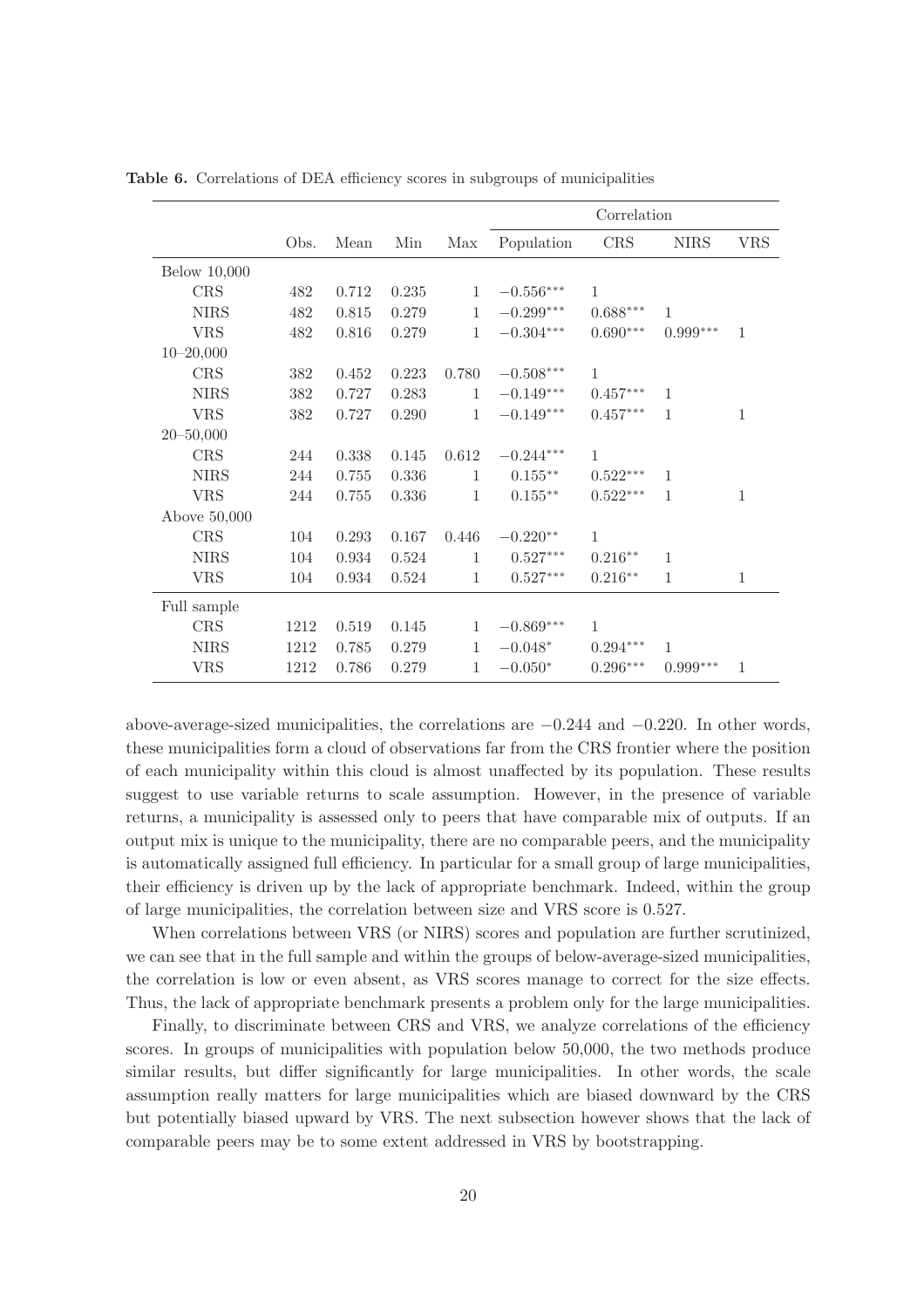**Table 6.** Correlations of DEA efficiency scores in subgroups of municipalities

| | Obs. | Mean | Min | Max | Correlation | | | |
|---|---|---|---|---|---|---|---|---|
| | | | | | Population | CRS | NIRS | VRS |
| Below 10,000 | | | | | | | | |
| CRS | 482 | 0.712 | 0.235 | 1 | $-0.556^{***}$ | 1 | | |
| NIRS | 482 | 0.815 | 0.279 | 1 | $-0.299^{***}$ | $0.688^{***}$ | 1 | |
| VRS | 482 | 0.816 | 0.279 | 1 | $-0.304^{***}$ | $0.690^{***}$ | $0.999^{***}$ | 1 |
| 10–20,000 | | | | | | | | |
| CRS | 382 | 0.452 | 0.223 | 0.780 | $-0.508^{***}$ | 1 | | |
| NIRS | 382 | 0.727 | 0.283 | 1 | $-0.149^{***}$ | $0.457^{***}$ | 1 | |
| VRS | 382 | 0.727 | 0.290 | 1 | $-0.149^{***}$ | $0.457^{***}$ | 1 | 1 |
| 20–50,000 | | | | | | | | |
| CRS | 244 | 0.338 | 0.145 | 0.612 | $-0.244^{***}$ | 1 | | |
| NIRS | 244 | 0.755 | 0.336 | 1 | $0.155^{**}$ | $0.522^{***}$ | 1 | |
| VRS | 244 | 0.755 | 0.336 | 1 | $0.155^{**}$ | $0.522^{***}$ | 1 | 1 |
| Above 50,000 | | | | | | | | |
| CRS | 104 | 0.293 | 0.167 | 0.446 | $-0.220^{**}$ | 1 | | |
| NIRS | 104 | 0.934 | 0.524 | 1 | $0.527^{***}$ | $0.216^{**}$ | 1 | |
| VRS | 104 | 0.934 | 0.524 | 1 | $0.527^{***}$ | $0.216^{**}$ | 1 | 1 |
| Full sample | | | | | | | | |
| CRS | 1212 | 0.519 | 0.145 | 1 | $-0.869^{***}$ | 1 | | |
| NIRS | 1212 | 0.785 | 0.279 | 1 | $-0.048^{*}$ | $0.294^{***}$ | 1 | |
| VRS | 1212 | 0.786 | 0.279 | 1 | $-0.050^{*}$ | $0.296^{***}$ | $0.999^{***}$ | 1 |

above-average-sized municipalities, the correlations are −0.244 and −0.220. In other words, these municipalities form a cloud of observations far from the CRS frontier where the position of each municipality within this cloud is almost unaffected by its population. These results suggest to use variable returns to scale assumption. However, in the presence of variable returns, a municipality is assessed only to peers that have comparable mix of outputs. If an output mix is unique to the municipality, there are no comparable peers, and the municipality is automatically assigned full efficiency. In particular for a small group of large municipalities, their efficiency is driven up by the lack of appropriate benchmark. Indeed, within the group of large municipalities, the correlation between size and VRS score is 0.527.

When correlations between VRS (or NIRS) scores and population are further scrutinized, we can see that in the full sample and within the groups of below-average-sized municipalities, the correlation is low or even absent, as VRS scores manage to correct for the size effects. Thus, the lack of appropriate benchmark presents a problem only for the large municipalities.

Finally, to discriminate between CRS and VRS, we analyze correlations of the efficiency scores. In groups of municipalities with population below 50,000, the two methods produce similar results, but differ significantly for large municipalities. In other words, the scale assumption really matters for large municipalities which are biased downward by the CRS but potentially biased upward by VRS. The next subsection however shows that the lack of comparable peers may be to some extent addressed in VRS by bootstrapping.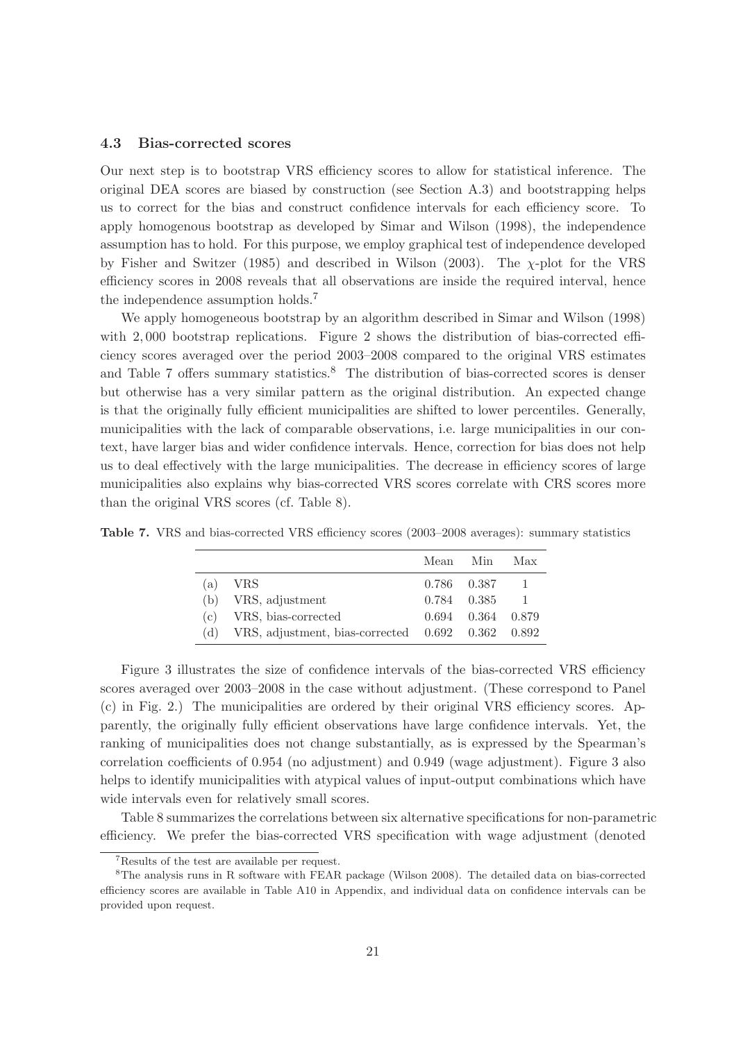### 4.3 Bias-corrected scores

Our next step is to bootstrap VRS efficiency scores to allow for statistical inference. The original DEA scores are biased by construction (see Section A.3) and bootstrapping helps us to correct for the bias and construct confidence intervals for each efficiency score. To apply homogenous bootstrap as developed by Simar and Wilson (1998), the independence assumption has to hold. For this purpose, we employ graphical test of independence developed by Fisher and Switzer (1985) and described in Wilson (2003). The $\chi$-plot for the VRS efficiency scores in 2008 reveals that all observations are inside the required interval, hence the independence assumption holds.[7]

We apply homogeneous bootstrap by an algorithm described in Simar and Wilson (1998) with 2,000 bootstrap replications. Figure 2 shows the distribution of bias-corrected efficiency scores averaged over the period 2003–2008 compared to the original VRS estimates and Table 7 offers summary statistics.[8] The distribution of bias-corrected scores is denser but otherwise has a very similar pattern as the original distribution. An expected change is that the originally fully efficient municipalities are shifted to lower percentiles. Generally, municipalities with the lack of comparable observations, i.e. large municipalities in our context, have larger bias and wider confidence intervals. Hence, correction for bias does not help us to deal effectively with the large municipalities. The decrease in efficiency scores of large municipalities also explains why bias-corrected VRS scores correlate with CRS scores more than the original VRS scores (cf. Table 8).

**Table 7.** VRS and bias-corrected VRS efficiency scores (2003–2008 averages): summary statistics

| | | Mean | Min | Max |
|---|---|---|---|---|
| (a) | VRS | 0.786 | 0.387 | 1 |
| (b) | VRS, adjustment | 0.784 | 0.385 | 1 |
| (c) | VRS, bias-corrected | 0.694 | 0.364 | 0.879 |
| (d) | VRS, adjustment, bias-corrected | 0.692 | 0.362 | 0.892 |

Figure 3 illustrates the size of confidence intervals of the bias-corrected VRS efficiency scores averaged over 2003–2008 in the case without adjustment. (These correspond to Panel (c) in Fig. 2.) The municipalities are ordered by their original VRS efficiency scores. Apparently, the originally fully efficient observations have large confidence intervals. Yet, the ranking of municipalities does not change substantially, as is expressed by the Spearman's correlation coefficients of 0.954 (no adjustment) and 0.949 (wage adjustment). Figure 3 also helps to identify municipalities with atypical values of input-output combinations which have wide intervals even for relatively small scores.

Table 8 summarizes the correlations between six alternative specifications for non-parametric efficiency. We prefer the bias-corrected VRS specification with wage adjustment (denoted

[7] Results of the test are available per request.

[8] The analysis runs in R software with FEAR package (Wilson 2008). The detailed data on bias-corrected efficiency scores are available in Table A10 in Appendix, and individual data on confidence intervals can be provided upon request.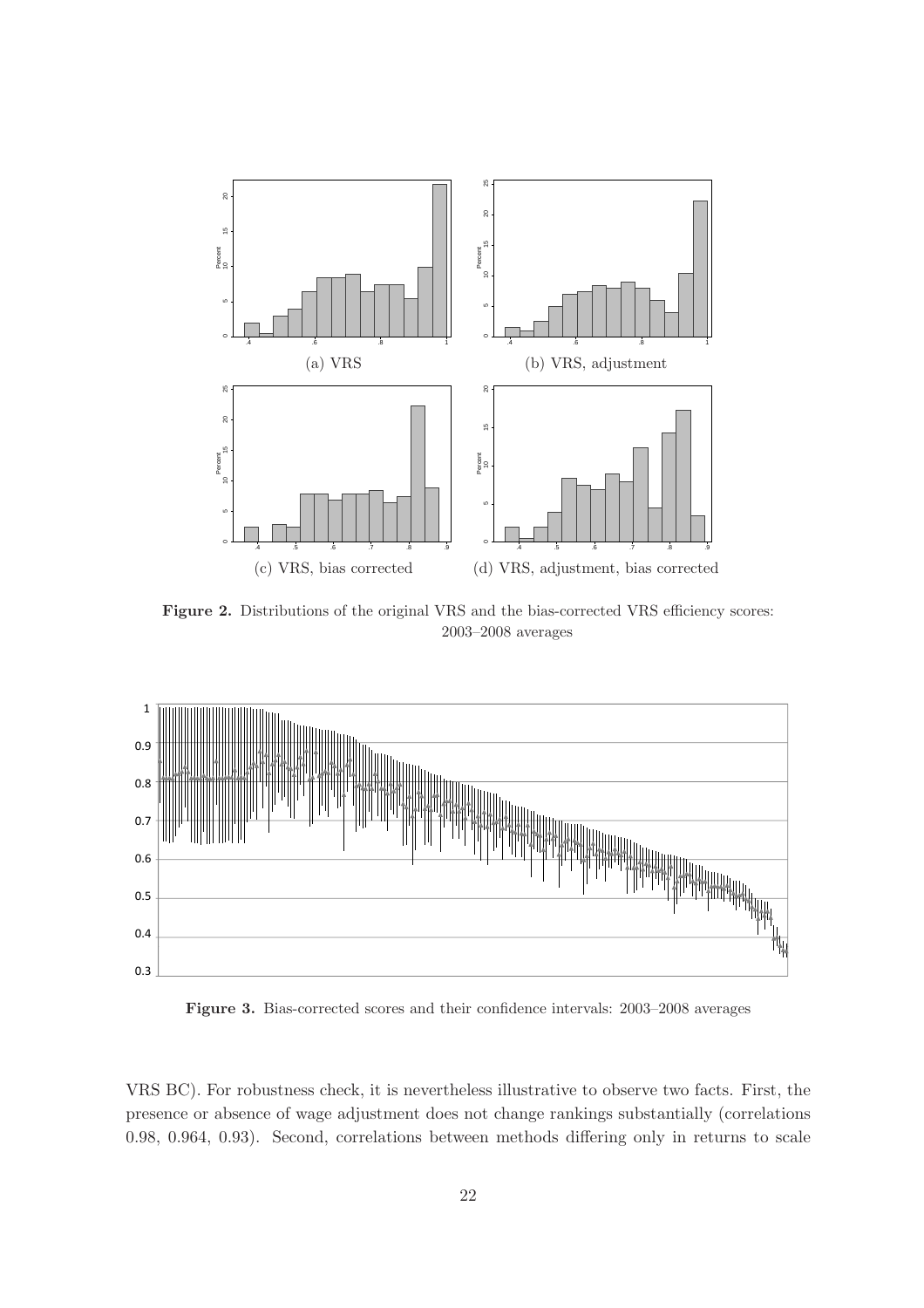Percent

0 5 10 15 20

.4 .6 .8 1

(a) VRS

Percent

0 5 10 15 20 25

.4 .6 .8 1

(b) VRS, adjustment

Percent

0 5 10 15 20 25

.4 .5 .6 .7 .8 .9

(c) VRS, bias corrected

Percent

0 5 10 15 20

.4 .5 .6 .7 .8 .9

(d) VRS, adjustment, bias corrected

**Figure 2.** Distributions of the original VRS and the bias-corrected VRS efficiency scores: 2003–2008 averages

1
0.9
0.8
0.7
0.6
0.5
0.4
0.3

**Figure 3.** Bias-corrected scores and their confidence intervals: 2003–2008 averages

VRS BC). For robustness check, it is nevertheless illustrative to observe two facts. First, the presence or absence of wage adjustment does not change rankings substantially (correlations 0.98, 0.964, 0.93). Second, correlations between methods differing only in returns to scale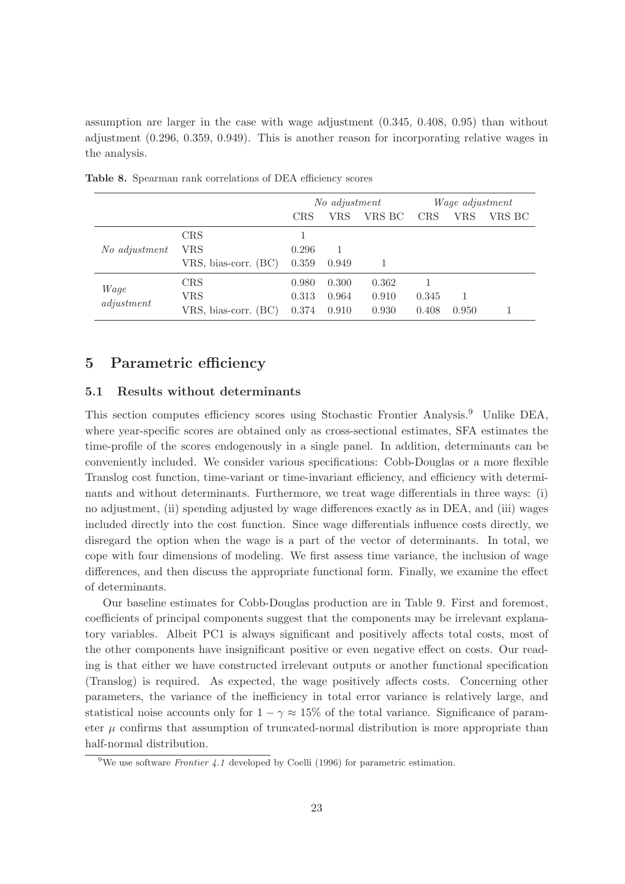assumption are larger in the case with wage adjustment (0.345, 0.408, 0.95) than without adjustment (0.296, 0.359, 0.949). This is another reason for incorporating relative wages in the analysis.

**Table 8.** Spearman rank correlations of DEA efficiency scores

| | | *No adjustment* | | | *Wage adjustment* | | |
|---|---|---|---|---|---|---|---|
| | | CRS | VRS | VRS BC | CRS | VRS | VRS BC |
| *No adjustment* | CRS | 1 | | | | | |
| | VRS | 0.296 | 1 | | | | |
| | VRS, bias-corr. (BC) | 0.359 | 0.949 | 1 | | | |
| *Wage adjustment* | CRS | 0.980 | 0.300 | 0.362 | 1 | | |
| | VRS | 0.313 | 0.964 | 0.910 | 0.345 | 1 | |
| | VRS, bias-corr. (BC) | 0.374 | 0.910 | 0.930 | 0.408 | 0.950 | 1 |

## 5 Parametric efficiency

### 5.1 Results without determinants

This section computes efficiency scores using Stochastic Frontier Analysis.[9] Unlike DEA, where year-specific scores are obtained only as cross-sectional estimates, SFA estimates the time-profile of the scores endogenously in a single panel. In addition, determinants can be conveniently included. We consider various specifications: Cobb-Douglas or a more flexible Translog cost function, time-variant or time-invariant efficiency, and efficiency with determinants and without determinants. Furthermore, we treat wage differentials in three ways: (i) no adjustment, (ii) spending adjusted by wage differences exactly as in DEA, and (iii) wages included directly into the cost function. Since wage differentials influence costs directly, we disregard the option when the wage is a part of the vector of determinants. In total, we cope with four dimensions of modeling. We first assess time variance, the inclusion of wage differences, and then discuss the appropriate functional form. Finally, we examine the effect of determinants.

Our baseline estimates for Cobb-Douglas production are in Table 9. First and foremost, coefficients of principal components suggest that the components may be irrelevant explanatory variables. Albeit PC1 is always significant and positively affects total costs, most of the other components have insignificant positive or even negative effect on costs. Our reading is that either we have constructed irrelevant outputs or another functional specification (Translog) is required. As expected, the wage positively affects costs. Concerning other parameters, the variance of the inefficiency in total error variance is relatively large, and statistical noise accounts only for $1 - \gamma \approx 15\%$ of the total variance. Significance of parameter $\mu$ confirms that assumption of truncated-normal distribution is more appropriate than half-normal distribution.

[9] We use software *Frontier 4.1* developed by Coelli (1996) for parametric estimation.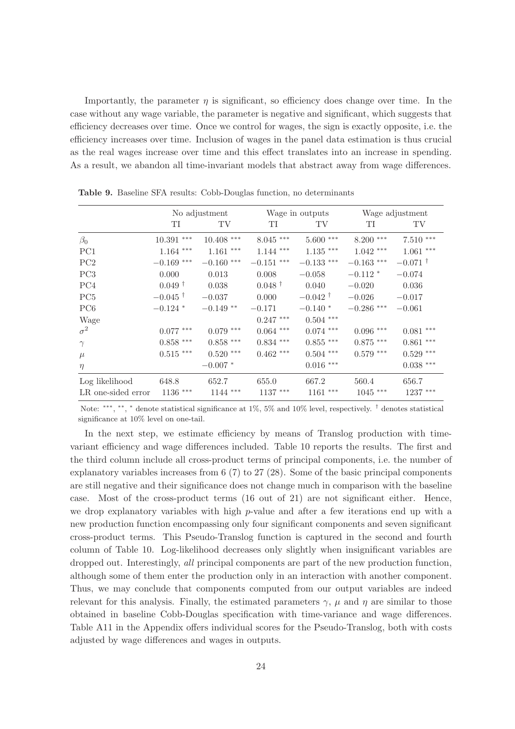Importantly, the parameter $\eta$ is significant, so efficiency does change over time. In the case without any wage variable, the parameter is negative and significant, which suggests that efficiency decreases over time. Once we control for wages, the sign is exactly opposite, i.e. the efficiency increases over time. Inclusion of wages in the panel data estimation is thus crucial as the real wages increase over time and this effect translates into an increase in spending. As a result, we abandon all time-invariant models that abstract away from wage differences.

**Table 9.** Baseline SFA results: Cobb-Douglas function, no determinants

| | No adjustment | | Wage in outputs | | Wage adjustment | |
|---|---|---|---|---|---|---|
| | TI | TV | TI | TV | TI | TV |
| $\beta_0$ | 10.391 *** | 10.408 *** | 8.045 *** | 5.600 *** | 8.200 *** | 7.510 *** |
| PC1 | 1.164 *** | 1.161 *** | 1.144 *** | 1.135 *** | 1.042 *** | 1.061 *** |
| PC2 | −0.169 *** | −0.160 *** | −0.151 *** | −0.133 *** | −0.163 *** | −0.071 † |
| PC3 | 0.000 | 0.013 | 0.008 | −0.058 | −0.112 * | −0.074 |
| PC4 | 0.049 † | 0.038 | 0.048 † | 0.040 | −0.020 | 0.036 |
| PC5 | −0.045 † | −0.037 | 0.000 | −0.042 † | −0.026 | −0.017 |
| PC6 | −0.124 * | −0.149 ** | −0.171 | −0.140 * | −0.286 *** | −0.061 |
| Wage | | | 0.247 *** | 0.504 *** | | |
| $\sigma^2$ | 0.077 *** | 0.079 *** | 0.064 *** | 0.074 *** | 0.096 *** | 0.081 *** |
| $\gamma$ | 0.858 *** | 0.858 *** | 0.834 *** | 0.855 *** | 0.875 *** | 0.861 *** |
| $\mu$ | 0.515 *** | 0.520 *** | 0.462 *** | 0.504 *** | 0.579 *** | 0.529 *** |
| $\eta$ | | −0.007 * | | 0.016 *** | | 0.038 *** |
| Log likelihood | 648.8 | 652.7 | 655.0 | 667.2 | 560.4 | 656.7 |
| LR one-sided error | 1136 *** | 1144 *** | 1137 *** | 1161 *** | 1045 *** | 1237 *** |

Note: ***, **, * denote statistical significance at 1%, 5% and 10% level, respectively. † denotes statistical significance at 10% level on one-tail.

In the next step, we estimate efficiency by means of Translog production with time-variant efficiency and wage differences included. Table 10 reports the results. The first and the third column include all cross-product terms of principal components, i.e. the number of explanatory variables increases from 6 (7) to 27 (28). Some of the basic principal components are still negative and their significance does not change much in comparison with the baseline case. Most of the cross-product terms (16 out of 21) are not significant either. Hence, we drop explanatory variables with high $p$-value and after a few iterations end up with a new production function encompassing only four significant components and seven significant cross-product terms. This Pseudo-Translog function is captured in the second and fourth column of Table 10. Log-likelihood decreases only slightly when insignificant variables are dropped out. Interestingly, *all* principal components are part of the new production function, although some of them enter the production only in an interaction with another component. Thus, we may conclude that components computed from our output variables are indeed relevant for this analysis. Finally, the estimated parameters $\gamma$, $\mu$ and $\eta$ are similar to those obtained in baseline Cobb-Douglas specification with time-variance and wage differences. Table A11 in the Appendix offers individual scores for the Pseudo-Translog, both with costs adjusted by wage differences and wages in outputs.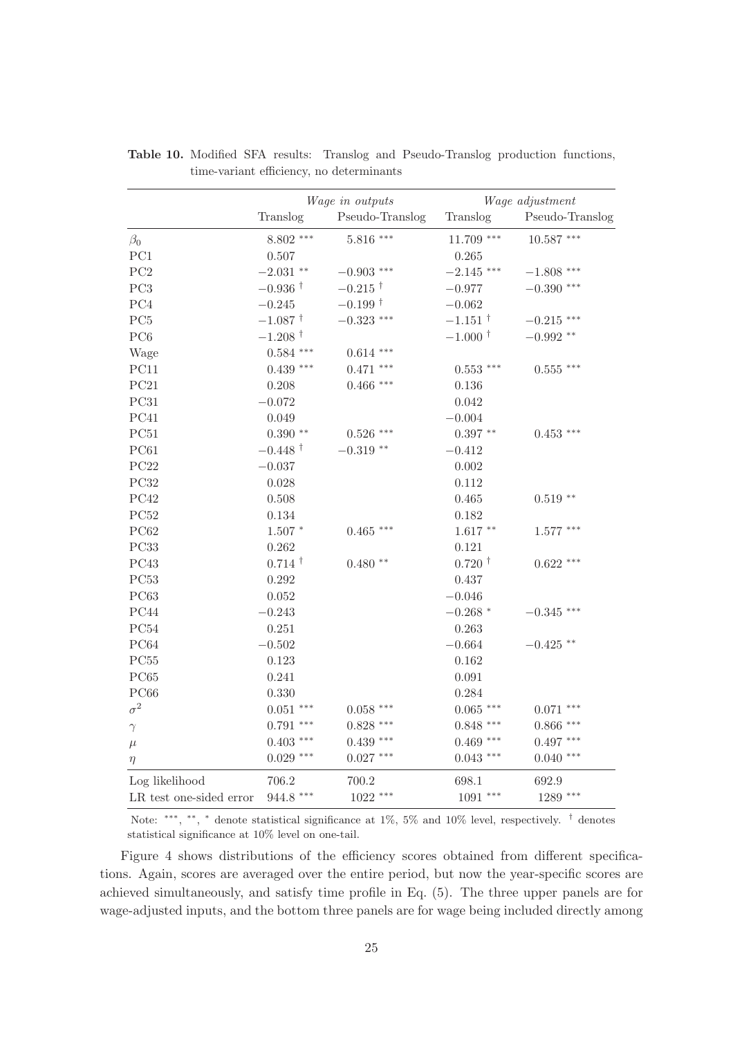**Table 10.** Modified SFA results: Translog and Pseudo-Translog production functions, time-variant efficiency, no determinants

| | *Wage in outputs* | | *Wage adjustment* | |
|---|---|---|---|---|
| | Translog | Pseudo-Translog | Translog | Pseudo-Translog |
| $\beta_0$ | 8.802 *** | 5.816 *** | 11.709 *** | 10.587 *** |
| PC1 | 0.507 | | 0.265 | |
| PC2 | −2.031 ** | −0.903 *** | −2.145 *** | −1.808 *** |
| PC3 | −0.936 † | −0.215 † | −0.977 | −0.390 *** |
| PC4 | −0.245 | −0.199 † | −0.062 | |
| PC5 | −1.087 † | −0.323 *** | −1.151 † | −0.215 *** |
| PC6 | −1.208 † | | −1.000 † | −0.992 ** |
| Wage | 0.584 *** | 0.614 *** | | |
| PC11 | 0.439 *** | 0.471 *** | 0.553 *** | 0.555 *** |
| PC21 | 0.208 | 0.466 *** | 0.136 | |
| PC31 | −0.072 | | 0.042 | |
| PC41 | 0.049 | | −0.004 | |
| PC51 | 0.390 ** | 0.526 *** | 0.397 ** | 0.453 *** |
| PC61 | −0.448 † | −0.319 ** | −0.412 | |
| PC22 | −0.037 | | 0.002 | |
| PC32 | 0.028 | | 0.112 | |
| PC42 | 0.508 | | 0.465 | 0.519 ** |
| PC52 | 0.134 | | 0.182 | |
| PC62 | 1.507 * | 0.465 *** | 1.617 ** | 1.577 *** |
| PC33 | 0.262 | | 0.121 | |
| PC43 | 0.714 † | 0.480 ** | 0.720 † | 0.622 *** |
| PC53 | 0.292 | | 0.437 | |
| PC63 | 0.052 | | −0.046 | |
| PC44 | −0.243 | | −0.268 * | −0.345 *** |
| PC54 | 0.251 | | 0.263 | |
| PC64 | −0.502 | | −0.664 | −0.425 ** |
| PC55 | 0.123 | | 0.162 | |
| PC65 | 0.241 | | 0.091 | |
| PC66 | 0.330 | | 0.284 | |
| $\sigma^2$ | 0.051 *** | 0.058 *** | 0.065 *** | 0.071 *** |
| $\gamma$ | 0.791 *** | 0.828 *** | 0.848 *** | 0.866 *** |
| $\mu$ | 0.403 *** | 0.439 *** | 0.469 *** | 0.497 *** |
| $\eta$ | 0.029 *** | 0.027 *** | 0.043 *** | 0.040 *** |
| Log likelihood | 706.2 | 700.2 | 698.1 | 692.9 |
| LR test one-sided error | 944.8 *** | 1022 *** | 1091 *** | 1289 *** |

Note: ***, **, * denote statistical significance at 1%, 5% and 10% level, respectively. † denotes statistical significance at 10% level on one-tail.

Figure 4 shows distributions of the efficiency scores obtained from different specifications. Again, scores are averaged over the entire period, but now the year-specific scores are achieved simultaneously, and satisfy time profile in Eq. (5). The three upper panels are for wage-adjusted inputs, and the bottom three panels are for wage being included directly among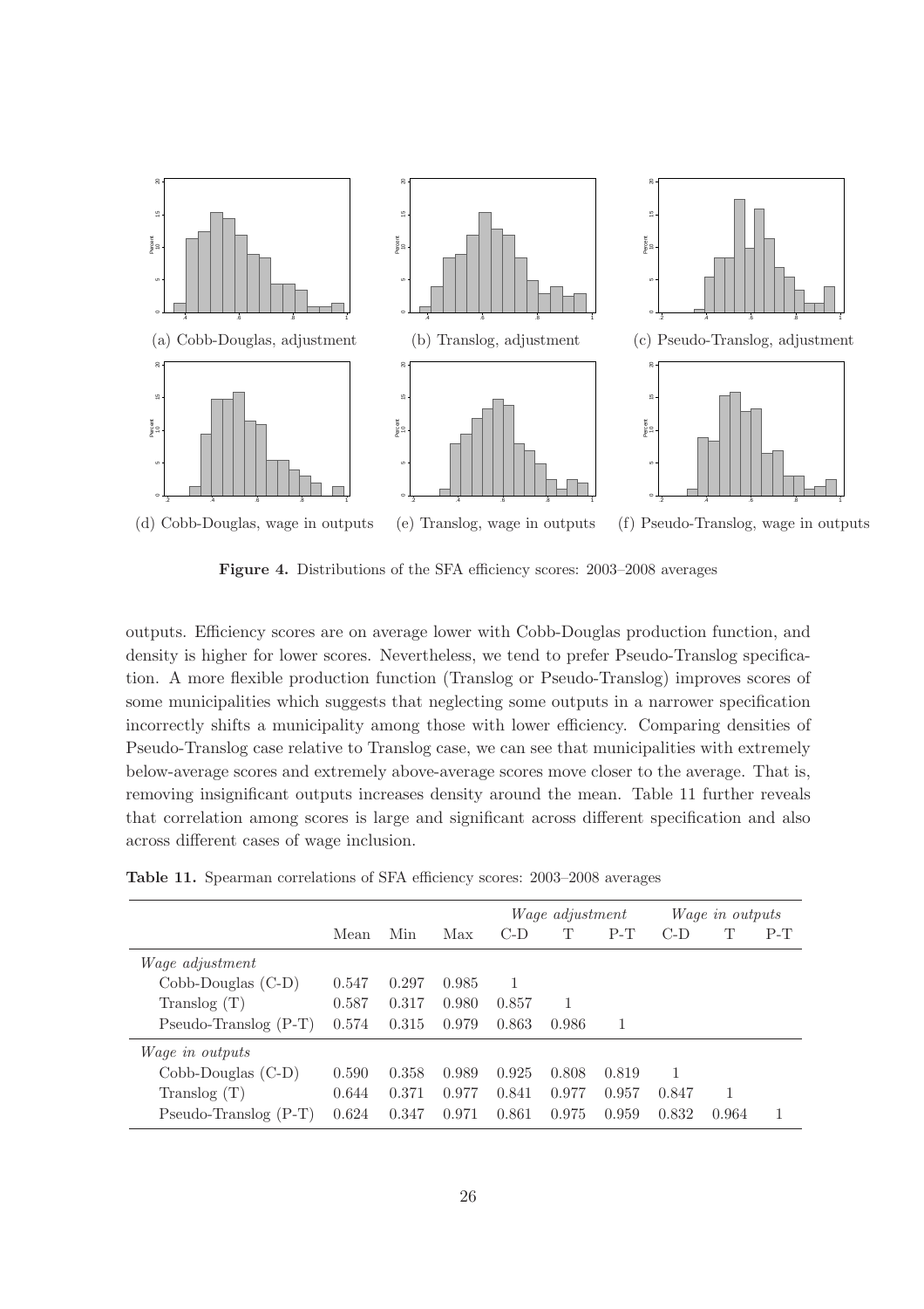Percent

0 5 10 15 20

.4 .6 .8 1

(a) Cobb-Douglas, adjustment

Percent

0 5 10 15 20

.4 .6 .8 1

(b) Translog, adjustment

Percent

0 5 10 15 20

.2 .4 .6 .8 1

(c) Pseudo-Translog, adjustment

Percent

0 5 10 15 20

.2 .4 .6 .8 1

(d) Cobb-Douglas, wage in outputs

Percent

0 5 10 15 20

.2 .4 .6 .8 1

(e) Translog, wage in outputs

Percent

0 5 10 15 20

.2 .4 .6 .8 1

(f) Pseudo-Translog, wage in outputs

**Figure 4.** Distributions of the SFA efficiency scores: 2003–2008 averages

outputs. Efficiency scores are on average lower with Cobb-Douglas production function, and density is higher for lower scores. Nevertheless, we tend to prefer Pseudo-Translog specification. A more flexible production function (Translog or Pseudo-Translog) improves scores of some municipalities which suggests that neglecting some outputs in a narrower specification incorrectly shifts a municipality among those with lower efficiency. Comparing densities of Pseudo-Translog case relative to Translog case, we can see that municipalities with extremely below-average scores and extremely above-average scores move closer to the average. That is, removing insignificant outputs increases density around the mean. Table 11 further reveals that correlation among scores is large and significant across different specification and also across different cases of wage inclusion.

**Table 11.** Spearman correlations of SFA efficiency scores: 2003–2008 averages

| | | | | *Wage adjustment* | | | *Wage in outputs* | | |
|---|---|---|---|---|---|---|---|---|---|
| | Mean | Min | Max | C-D | T | P-T | C-D | T | P-T |
| *Wage adjustment* | | | | | | | | | |
| Cobb-Douglas (C-D) | 0.547 | 0.297 | 0.985 | 1 | | | | | |
| Translog (T) | 0.587 | 0.317 | 0.980 | 0.857 | 1 | | | | |
| Pseudo-Translog (P-T) | 0.574 | 0.315 | 0.979 | 0.863 | 0.986 | 1 | | | |
| *Wage in outputs* | | | | | | | | | |
| Cobb-Douglas (C-D) | 0.590 | 0.358 | 0.989 | 0.925 | 0.808 | 0.819 | 1 | | |
| Translog (T) | 0.644 | 0.371 | 0.977 | 0.841 | 0.977 | 0.957 | 0.847 | 1 | |
| Pseudo-Translog (P-T) | 0.624 | 0.347 | 0.971 | 0.861 | 0.975 | 0.959 | 0.832 | 0.964 | 1 |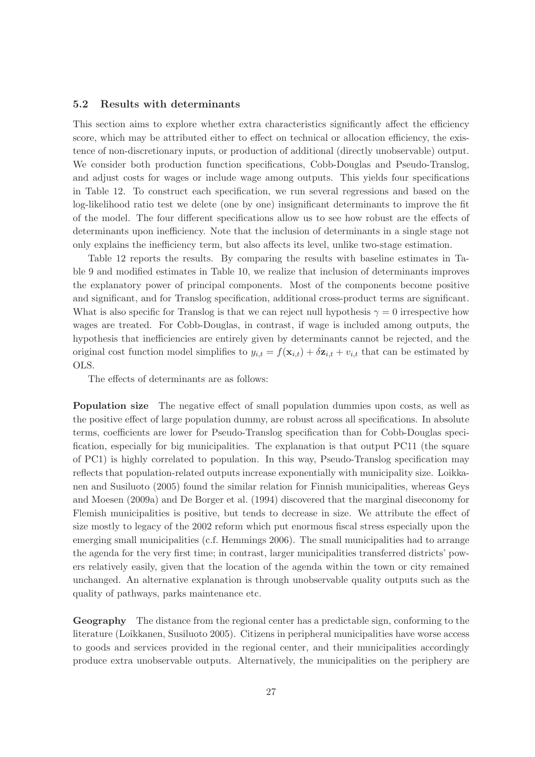### 5.2 Results with determinants

This section aims to explore whether extra characteristics significantly affect the efficiency score, which may be attributed either to effect on technical or allocation efficiency, the existence of non-discretionary inputs, or production of additional (directly unobservable) output. We consider both production function specifications, Cobb-Douglas and Pseudo-Translog, and adjust costs for wages or include wage among outputs. This yields four specifications in Table 12. To construct each specification, we run several regressions and based on the log-likelihood ratio test we delete (one by one) insignificant determinants to improve the fit of the model. The four different specifications allow us to see how robust are the effects of determinants upon inefficiency. Note that the inclusion of determinants in a single stage not only explains the inefficiency term, but also affects its level, unlike two-stage estimation.

Table 12 reports the results. By comparing the results with baseline estimates in Table 9 and modified estimates in Table 10, we realize that inclusion of determinants improves the explanatory power of principal components. Most of the components become positive and significant, and for Translog specification, additional cross-product terms are significant. What is also specific for Translog is that we can reject null hypothesis $\gamma = 0$ irrespective how wages are treated. For Cobb-Douglas, in contrast, if wage is included among outputs, the hypothesis that inefficiencies are entirely given by determinants cannot be rejected, and the original cost function model simplifies to $y_{i,t} = f(\mathbf{x}_{i,t}) + \delta \mathbf{z}_{i,t} + v_{i,t}$ that can be estimated by OLS.

The effects of determinants are as follows:

**Population size** The negative effect of small population dummies upon costs, as well as the positive effect of large population dummy, are robust across all specifications. In absolute terms, coefficients are lower for Pseudo-Translog specification than for Cobb-Douglas specification, especially for big municipalities. The explanation is that output PC11 (the square of PC1) is highly correlated to population. In this way, Pseudo-Translog specification may reflects that population-related outputs increase exponentially with municipality size. Loikkanen and Susiluoto (2005) found the similar relation for Finnish municipalities, whereas Geys and Moesen (2009a) and De Borger et al. (1994) discovered that the marginal diseconomy for Flemish municipalities is positive, but tends to decrease in size. We attribute the effect of size mostly to legacy of the 2002 reform which put enormous fiscal stress especially upon the emerging small municipalities (c.f. Hemmings 2006). The small municipalities had to arrange the agenda for the very first time; in contrast, larger municipalities transferred districts' powers relatively easily, given that the location of the agenda within the town or city remained unchanged. An alternative explanation is through unobservable quality outputs such as the quality of pathways, parks maintenance etc.

**Geography** The distance from the regional center has a predictable sign, conforming to the literature (Loikkanen, Susiluoto 2005). Citizens in peripheral municipalities have worse access to goods and services provided in the regional center, and their municipalities accordingly produce extra unobservable outputs. Alternatively, the municipalities on the periphery are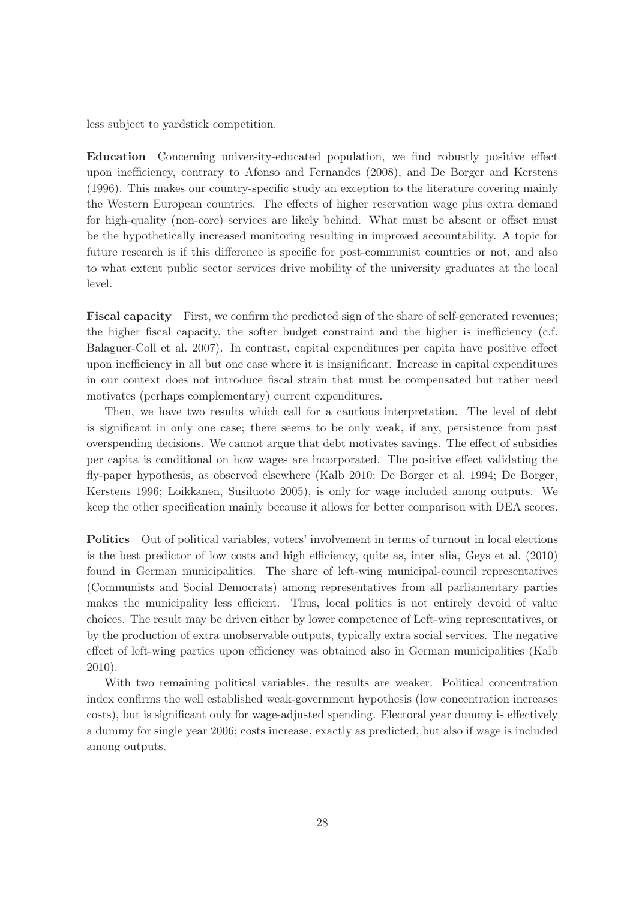less subject to yardstick competition.

**Education** Concerning university-educated population, we find robustly positive effect upon inefficiency, contrary to Afonso and Fernandes (2008), and De Borger and Kerstens (1996). This makes our country-specific study an exception to the literature covering mainly the Western European countries. The effects of higher reservation wage plus extra demand for high-quality (non-core) services are likely behind. What must be absent or offset must be the hypothetically increased monitoring resulting in improved accountability. A topic for future research is if this difference is specific for post-communist countries or not, and also to what extent public sector services drive mobility of the university graduates at the local level.

**Fiscal capacity** First, we confirm the predicted sign of the share of self-generated revenues; the higher fiscal capacity, the softer budget constraint and the higher is inefficiency (c.f. Balaguer-Coll et al. 2007). In contrast, capital expenditures per capita have positive effect upon inefficiency in all but one case where it is insignificant. Increase in capital expenditures in our context does not introduce fiscal strain that must be compensated but rather need motivates (perhaps complementary) current expenditures.

Then, we have two results which call for a cautious interpretation. The level of debt is significant in only one case; there seems to be only weak, if any, persistence from past overspending decisions. We cannot argue that debt motivates savings. The effect of subsidies per capita is conditional on how wages are incorporated. The positive effect validating the fly-paper hypothesis, as observed elsewhere (Kalb 2010; De Borger et al. 1994; De Borger, Kerstens 1996; Loikkanen, Susiluoto 2005), is only for wage included among outputs. We keep the other specification mainly because it allows for better comparison with DEA scores.

**Politics** Out of political variables, voters' involvement in terms of turnout in local elections is the best predictor of low costs and high efficiency, quite as, inter alia, Geys et al. (2010) found in German municipalities. The share of left-wing municipal-council representatives (Communists and Social Democrats) among representatives from all parliamentary parties makes the municipality less efficient. Thus, local politics is not entirely devoid of value choices. The result may be driven either by lower competence of Left-wing representatives, or by the production of extra unobservable outputs, typically extra social services. The negative effect of left-wing parties upon efficiency was obtained also in German municipalities (Kalb 2010).

With two remaining political variables, the results are weaker. Political concentration index confirms the well established weak-government hypothesis (low concentration increases costs), but is significant only for wage-adjusted spending. Electoral year dummy is effectively a dummy for single year 2006; costs increase, exactly as predicted, but also if wage is included among outputs.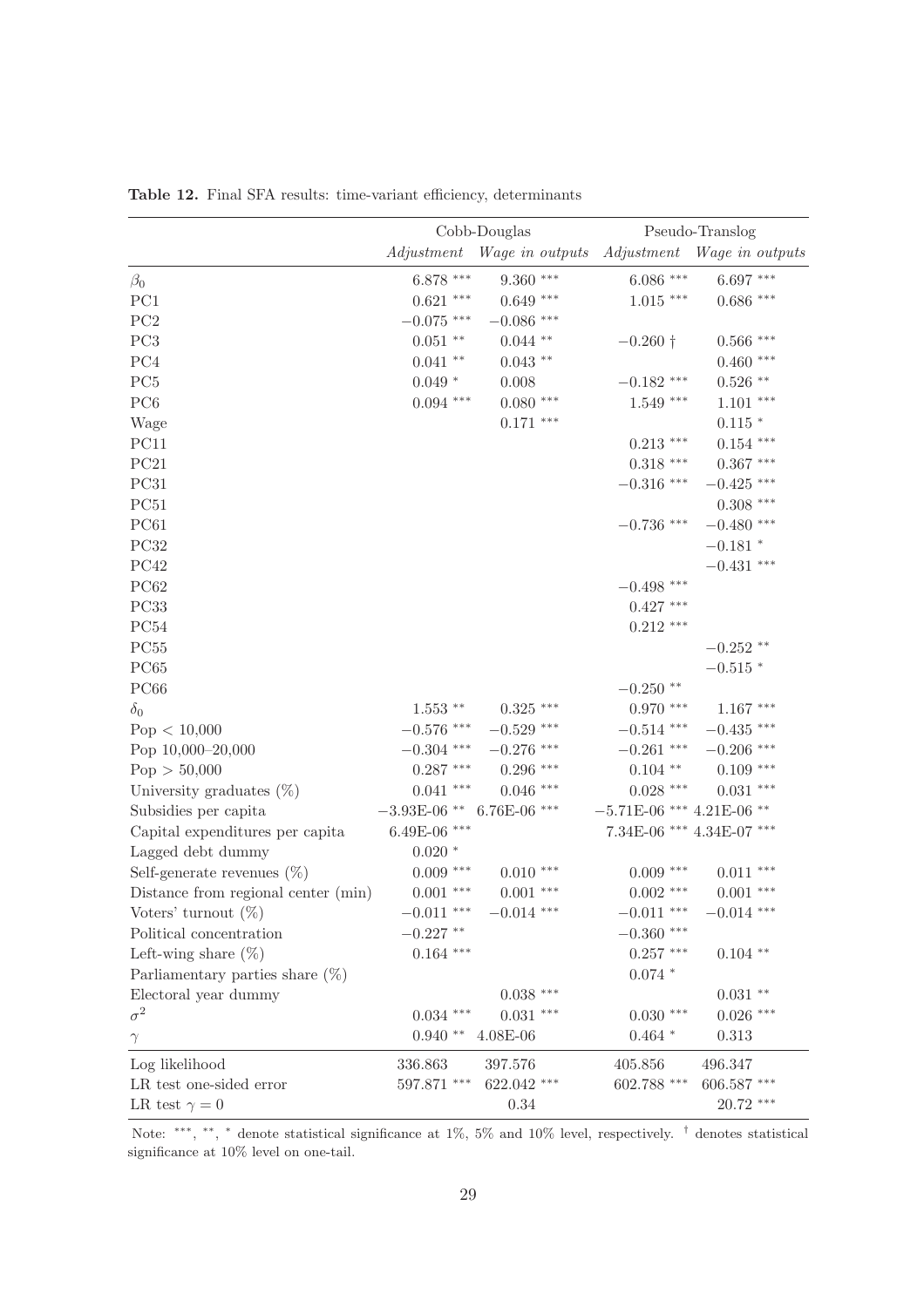**Table 12.** Final SFA results: time-variant efficiency, determinants

| | Cobb-Douglas | | Pseudo-Translog | |
|---|---|---|---|---|
| | *Adjustment* | *Wage in outputs* | *Adjustment* | *Wage in outputs* |
| $\beta_0$ | 6.878 *** | 9.360 *** | 6.086 *** | 6.697 *** |
| PC1 | 0.621 *** | 0.649 *** | 1.015 *** | 0.686 *** |
| PC2 | −0.075 *** | −0.086 *** | | |
| PC3 | 0.051 ** | 0.044 ** | −0.260 † | 0.566 *** |
| PC4 | 0.041 ** | 0.043 ** | | 0.460 *** |
| PC5 | 0.049 * | 0.008 | −0.182 *** | 0.526 ** |
| PC6 | 0.094 *** | 0.080 *** | 1.549 *** | 1.101 *** |
| Wage | | 0.171 *** | | 0.115 * |
| PC11 | | | 0.213 *** | 0.154 *** |
| PC21 | | | 0.318 *** | 0.367 *** |
| PC31 | | | −0.316 *** | −0.425 *** |
| PC51 | | | | 0.308 *** |
| PC61 | | | −0.736 *** | −0.480 *** |
| PC32 | | | | −0.181 * |
| PC42 | | | | −0.431 *** |
| PC62 | | | −0.498 *** | |
| PC33 | | | 0.427 *** | |
| PC54 | | | 0.212 *** | |
| PC55 | | | | −0.252 ** |
| PC65 | | | | −0.515 * |
| PC66 | | | −0.250 ** | |
| $\delta_0$ | 1.553 ** | 0.325 *** | 0.970 *** | 1.167 *** |
| Pop < 10,000 | −0.576 *** | −0.529 *** | −0.514 *** | −0.435 *** |
| Pop 10,000–20,000 | −0.304 *** | −0.276 *** | −0.261 *** | −0.206 *** |
| Pop > 50,000 | 0.287 *** | 0.296 *** | 0.104 ** | 0.109 *** |
| University graduates (%) | 0.041 *** | 0.046 *** | 0.028 *** | 0.031 *** |
| Subsidies per capita | −3.93E-06 ** | 6.76E-06 *** | −5.71E-06 *** | 4.21E-06 ** |
| Capital expenditures per capita | 6.49E-06 *** | | 7.34E-06 *** | 4.34E-07 *** |
| Lagged debt dummy | 0.020 * | | | |
| Self-generate revenues (%) | 0.009 *** | 0.010 *** | 0.009 *** | 0.011 *** |
| Distance from regional center (min) | 0.001 *** | 0.001 *** | 0.002 *** | 0.001 *** |
| Voters' turnout (%) | −0.011 *** | −0.014 *** | −0.011 *** | −0.014 *** |
| Political concentration | −0.227 ** | | −0.360 *** | |
| Left-wing share (%) | 0.164 *** | | 0.257 *** | 0.104 ** |
| Parliamentary parties share (%) | | | 0.074 * | |
| Electoral year dummy | | 0.038 *** | | 0.031 ** |
| $\sigma^2$ | 0.034 *** | 0.031 *** | 0.030 *** | 0.026 *** |
| $\gamma$ | 0.940 ** | 4.08E-06 | 0.464 * | 0.313 |
| Log likelihood | 336.863 | 397.576 | 405.856 | 496.347 |
| LR test one-sided error | 597.871 *** | 622.042 *** | 602.788 *** | 606.587 *** |
| LR test $\gamma = 0$ | | 0.34 | | 20.72 *** |

Note: ***, **, * denote statistical significance at 1%, 5% and 10% level, respectively. † denotes statistical significance at 10% level on one-tail.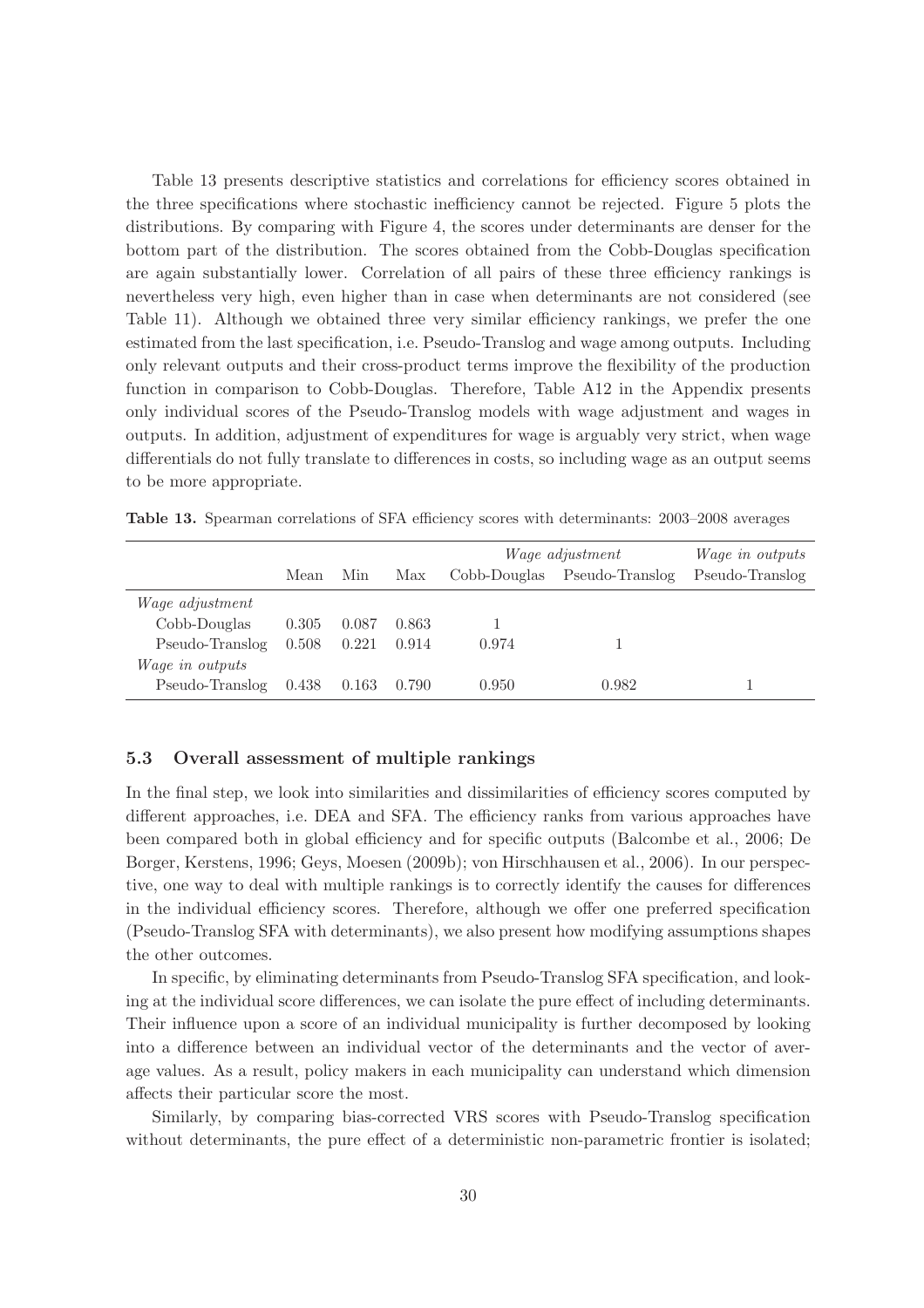Table 13 presents descriptive statistics and correlations for efficiency scores obtained in the three specifications where stochastic inefficiency cannot be rejected. Figure 5 plots the distributions. By comparing with Figure 4, the scores under determinants are denser for the bottom part of the distribution. The scores obtained from the Cobb-Douglas specification are again substantially lower. Correlation of all pairs of these three efficiency rankings is nevertheless very high, even higher than in case when determinants are not considered (see Table 11). Although we obtained three very similar efficiency rankings, we prefer the one estimated from the last specification, i.e. Pseudo-Translog and wage among outputs. Including only relevant outputs and their cross-product terms improve the flexibility of the production function in comparison to Cobb-Douglas. Therefore, Table A12 in the Appendix presents only individual scores of the Pseudo-Translog models with wage adjustment and wages in outputs. In addition, adjustment of expenditures for wage is arguably very strict, when wage differentials do not fully translate to differences in costs, so including wage as an output seems to be more appropriate.

**Table 13.** Spearman correlations of SFA efficiency scores with determinants: 2003–2008 averages

| | | | | *Wage adjustment* | | *Wage in outputs* |
|---|---|---|---|---|---|---|
| | Mean | Min | Max | Cobb-Douglas | Pseudo-Translog | Pseudo-Translog |
| *Wage adjustment* | | | | | | |
| Cobb-Douglas | 0.305 | 0.087 | 0.863 | 1 | | |
| Pseudo-Translog | 0.508 | 0.221 | 0.914 | 0.974 | 1 | |
| *Wage in outputs* | | | | | | |
| Pseudo-Translog | 0.438 | 0.163 | 0.790 | 0.950 | 0.982 | 1 |

### 5.3 Overall assessment of multiple rankings

In the final step, we look into similarities and dissimilarities of efficiency scores computed by different approaches, i.e. DEA and SFA. The efficiency ranks from various approaches have been compared both in global efficiency and for specific outputs (Balcombe et al., 2006; De Borger, Kerstens, 1996; Geys, Moesen (2009b); von Hirschhausen et al., 2006). In our perspective, one way to deal with multiple rankings is to correctly identify the causes for differences in the individual efficiency scores. Therefore, although we offer one preferred specification (Pseudo-Translog SFA with determinants), we also present how modifying assumptions shapes the other outcomes.

In specific, by eliminating determinants from Pseudo-Translog SFA specification, and looking at the individual score differences, we can isolate the pure effect of including determinants. Their influence upon a score of an individual municipality is further decomposed by looking into a difference between an individual vector of the determinants and the vector of average values. As a result, policy makers in each municipality can understand which dimension affects their particular score the most.

Similarly, by comparing bias-corrected VRS scores with Pseudo-Translog specification without determinants, the pure effect of a deterministic non-parametric frontier is isolated;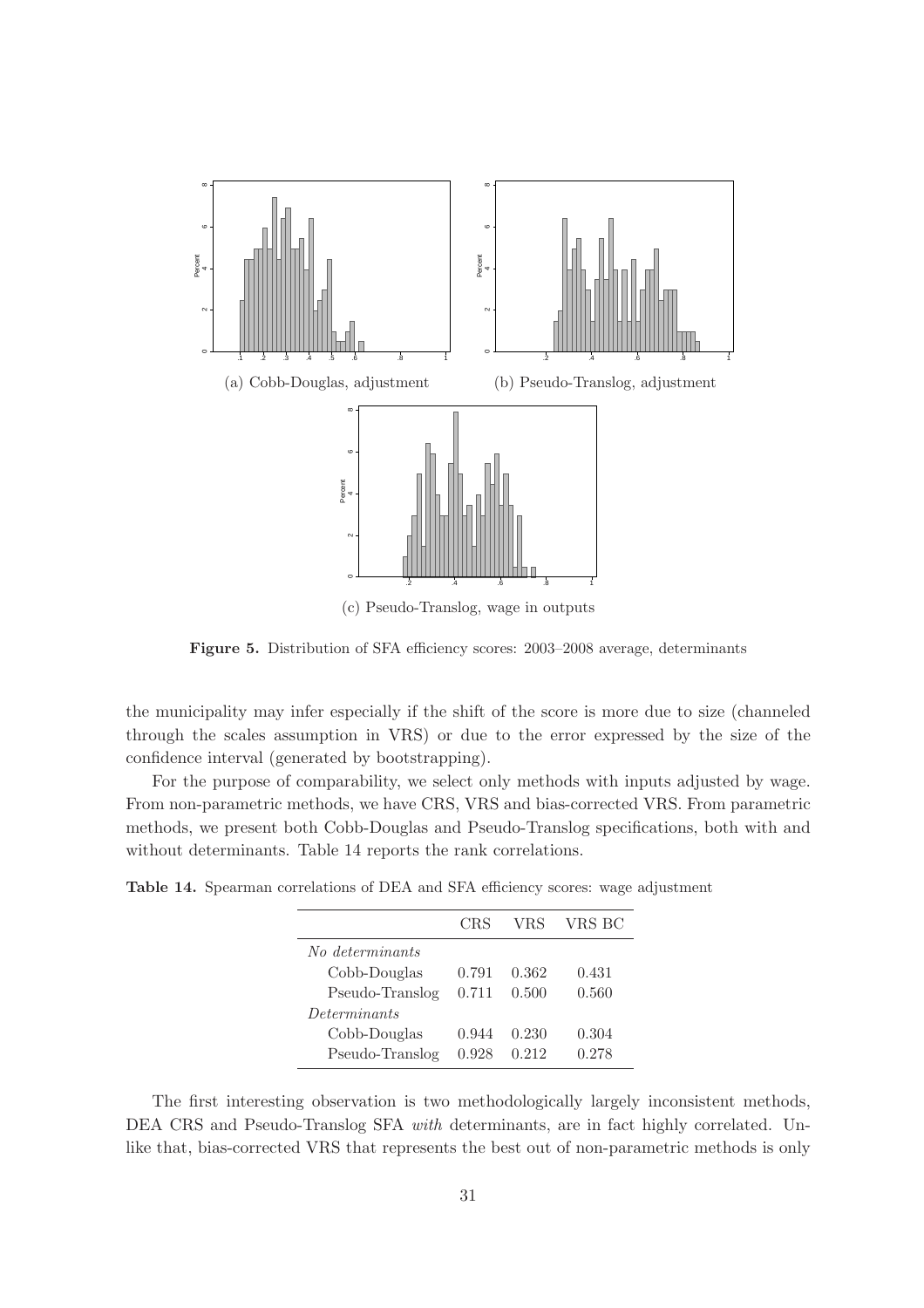Percent
0 2 4 6 8
.1 .2 .3 .4 .5 .6 .8 1

(a) Cobb-Douglas, adjustment

Percent
0 2 4 6 8
.2 .4 .6 .8 1

(b) Pseudo-Translog, adjustment

Percent
0 2 4 6 8
.2 .4 .6 .8 1

(c) Pseudo-Translog, wage in outputs

**Figure 5.** Distribution of SFA efficiency scores: 2003–2008 average, determinants

the municipality may infer especially if the shift of the score is more due to size (channeled through the scales assumption in VRS) or due to the error expressed by the size of the confidence interval (generated by bootstrapping).

For the purpose of comparability, we select only methods with inputs adjusted by wage. From non-parametric methods, we have CRS, VRS and bias-corrected VRS. From parametric methods, we present both Cobb-Douglas and Pseudo-Translog specifications, both with and without determinants. Table 14 reports the rank correlations.

**Table 14.** Spearman correlations of DEA and SFA efficiency scores: wage adjustment

| | CRS | VRS | VRS BC |
|---|---|---|---|
| *No determinants* | | | |
| Cobb-Douglas | 0.791 | 0.362 | 0.431 |
| Pseudo-Translog | 0.711 | 0.500 | 0.560 |
| *Determinants* | | | |
| Cobb-Douglas | 0.944 | 0.230 | 0.304 |
| Pseudo-Translog | 0.928 | 0.212 | 0.278 |

The first interesting observation is two methodologically largely inconsistent methods, DEA CRS and Pseudo-Translog SFA *with* determinants, are in fact highly correlated. Unlike that, bias-corrected VRS that represents the best out of non-parametric methods is only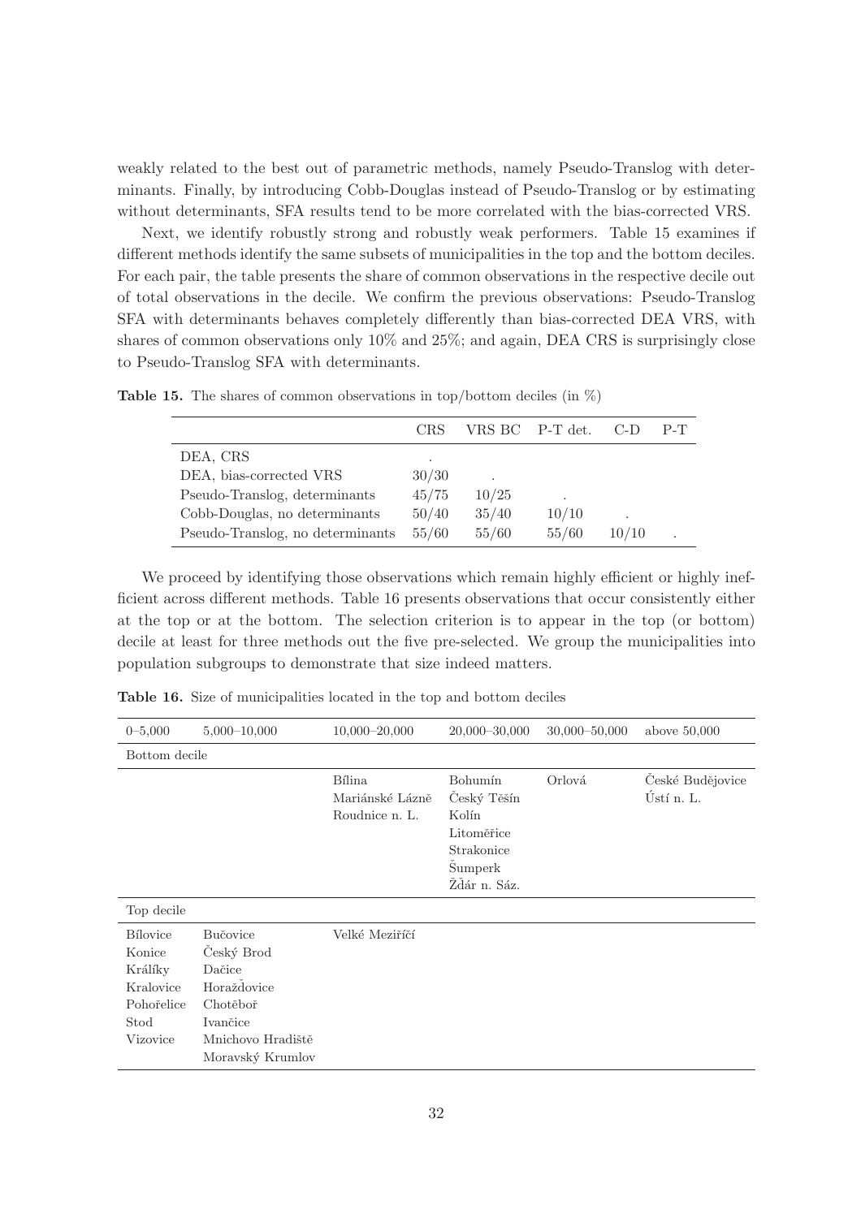weakly related to the best out of parametric methods, namely Pseudo-Translog with determinants. Finally, by introducing Cobb-Douglas instead of Pseudo-Translog or by estimating without determinants, SFA results tend to be more correlated with the bias-corrected VRS.

Next, we identify robustly strong and robustly weak performers. Table 15 examines if different methods identify the same subsets of municipalities in the top and the bottom deciles. For each pair, the table presents the share of common observations in the respective decile out of total observations in the decile. We confirm the previous observations: Pseudo-Translog SFA with determinants behaves completely differently than bias-corrected DEA VRS, with shares of common observations only 10% and 25%; and again, DEA CRS is surprisingly close to Pseudo-Translog SFA with determinants.

**Table 15.** The shares of common observations in top/bottom deciles (in %)

| | CRS | VRS BC | P-T det. | C-D | P-T |
|---|---|---|---|---|---|
| DEA, CRS | . | | | | |
| DEA, bias-corrected VRS | 30/30 | . | | | |
| Pseudo-Translog, determinants | 45/75 | 10/25 | . | | |
| Cobb-Douglas, no determinants | 50/40 | 35/40 | 10/10 | . | |
| Pseudo-Translog, no determinants | 55/60 | 55/60 | 55/60 | 10/10 | . |

We proceed by identifying those observations which remain highly efficient or highly inefficient across different methods. Table 16 presents observations that occur consistently either at the top or at the bottom. The selection criterion is to appear in the top (or bottom) decile at least for three methods out the five pre-selected. We group the municipalities into population subgroups to demonstrate that size indeed matters.

**Table 16.** Size of municipalities located in the top and bottom deciles

| 0–5,000 | 5,000–10,000 | 10,000–20,000 | 20,000–30,000 | 30,000–50,000 | above 50,000 |
|---|---|---|---|---|---|
| Bottom decile | | | | | |
| | | Bílina<br>Mariánské Lázně<br>Roudnice n. L. | Bohumín<br>Český Těšín<br>Kolín<br>Litoměřice<br>Strakonice<br>Šumperk<br>Žďár n. Sáz. | Orlová | České Budějovice<br>Ústí n. L. |
| Top decile | | | | | |
| Bílovice<br>Konice<br>Králíky<br>Kralovice<br>Pohořelice<br>Stod<br>Vizovice | Bučovice<br>Český Brod<br>Dačice<br>Horažďovice<br>Chotěboř<br>Ivančice<br>Mnichovo Hradiště<br>Moravský Krumlov | Velké Meziříčí | | | |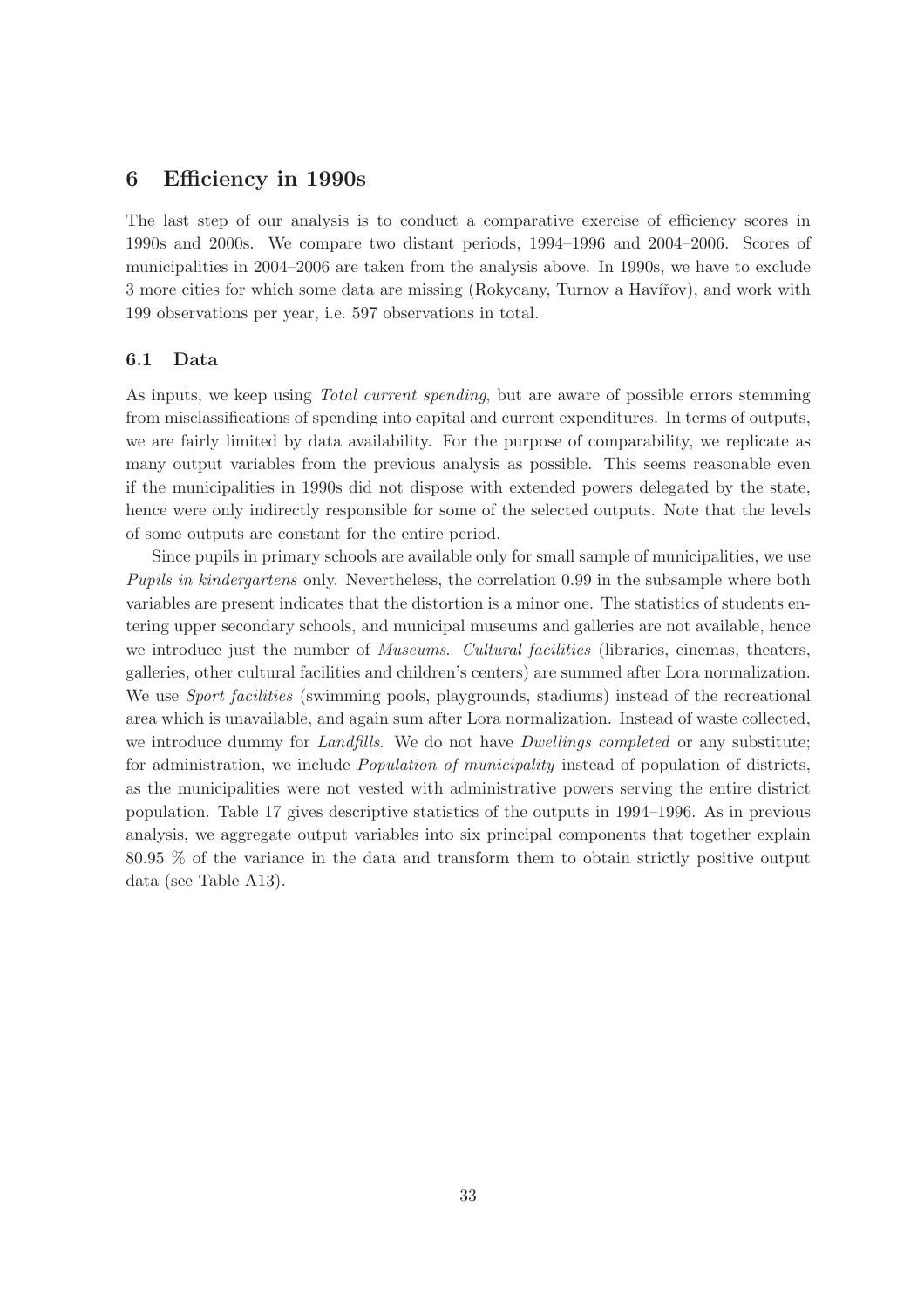## 6 Efficiency in 1990s

The last step of our analysis is to conduct a comparative exercise of efficiency scores in 1990s and 2000s. We compare two distant periods, 1994–1996 and 2004–2006. Scores of municipalities in 2004–2006 are taken from the analysis above. In 1990s, we have to exclude 3 more cities for which some data are missing (Rokycany, Turnov a Havířov), and work with 199 observations per year, i.e. 597 observations in total.

### 6.1 Data

As inputs, we keep using *Total current spending*, but are aware of possible errors stemming from misclassifications of spending into capital and current expenditures. In terms of outputs, we are fairly limited by data availability. For the purpose of comparability, we replicate as many output variables from the previous analysis as possible. This seems reasonable even if the municipalities in 1990s did not dispose with extended powers delegated by the state, hence were only indirectly responsible for some of the selected outputs. Note that the levels of some outputs are constant for the entire period.

Since pupils in primary schools are available only for small sample of municipalities, we use *Pupils in kindergartens* only. Nevertheless, the correlation 0.99 in the subsample where both variables are present indicates that the distortion is a minor one. The statistics of students entering upper secondary schools, and municipal museums and galleries are not available, hence we introduce just the number of *Museums*. *Cultural facilities* (libraries, cinemas, theaters, galleries, other cultural facilities and children's centers) are summed after Lora normalization. We use *Sport facilities* (swimming pools, playgrounds, stadiums) instead of the recreational area which is unavailable, and again sum after Lora normalization. Instead of waste collected, we introduce dummy for *Landfills*. We do not have *Dwellings completed* or any substitute; for administration, we include *Population of municipality* instead of population of districts, as the municipalities were not vested with administrative powers serving the entire district population. Table 17 gives descriptive statistics of the outputs in 1994–1996. As in previous analysis, we aggregate output variables into six principal components that together explain 80.95 % of the variance in the data and transform them to obtain strictly positive output data (see Table A13).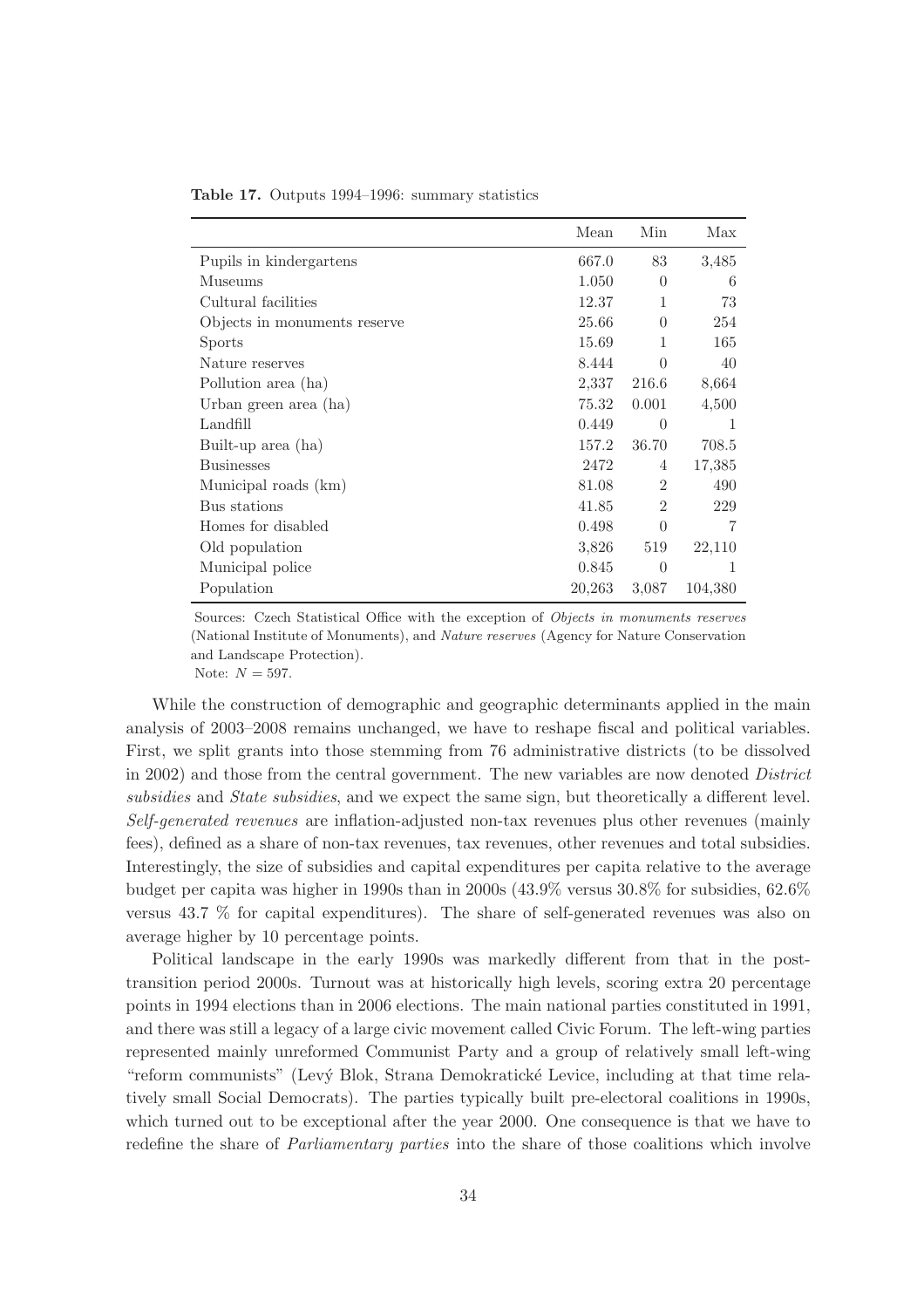**Table 17.** Outputs 1994–1996: summary statistics

| | Mean | Min | Max |
|---|---|---|---|
| Pupils in kindergartens | 667.0 | 83 | 3,485 |
| Museums | 1.050 | 0 | 6 |
| Cultural facilities | 12.37 | 1 | 73 |
| Objects in monuments reserve | 25.66 | 0 | 254 |
| Sports | 15.69 | 1 | 165 |
| Nature reserves | 8.444 | 0 | 40 |
| Pollution area (ha) | 2,337 | 216.6 | 8,664 |
| Urban green area (ha) | 75.32 | 0.001 | 4,500 |
| Landfill | 0.449 | 0 | 1 |
| Built-up area (ha) | 157.2 | 36.70 | 708.5 |
| Businesses | 2472 | 4 | 17,385 |
| Municipal roads (km) | 81.08 | 2 | 490 |
| Bus stations | 41.85 | 2 | 229 |
| Homes for disabled | 0.498 | 0 | 7 |
| Old population | 3,826 | 519 | 22,110 |
| Municipal police | 0.845 | 0 | 1 |
| Population | 20,263 | 3,087 | 104,380 |

Sources: Czech Statistical Office with the exception of *Objects in monuments reserves* (National Institute of Monuments), and *Nature reserves* (Agency for Nature Conservation and Landscape Protection).
Note: $N = 597$.

While the construction of demographic and geographic determinants applied in the main analysis of 2003–2008 remains unchanged, we have to reshape fiscal and political variables. First, we split grants into those stemming from 76 administrative districts (to be dissolved in 2002) and those from the central government. The new variables are now denoted *District subsidies* and *State subsidies*, and we expect the same sign, but theoretically a different level. *Self-generated revenues* are inflation-adjusted non-tax revenues plus other revenues (mainly fees), defined as a share of non-tax revenues, tax revenues, other revenues and total subsidies. Interestingly, the size of subsidies and capital expenditures per capita relative to the average budget per capita was higher in 1990s than in 2000s (43.9% versus 30.8% for subsidies, 62.6% versus 43.7 % for capital expenditures). The share of self-generated revenues was also on average higher by 10 percentage points.

Political landscape in the early 1990s was markedly different from that in the post-transition period 2000s. Turnout was at historically high levels, scoring extra 20 percentage points in 1994 elections than in 2006 elections. The main national parties constituted in 1991, and there was still a legacy of a large civic movement called Civic Forum. The left-wing parties represented mainly unreformed Communist Party and a group of relatively small left-wing "reform communists" (Levý Blok, Strana Demokratické Levice, including at that time relatively small Social Democrats). The parties typically built pre-electoral coalitions in 1990s, which turned out to be exceptional after the year 2000. One consequence is that we have to redefine the share of *Parliamentary parties* into the share of those coalitions which involve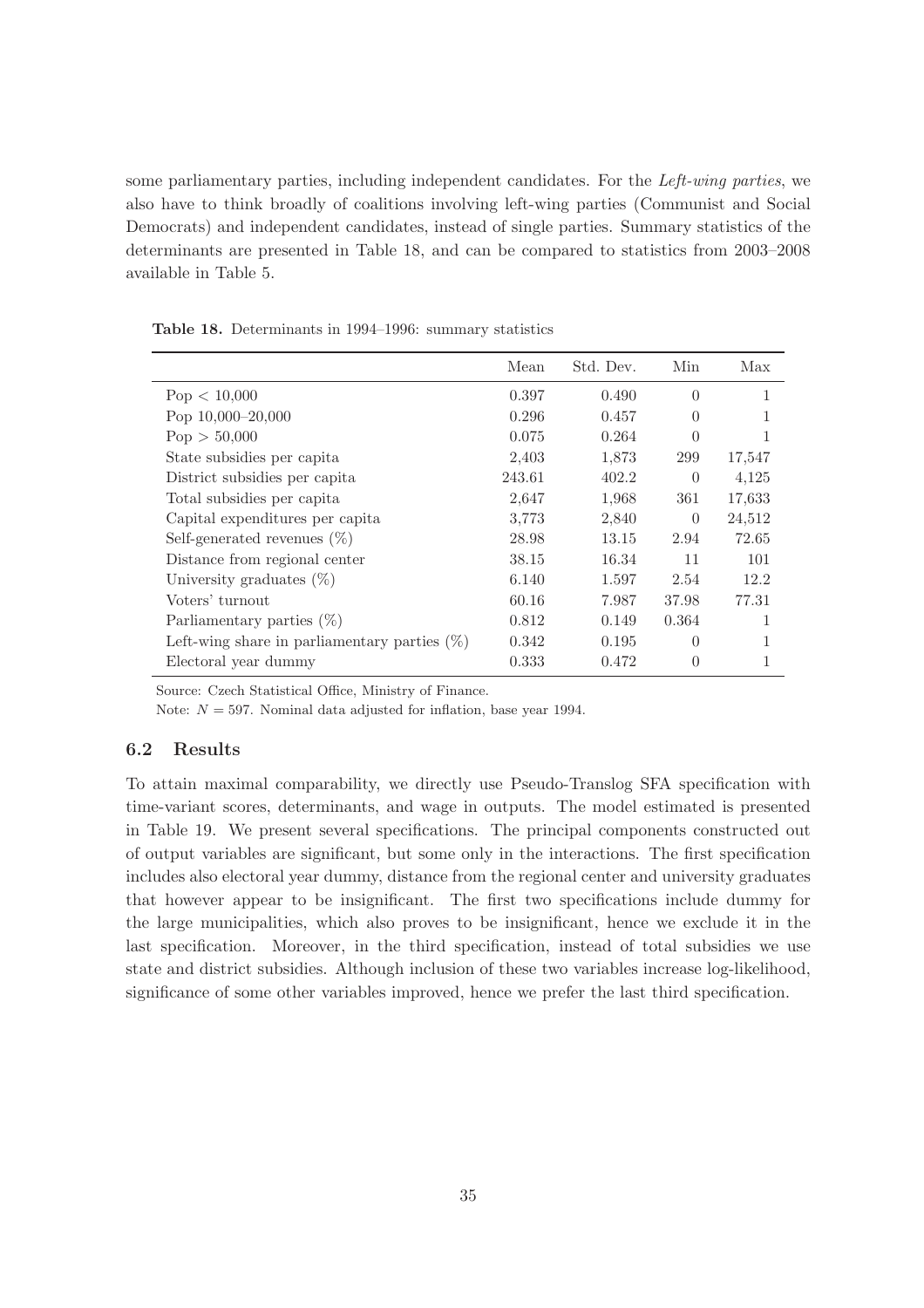some parliamentary parties, including independent candidates. For the *Left-wing parties*, we also have to think broadly of coalitions involving left-wing parties (Communist and Social Democrats) and independent candidates, instead of single parties. Summary statistics of the determinants are presented in Table 18, and can be compared to statistics from 2003–2008 available in Table 5.

**Table 18.** Determinants in 1994–1996: summary statistics

| | Mean | Std. Dev. | Min | Max |
|---|---|---|---|---|
| Pop < 10,000 | 0.397 | 0.490 | 0 | 1 |
| Pop 10,000–20,000 | 0.296 | 0.457 | 0 | 1 |
| Pop > 50,000 | 0.075 | 0.264 | 0 | 1 |
| State subsidies per capita | 2,403 | 1,873 | 299 | 17,547 |
| District subsidies per capita | 243.61 | 402.2 | 0 | 4,125 |
| Total subsidies per capita | 2,647 | 1,968 | 361 | 17,633 |
| Capital expenditures per capita | 3,773 | 2,840 | 0 | 24,512 |
| Self-generated revenues (%) | 28.98 | 13.15 | 2.94 | 72.65 |
| Distance from regional center | 38.15 | 16.34 | 11 | 101 |
| University graduates (%) | 6.140 | 1.597 | 2.54 | 12.2 |
| Voters' turnout | 60.16 | 7.987 | 37.98 | 77.31 |
| Parliamentary parties (%) | 0.812 | 0.149 | 0.364 | 1 |
| Left-wing share in parliamentary parties (%) | 0.342 | 0.195 | 0 | 1 |
| Electoral year dummy | 0.333 | 0.472 | 0 | 1 |

Source: Czech Statistical Office, Ministry of Finance.

Note: $N = 597$. Nominal data adjusted for inflation, base year 1994.

### 6.2 Results

To attain maximal comparability, we directly use Pseudo-Translog SFA specification with time-variant scores, determinants, and wage in outputs. The model estimated is presented in Table 19. We present several specifications. The principal components constructed out of output variables are significant, but some only in the interactions. The first specification includes also electoral year dummy, distance from the regional center and university graduates that however appear to be insignificant. The first two specifications include dummy for the large municipalities, which also proves to be insignificant, hence we exclude it in the last specification. Moreover, in the third specification, instead of total subsidies we use state and district subsidies. Although inclusion of these two variables increase log-likelihood, significance of some other variables improved, hence we prefer the last third specification.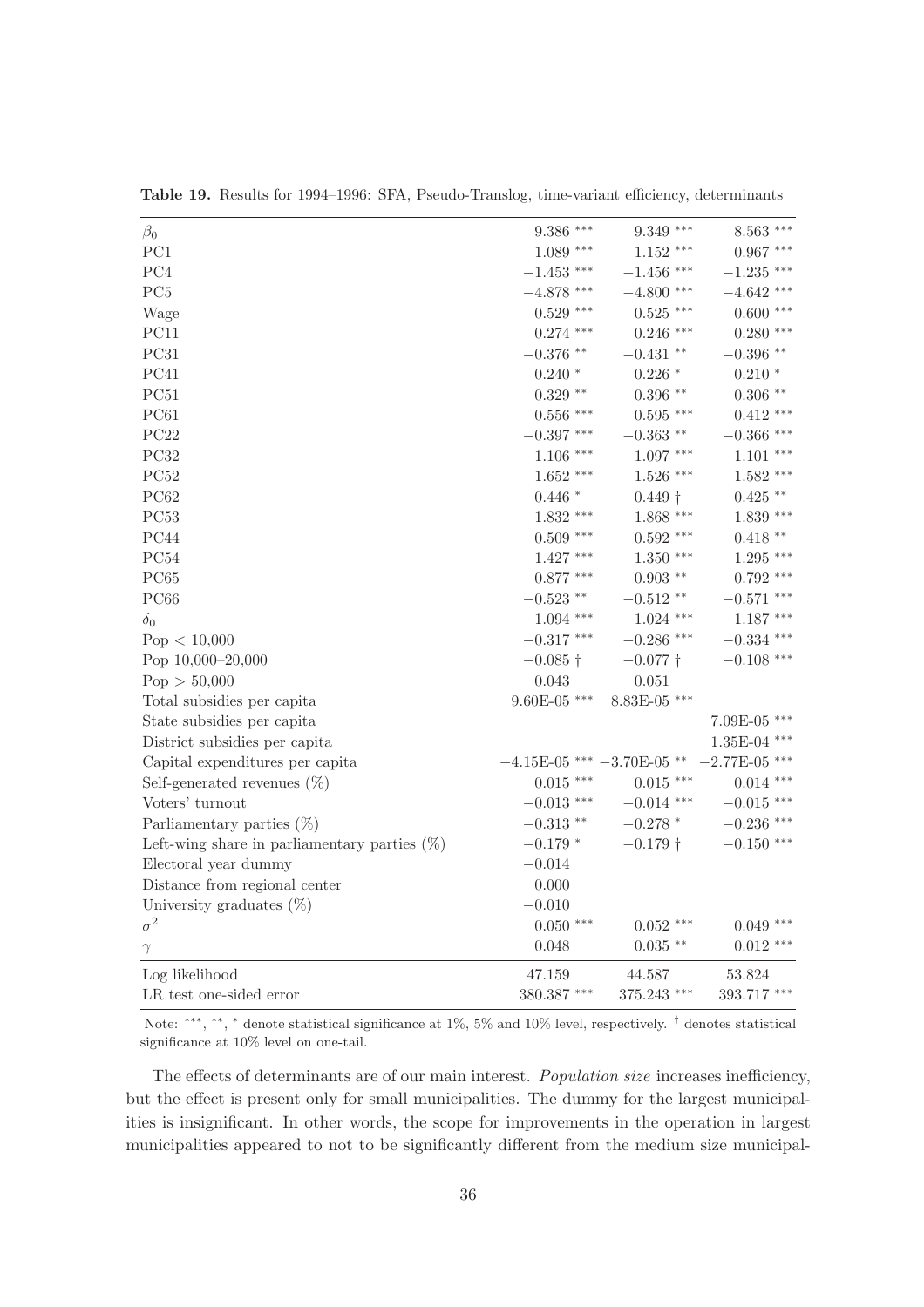**Table 19.** Results for 1994–1996: SFA, Pseudo-Translog, time-variant efficiency, determinants

| | | | |
|---|---|---|---|
| $\beta_0$ | 9.386 *** | 9.349 *** | 8.563 *** |
| PC1 | 1.089 *** | 1.152 *** | 0.967 *** |
| PC4 | −1.453 *** | −1.456 *** | −1.235 *** |
| PC5 | −4.878 *** | −4.800 *** | −4.642 *** |
| Wage | 0.529 *** | 0.525 *** | 0.600 *** |
| PC11 | 0.274 *** | 0.246 *** | 0.280 *** |
| PC31 | −0.376 ** | −0.431 ** | −0.396 ** |
| PC41 | 0.240 * | 0.226 * | 0.210 * |
| PC51 | 0.329 ** | 0.396 ** | 0.306 ** |
| PC61 | −0.556 *** | −0.595 *** | −0.412 *** |
| PC22 | −0.397 *** | −0.363 ** | −0.366 *** |
| PC32 | −1.106 *** | −1.097 *** | −1.101 *** |
| PC52 | 1.652 *** | 1.526 *** | 1.582 *** |
| PC62 | 0.446 * | 0.449 † | 0.425 ** |
| PC53 | 1.832 *** | 1.868 *** | 1.839 *** |
| PC44 | 0.509 *** | 0.592 *** | 0.418 ** |
| PC54 | 1.427 *** | 1.350 *** | 1.295 *** |
| PC65 | 0.877 *** | 0.903 ** | 0.792 *** |
| PC66 | −0.523 ** | −0.512 ** | −0.571 *** |
| $\delta_0$ | 1.094 *** | 1.024 *** | 1.187 *** |
| Pop < 10,000 | −0.317 *** | −0.286 *** | −0.334 *** |
| Pop 10,000–20,000 | −0.085 † | −0.077 † | −0.108 *** |
| Pop > 50,000 | 0.043 | 0.051 | |
| Total subsidies per capita | 9.60E-05 *** | 8.83E-05 *** | |
| State subsidies per capita | | | 7.09E-05 *** |
| District subsidies per capita | | | 1.35E-04 *** |
| Capital expenditures per capita | −4.15E-05 *** | −3.70E-05 ** | −2.77E-05 *** |
| Self-generated revenues (%) | 0.015 *** | 0.015 *** | 0.014 *** |
| Voters' turnout | −0.013 *** | −0.014 *** | −0.015 *** |
| Parliamentary parties (%) | −0.313 ** | −0.278 * | −0.236 *** |
| Left-wing share in parliamentary parties (%) | −0.179 * | −0.179 † | −0.150 *** |
| Electoral year dummy | −0.014 | | |
| Distance from regional center | 0.000 | | |
| University graduates (%) | −0.010 | | |
| $\sigma^2$ | 0.050 *** | 0.052 *** | 0.049 *** |
| $\gamma$ | 0.048 | 0.035 ** | 0.012 *** |
| Log likelihood | 47.159 | 44.587 | 53.824 |
| LR test one-sided error | 380.387 *** | 375.243 *** | 393.717 *** |

Note: ***, **, * denote statistical significance at 1%, 5% and 10% level, respectively. † denotes statistical significance at 10% level on one-tail.

The effects of determinants are of our main interest. *Population size* increases inefficiency, but the effect is present only for small municipalities. The dummy for the largest municipalities is insignificant. In other words, the scope for improvements in the operation in largest municipalities appeared to not to be significantly different from the medium size municipal-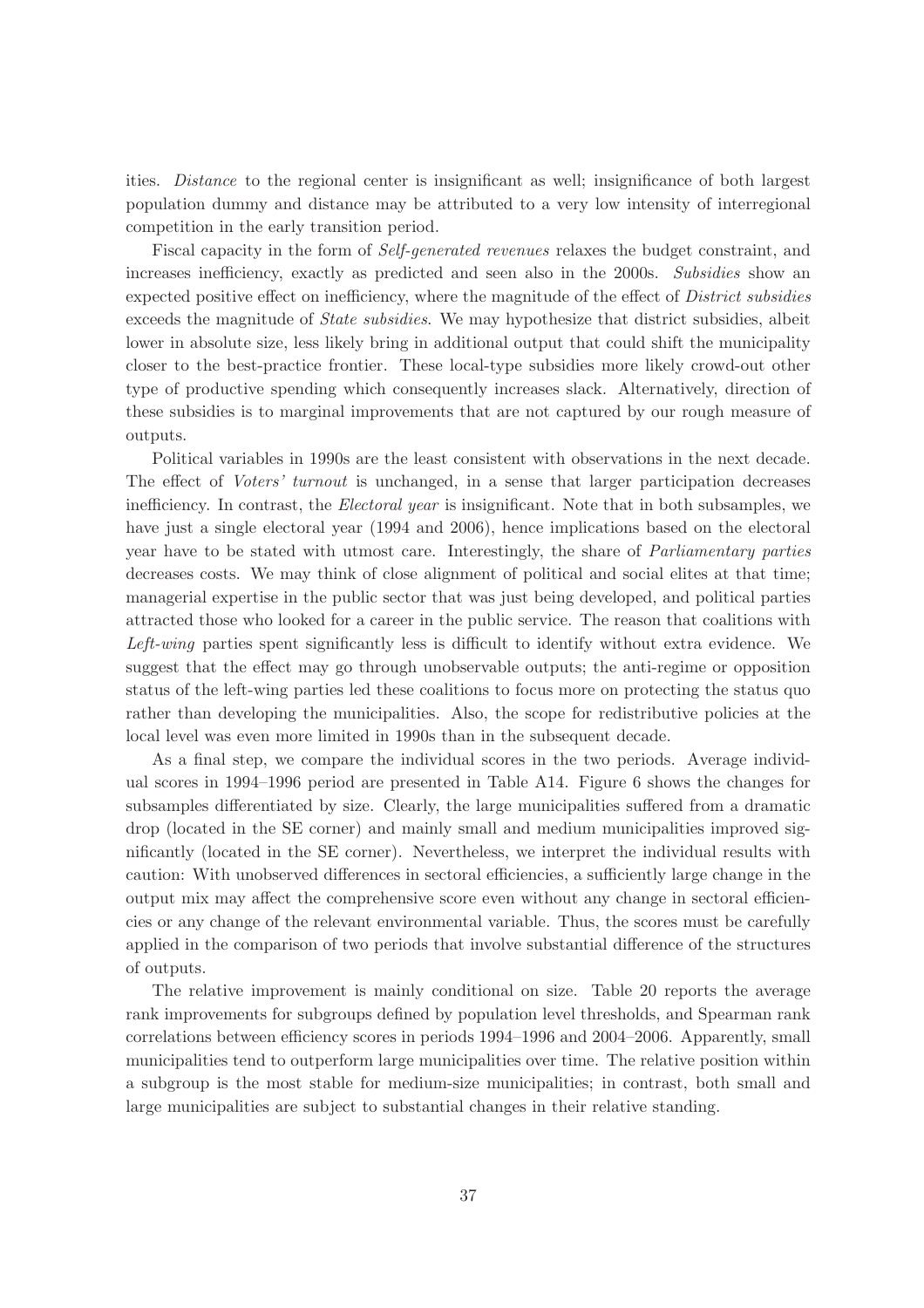ities. *Distance* to the regional center is insignificant as well; insignificance of both largest population dummy and distance may be attributed to a very low intensity of interregional competition in the early transition period.

Fiscal capacity in the form of *Self-generated revenues* relaxes the budget constraint, and increases inefficiency, exactly as predicted and seen also in the 2000s. *Subsidies* show an expected positive effect on inefficiency, where the magnitude of the effect of *District subsidies* exceeds the magnitude of *State subsidies*. We may hypothesize that district subsidies, albeit lower in absolute size, less likely bring in additional output that could shift the municipality closer to the best-practice frontier. These local-type subsidies more likely crowd-out other type of productive spending which consequently increases slack. Alternatively, direction of these subsidies is to marginal improvements that are not captured by our rough measure of outputs.

Political variables in 1990s are the least consistent with observations in the next decade. The effect of *Voters' turnout* is unchanged, in a sense that larger participation decreases inefficiency. In contrast, the *Electoral year* is insignificant. Note that in both subsamples, we have just a single electoral year (1994 and 2006), hence implications based on the electoral year have to be stated with utmost care. Interestingly, the share of *Parliamentary parties* decreases costs. We may think of close alignment of political and social elites at that time; managerial expertise in the public sector that was just being developed, and political parties attracted those who looked for a career in the public service. The reason that coalitions with *Left-wing* parties spent significantly less is difficult to identify without extra evidence. We suggest that the effect may go through unobservable outputs; the anti-regime or opposition status of the left-wing parties led these coalitions to focus more on protecting the status quo rather than developing the municipalities. Also, the scope for redistributive policies at the local level was even more limited in 1990s than in the subsequent decade.

As a final step, we compare the individual scores in the two periods. Average individual scores in 1994–1996 period are presented in Table A14. Figure 6 shows the changes for subsamples differentiated by size. Clearly, the large municipalities suffered from a dramatic drop (located in the SE corner) and mainly small and medium municipalities improved significantly (located in the SE corner). Nevertheless, we interpret the individual results with caution: With unobserved differences in sectoral efficiencies, a sufficiently large change in the output mix may affect the comprehensive score even without any change in sectoral efficiencies or any change of the relevant environmental variable. Thus, the scores must be carefully applied in the comparison of two periods that involve substantial difference of the structures of outputs.

The relative improvement is mainly conditional on size. Table 20 reports the average rank improvements for subgroups defined by population level thresholds, and Spearman rank correlations between efficiency scores in periods 1994–1996 and 2004–2006. Apparently, small municipalities tend to outperform large municipalities over time. The relative position within a subgroup is the most stable for medium-size municipalities; in contrast, both small and large municipalities are subject to substantial changes in their relative standing.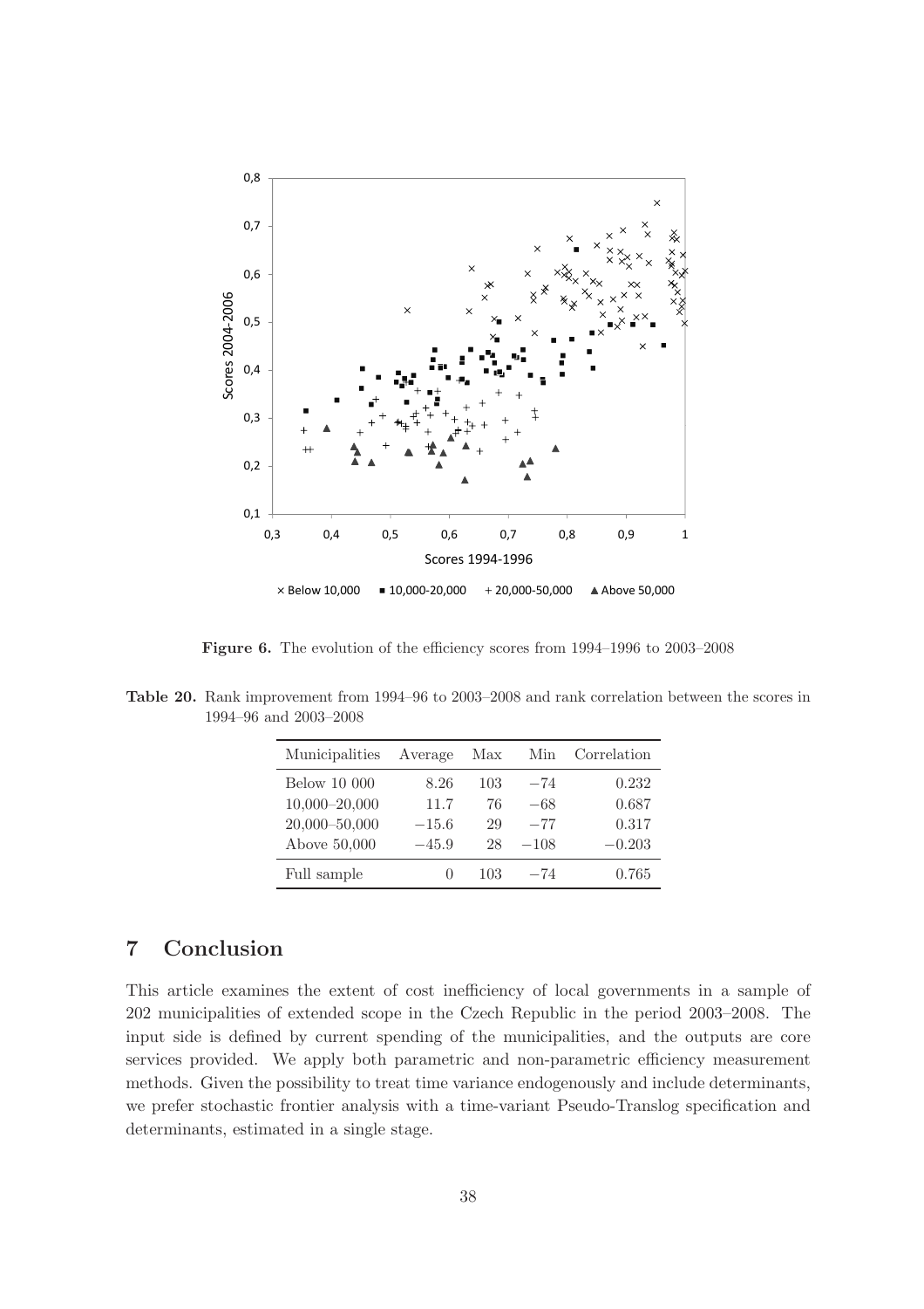0,8
0,7
0,6
0,5
0,4
0,3
0,2
0,1

Scores 2004-2006

0,3 0,4 0,5 0,6 0,7 0,8 0,9 1

Scores 1994-1996

× Below 10,000 ■ 10,000-20,000 + 20,000-50,000 ▲ Above 50,000

**Figure 6.** The evolution of the efficiency scores from 1994–1996 to 2003–2008

**Table 20.** Rank improvement from 1994–96 to 2003–2008 and rank correlation between the scores in 1994–96 and 2003–2008

| Municipalities | Average | Max | Min | Correlation |
|---|---|---|---|---|
| Below 10 000 | 8.26 | 103 | −74 | 0.232 |
| 10,000–20,000 | 11.7 | 76 | −68 | 0.687 |
| 20,000–50,000 | −15.6 | 29 | −77 | 0.317 |
| Above 50,000 | −45.9 | 28 | −108 | −0.203 |
| Full sample | 0 | 103 | −74 | 0.765 |

## 7 Conclusion

This article examines the extent of cost inefficiency of local governments in a sample of 202 municipalities of extended scope in the Czech Republic in the period 2003–2008. The input side is defined by current spending of the municipalities, and the outputs are core services provided. We apply both parametric and non-parametric efficiency measurement methods. Given the possibility to treat time variance endogenously and include determinants, we prefer stochastic frontier analysis with a time-variant Pseudo-Translog specification and determinants, estimated in a single stage.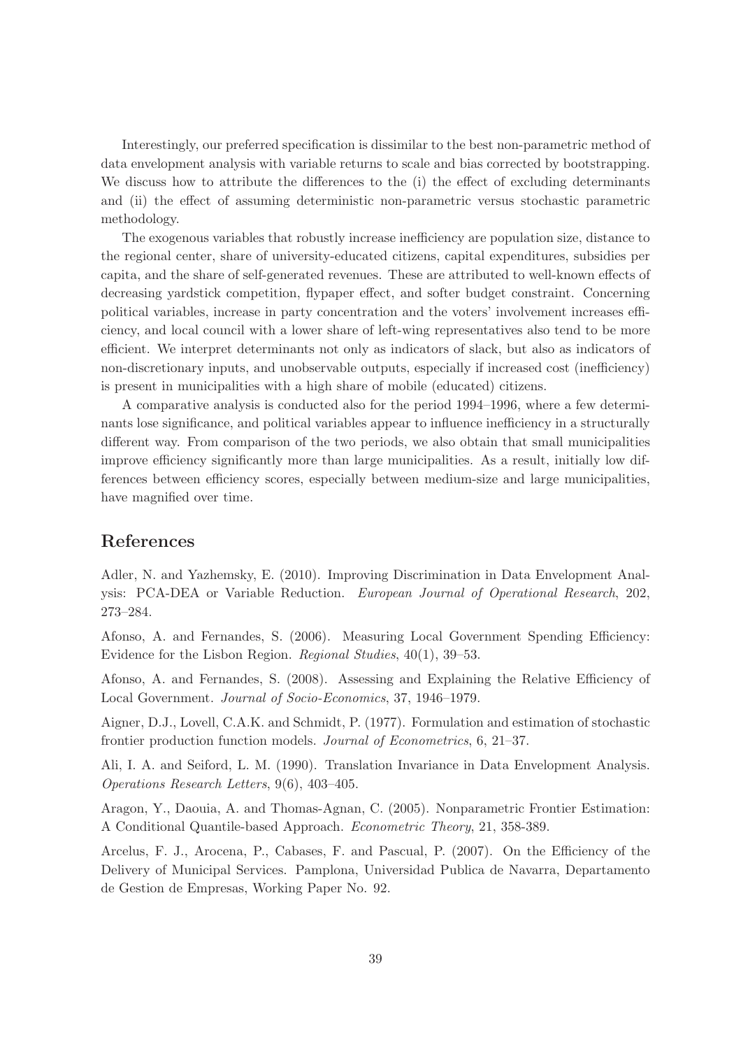Interestingly, our preferred specification is dissimilar to the best non-parametric method of data envelopment analysis with variable returns to scale and bias corrected by bootstrapping. We discuss how to attribute the differences to the (i) the effect of excluding determinants and (ii) the effect of assuming deterministic non-parametric versus stochastic parametric methodology.

The exogenous variables that robustly increase inefficiency are population size, distance to the regional center, share of university-educated citizens, capital expenditures, subsidies per capita, and the share of self-generated revenues. These are attributed to well-known effects of decreasing yardstick competition, flypaper effect, and softer budget constraint. Concerning political variables, increase in party concentration and the voters' involvement increases efficiency, and local council with a lower share of left-wing representatives also tend to be more efficient. We interpret determinants not only as indicators of slack, but also as indicators of non-discretionary inputs, and unobservable outputs, especially if increased cost (inefficiency) is present in municipalities with a high share of mobile (educated) citizens.

A comparative analysis is conducted also for the period 1994–1996, where a few determinants lose significance, and political variables appear to influence inefficiency in a structurally different way. From comparison of the two periods, we also obtain that small municipalities improve efficiency significantly more than large municipalities. As a result, initially low differences between efficiency scores, especially between medium-size and large municipalities, have magnified over time.

## References

Adler, N. and Yazhemsky, E. (2010). Improving Discrimination in Data Envelopment Analysis: PCA-DEA or Variable Reduction. *European Journal of Operational Research*, 202, 273–284.

Afonso, A. and Fernandes, S. (2006). Measuring Local Government Spending Efficiency: Evidence for the Lisbon Region. *Regional Studies*, 40(1), 39–53.

Afonso, A. and Fernandes, S. (2008). Assessing and Explaining the Relative Efficiency of Local Government. *Journal of Socio-Economics*, 37, 1946–1979.

Aigner, D.J., Lovell, C.A.K. and Schmidt, P. (1977). Formulation and estimation of stochastic frontier production function models. *Journal of Econometrics*, 6, 21–37.

Ali, I. A. and Seiford, L. M. (1990). Translation Invariance in Data Envelopment Analysis. *Operations Research Letters*, 9(6), 403–405.

Aragon, Y., Daouia, A. and Thomas-Agnan, C. (2005). Nonparametric Frontier Estimation: A Conditional Quantile-based Approach. *Econometric Theory*, 21, 358-389.

Arcelus, F. J., Arocena, P., Cabases, F. and Pascual, P. (2007). On the Efficiency of the Delivery of Municipal Services. Pamplona, Universidad Publica de Navarra, Departamento de Gestion de Empresas, Working Paper No. 92.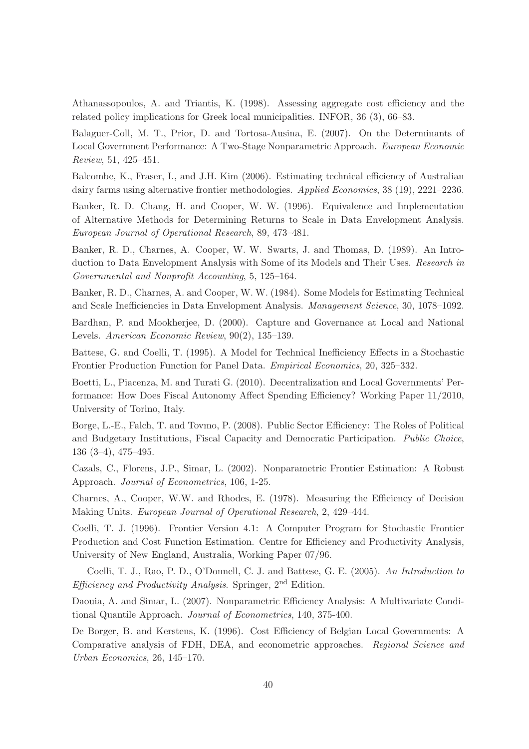Athanassopoulos, A. and Triantis, K. (1998). Assessing aggregate cost efficiency and the related policy implications for Greek local municipalities. INFOR, 36 (3), 66–83.

Balaguer-Coll, M. T., Prior, D. and Tortosa-Ausina, E. (2007). On the Determinants of Local Government Performance: A Two-Stage Nonparametric Approach. *European Economic Review*, 51, 425–451.

Balcombe, K., Fraser, I., and J.H. Kim (2006). Estimating technical efficiency of Australian dairy farms using alternative frontier methodologies. *Applied Economics*, 38 (19), 2221–2236.

Banker, R. D. Chang, H. and Cooper, W. W. (1996). Equivalence and Implementation of Alternative Methods for Determining Returns to Scale in Data Envelopment Analysis. *European Journal of Operational Research*, 89, 473–481.

Banker, R. D., Charnes, A. Cooper, W. W. Swarts, J. and Thomas, D. (1989). An Introduction to Data Envelopment Analysis with Some of its Models and Their Uses. *Research in Governmental and Nonprofit Accounting*, 5, 125–164.

Banker, R. D., Charnes, A. and Cooper, W. W. (1984). Some Models for Estimating Technical and Scale Inefficiencies in Data Envelopment Analysis. *Management Science*, 30, 1078–1092.

Bardhan, P. and Mookherjee, D. (2000). Capture and Governance at Local and National Levels. *American Economic Review*, 90(2), 135–139.

Battese, G. and Coelli, T. (1995). A Model for Technical Inefficiency Effects in a Stochastic Frontier Production Function for Panel Data. *Empirical Economics*, 20, 325–332.

Boetti, L., Piacenza, M. and Turati G. (2010). Decentralization and Local Governments' Performance: How Does Fiscal Autonomy Affect Spending Efficiency? Working Paper 11/2010, University of Torino, Italy.

Borge, L.-E., Falch, T. and Tovmo, P. (2008). Public Sector Efficiency: The Roles of Political and Budgetary Institutions, Fiscal Capacity and Democratic Participation. *Public Choice*, 136 (3–4), 475–495.

Cazals, C., Florens, J.P., Simar, L. (2002). Nonparametric Frontier Estimation: A Robust Approach. *Journal of Econometrics*, 106, 1-25.

Charnes, A., Cooper, W.W. and Rhodes, E. (1978). Measuring the Efficiency of Decision Making Units. *European Journal of Operational Research*, 2, 429–444.

Coelli, T. J. (1996). Frontier Version 4.1: A Computer Program for Stochastic Frontier Production and Cost Function Estimation. Centre for Efficiency and Productivity Analysis, University of New England, Australia, Working Paper 07/96.

Coelli, T. J., Rao, P. D., O'Donnell, C. J. and Battese, G. E. (2005). *An Introduction to Efficiency and Productivity Analysis*. Springer, 2nd Edition.

Daouia, A. and Simar, L. (2007). Nonparametric Efficiency Analysis: A Multivariate Conditional Quantile Approach. *Journal of Econometrics*, 140, 375-400.

De Borger, B. and Kerstens, K. (1996). Cost Efficiency of Belgian Local Governments: A Comparative analysis of FDH, DEA, and econometric approaches. *Regional Science and Urban Economics*, 26, 145–170.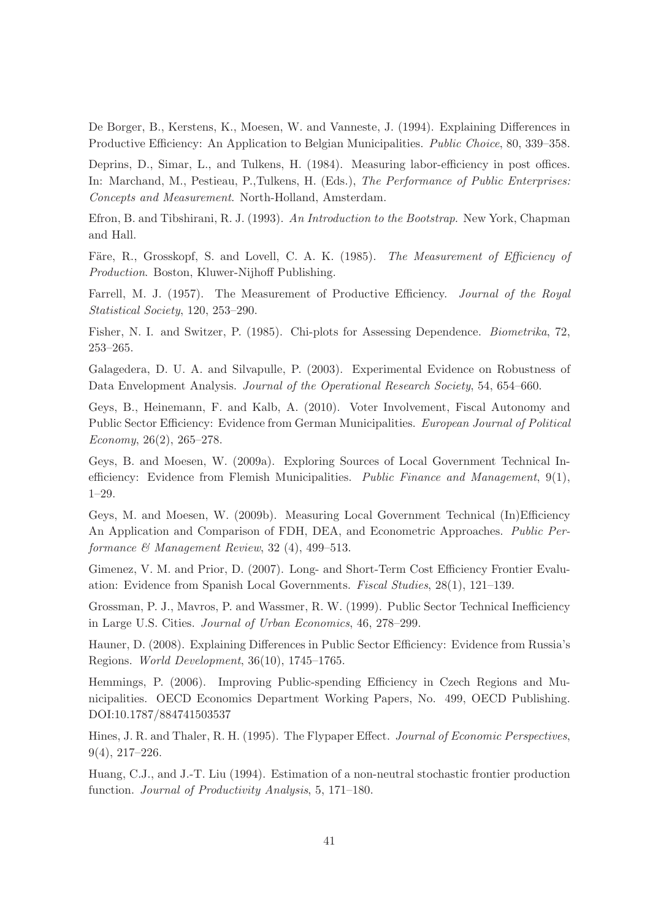De Borger, B., Kerstens, K., Moesen, W. and Vanneste, J. (1994). Explaining Differences in Productive Efficiency: An Application to Belgian Municipalities. *Public Choice*, 80, 339–358.

Deprins, D., Simar, L., and Tulkens, H. (1984). Measuring labor-efficiency in post offices. In: Marchand, M., Pestieau, P.,Tulkens, H. (Eds.), *The Performance of Public Enterprises: Concepts and Measurement*. North-Holland, Amsterdam.

Efron, B. and Tibshirani, R. J. (1993). *An Introduction to the Bootstrap*. New York, Chapman and Hall.

Färe, R., Grosskopf, S. and Lovell, C. A. K. (1985). *The Measurement of Efficiency of Production*. Boston, Kluwer-Nijhoff Publishing.

Farrell, M. J. (1957). The Measurement of Productive Efficiency. *Journal of the Royal Statistical Society*, 120, 253–290.

Fisher, N. I. and Switzer, P. (1985). Chi-plots for Assessing Dependence. *Biometrika*, 72, 253–265.

Galagedera, D. U. A. and Silvapulle, P. (2003). Experimental Evidence on Robustness of Data Envelopment Analysis. *Journal of the Operational Research Society*, 54, 654–660.

Geys, B., Heinemann, F. and Kalb, A. (2010). Voter Involvement, Fiscal Autonomy and Public Sector Efficiency: Evidence from German Municipalities. *European Journal of Political Economy*, 26(2), 265–278.

Geys, B. and Moesen, W. (2009a). Exploring Sources of Local Government Technical Inefficiency: Evidence from Flemish Municipalities. *Public Finance and Management*, 9(1), 1–29.

Geys, M. and Moesen, W. (2009b). Measuring Local Government Technical (In)Efficiency An Application and Comparison of FDH, DEA, and Econometric Approaches. *Public Performance & Management Review*, 32 (4), 499–513.

Gimenez, V. M. and Prior, D. (2007). Long- and Short-Term Cost Efficiency Frontier Evaluation: Evidence from Spanish Local Governments. *Fiscal Studies*, 28(1), 121–139.

Grossman, P. J., Mavros, P. and Wassmer, R. W. (1999). Public Sector Technical Inefficiency in Large U.S. Cities. *Journal of Urban Economics*, 46, 278–299.

Hauner, D. (2008). Explaining Differences in Public Sector Efficiency: Evidence from Russia's Regions. *World Development*, 36(10), 1745–1765.

Hemmings, P. (2006). Improving Public-spending Efficiency in Czech Regions and Municipalities. OECD Economics Department Working Papers, No. 499, OECD Publishing. DOI:10.1787/884741503537

Hines, J. R. and Thaler, R. H. (1995). The Flypaper Effect. *Journal of Economic Perspectives*, 9(4), 217–226.

Huang, C.J., and J.-T. Liu (1994). Estimation of a non-neutral stochastic frontier production function. *Journal of Productivity Analysis*, 5, 171–180.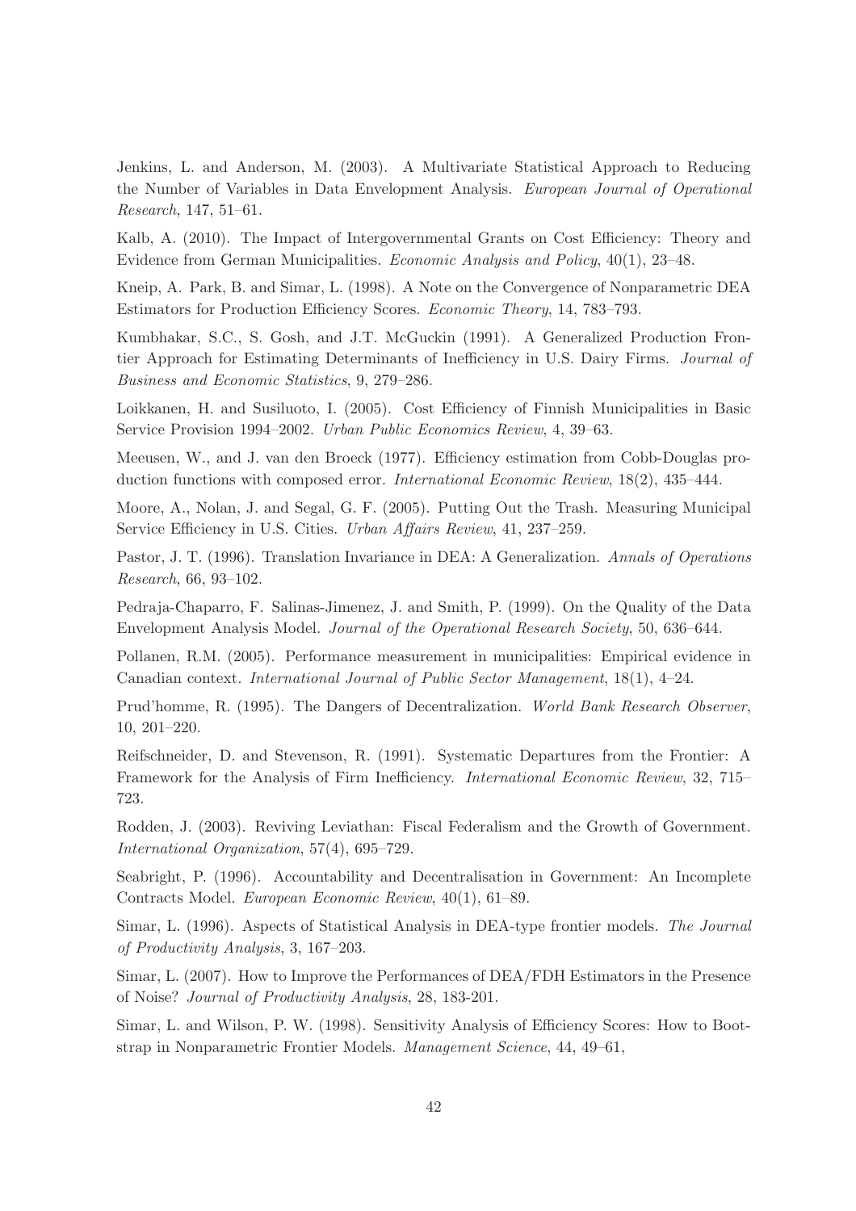Jenkins, L. and Anderson, M. (2003). A Multivariate Statistical Approach to Reducing the Number of Variables in Data Envelopment Analysis. *European Journal of Operational Research*, 147, 51–61.

Kalb, A. (2010). The Impact of Intergovernmental Grants on Cost Efficiency: Theory and Evidence from German Municipalities. *Economic Analysis and Policy*, 40(1), 23–48.

Kneip, A. Park, B. and Simar, L. (1998). A Note on the Convergence of Nonparametric DEA Estimators for Production Efficiency Scores. *Economic Theory*, 14, 783–793.

Kumbhakar, S.C., S. Gosh, and J.T. McGuckin (1991). A Generalized Production Frontier Approach for Estimating Determinants of Inefficiency in U.S. Dairy Firms. *Journal of Business and Economic Statistics*, 9, 279–286.

Loikkanen, H. and Susiluoto, I. (2005). Cost Efficiency of Finnish Municipalities in Basic Service Provision 1994–2002. *Urban Public Economics Review*, 4, 39–63.

Meeusen, W., and J. van den Broeck (1977). Efficiency estimation from Cobb-Douglas production functions with composed error. *International Economic Review*, 18(2), 435–444.

Moore, A., Nolan, J. and Segal, G. F. (2005). Putting Out the Trash. Measuring Municipal Service Efficiency in U.S. Cities. *Urban Affairs Review*, 41, 237–259.

Pastor, J. T. (1996). Translation Invariance in DEA: A Generalization. *Annals of Operations Research*, 66, 93–102.

Pedraja-Chaparro, F. Salinas-Jimenez, J. and Smith, P. (1999). On the Quality of the Data Envelopment Analysis Model. *Journal of the Operational Research Society*, 50, 636–644.

Pollanen, R.M. (2005). Performance measurement in municipalities: Empirical evidence in Canadian context. *International Journal of Public Sector Management*, 18(1), 4–24.

Prud'homme, R. (1995). The Dangers of Decentralization. *World Bank Research Observer*, 10, 201–220.

Reifschneider, D. and Stevenson, R. (1991). Systematic Departures from the Frontier: A Framework for the Analysis of Firm Inefficiency. *International Economic Review*, 32, 715–723.

Rodden, J. (2003). Reviving Leviathan: Fiscal Federalism and the Growth of Government. *International Organization*, 57(4), 695–729.

Seabright, P. (1996). Accountability and Decentralisation in Government: An Incomplete Contracts Model. *European Economic Review*, 40(1), 61–89.

Simar, L. (1996). Aspects of Statistical Analysis in DEA-type frontier models. *The Journal of Productivity Analysis*, 3, 167–203.

Simar, L. (2007). How to Improve the Performances of DEA/FDH Estimators in the Presence of Noise? *Journal of Productivity Analysis*, 28, 183-201.

Simar, L. and Wilson, P. W. (1998). Sensitivity Analysis of Efficiency Scores: How to Bootstrap in Nonparametric Frontier Models. *Management Science*, 44, 49–61,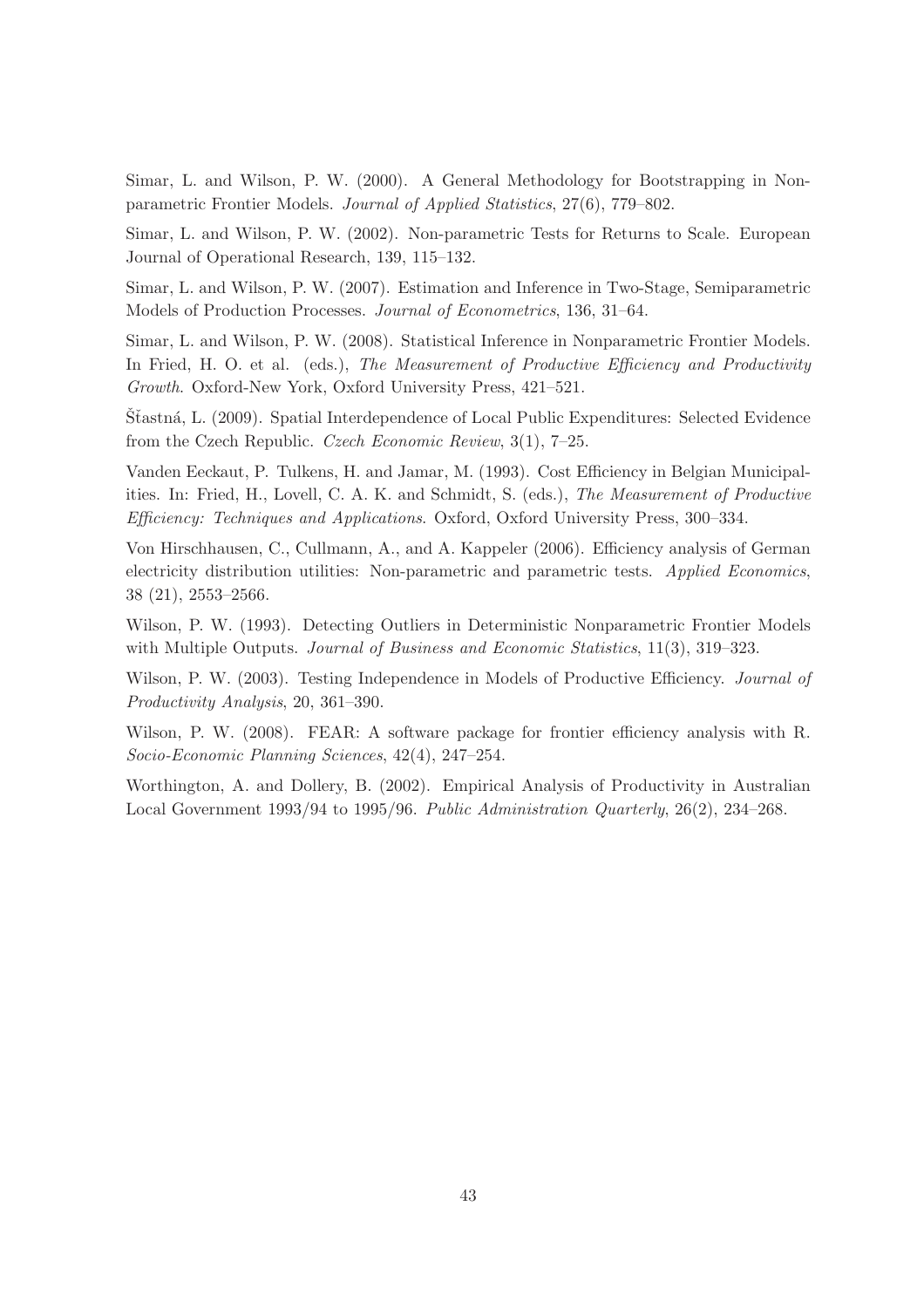Simar, L. and Wilson, P. W. (2000). A General Methodology for Bootstrapping in Nonparametric Frontier Models. *Journal of Applied Statistics*, 27(6), 779–802.

Simar, L. and Wilson, P. W. (2002). Non-parametric Tests for Returns to Scale. European Journal of Operational Research, 139, 115–132.

Simar, L. and Wilson, P. W. (2007). Estimation and Inference in Two-Stage, Semiparametric Models of Production Processes. *Journal of Econometrics*, 136, 31–64.

Simar, L. and Wilson, P. W. (2008). Statistical Inference in Nonparametric Frontier Models. In Fried, H. O. et al. (eds.), *The Measurement of Productive Efficiency and Productivity Growth*. Oxford-New York, Oxford University Press, 421–521.

Šťastná, L. (2009). Spatial Interdependence of Local Public Expenditures: Selected Evidence from the Czech Republic. *Czech Economic Review*, 3(1), 7–25.

Vanden Eeckaut, P. Tulkens, H. and Jamar, M. (1993). Cost Efficiency in Belgian Municipalities. In: Fried, H., Lovell, C. A. K. and Schmidt, S. (eds.), *The Measurement of Productive Efficiency: Techniques and Applications*. Oxford, Oxford University Press, 300–334.

Von Hirschhausen, C., Cullmann, A., and A. Kappeler (2006). Efficiency analysis of German electricity distribution utilities: Non-parametric and parametric tests. *Applied Economics*, 38 (21), 2553–2566.

Wilson, P. W. (1993). Detecting Outliers in Deterministic Nonparametric Frontier Models with Multiple Outputs. *Journal of Business and Economic Statistics*, 11(3), 319–323.

Wilson, P. W. (2003). Testing Independence in Models of Productive Efficiency. *Journal of Productivity Analysis*, 20, 361–390.

Wilson, P. W. (2008). FEAR: A software package for frontier efficiency analysis with R. *Socio-Economic Planning Sciences*, 42(4), 247–254.

Worthington, A. and Dollery, B. (2002). Empirical Analysis of Productivity in Australian Local Government 1993/94 to 1995/96. *Public Administration Quarterly*, 26(2), 234–268.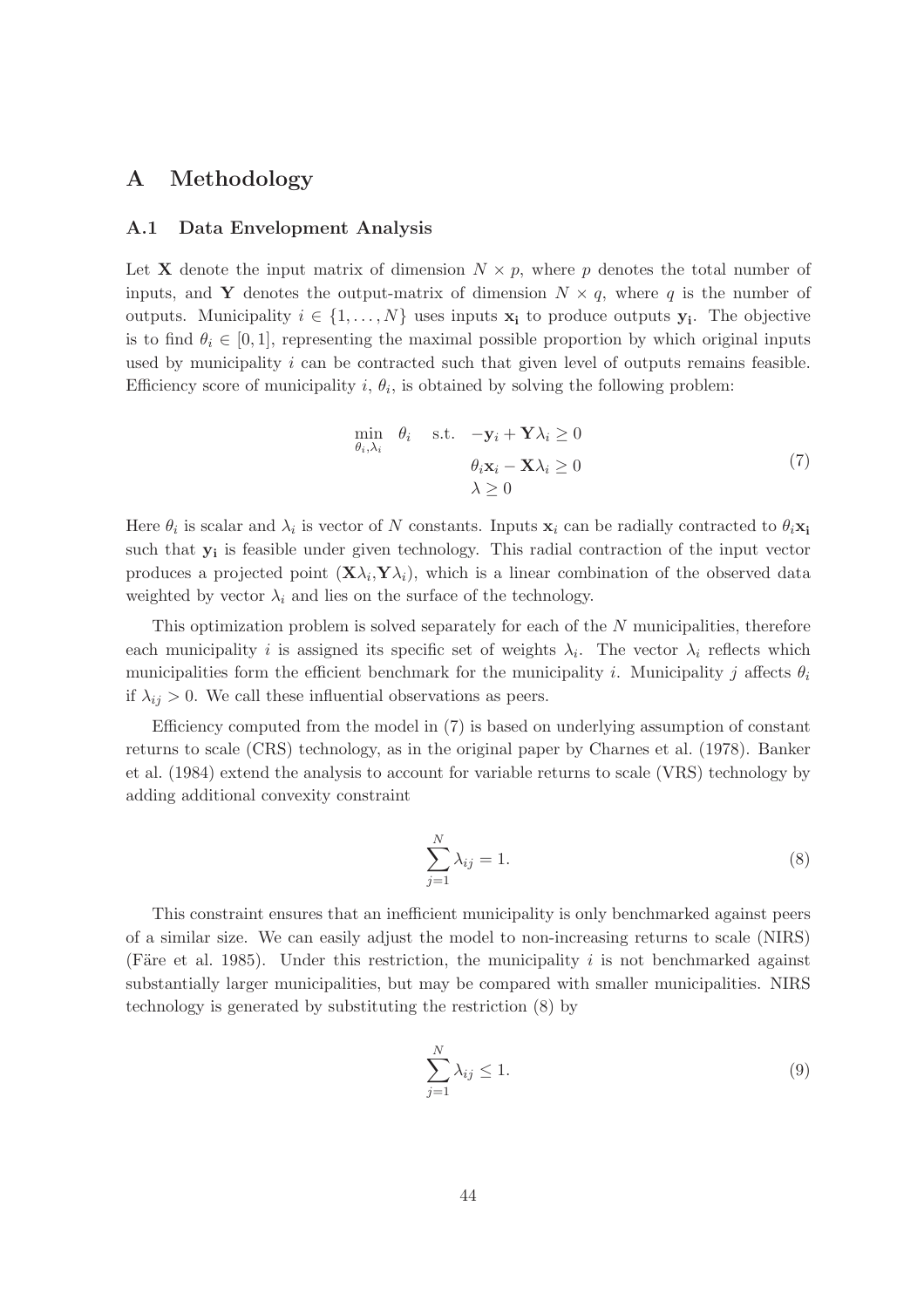# A Methodology

## A.1 Data Envelopment Analysis

Let $\mathbf{X}$ denote the input matrix of dimension $N \times p$, where $p$ denotes the total number of inputs, and $\mathbf{Y}$ denotes the output-matrix of dimension $N \times q$, where $q$ is the number of outputs. Municipality $i \in \{1, \dots, N\}$ uses inputs $\mathbf{x_i}$ to produce outputs $\mathbf{y_i}$. The objective is to find $\theta_i \in [0, 1]$, representing the maximal possible proportion by which original inputs used by municipality $i$ can be contracted such that given level of outputs remains feasible. Efficiency score of municipality $i$, $\theta_i$, is obtained by solving the following problem:

$$
\begin{aligned}
\min_{\theta_i, \lambda_i} \quad \theta_i \quad \text{s.t.} \quad & -\mathbf{y}_i + \mathbf{Y}\lambda_i \geq 0 \\
& \theta_i \mathbf{x}_i - \mathbf{X}\lambda_i \geq 0 \\
& \lambda \geq 0
\end{aligned}
\tag{7}
$$

Here $\theta_i$ is scalar and $\lambda_i$ is vector of $N$ constants. Inputs $\mathbf{x}_i$ can be radially contracted to $\theta_i \mathbf{x_i}$ such that $\mathbf{y_i}$ is feasible under given technology. This radial contraction of the input vector produces a projected point $(\mathbf{X}\lambda_i, \mathbf{Y}\lambda_i)$, which is a linear combination of the observed data weighted by vector $\lambda_i$ and lies on the surface of the technology.

This optimization problem is solved separately for each of the $N$ municipalities, therefore each municipality $i$ is assigned its specific set of weights $\lambda_i$. The vector $\lambda_i$ reflects which municipalities form the efficient benchmark for the municipality $i$. Municipality $j$ affects $\theta_i$ if $\lambda_{ij} > 0$. We call these influential observations as peers.

Efficiency computed from the model in (7) is based on underlying assumption of constant returns to scale (CRS) technology, as in the original paper by Charnes et al. (1978). Banker et al. (1984) extend the analysis to account for variable returns to scale (VRS) technology by adding additional convexity constraint

$$
\sum_{j=1}^{N} \lambda_{ij} = 1. \tag{8}
$$

This constraint ensures that an inefficient municipality is only benchmarked against peers of a similar size. We can easily adjust the model to non-increasing returns to scale (NIRS) (Färe et al. 1985). Under this restriction, the municipality $i$ is not benchmarked against substantially larger municipalities, but may be compared with smaller municipalities. NIRS technology is generated by substituting the restriction (8) by

$$
\sum_{j=1}^{N} \lambda_{ij} \leq 1. \tag{9}
$$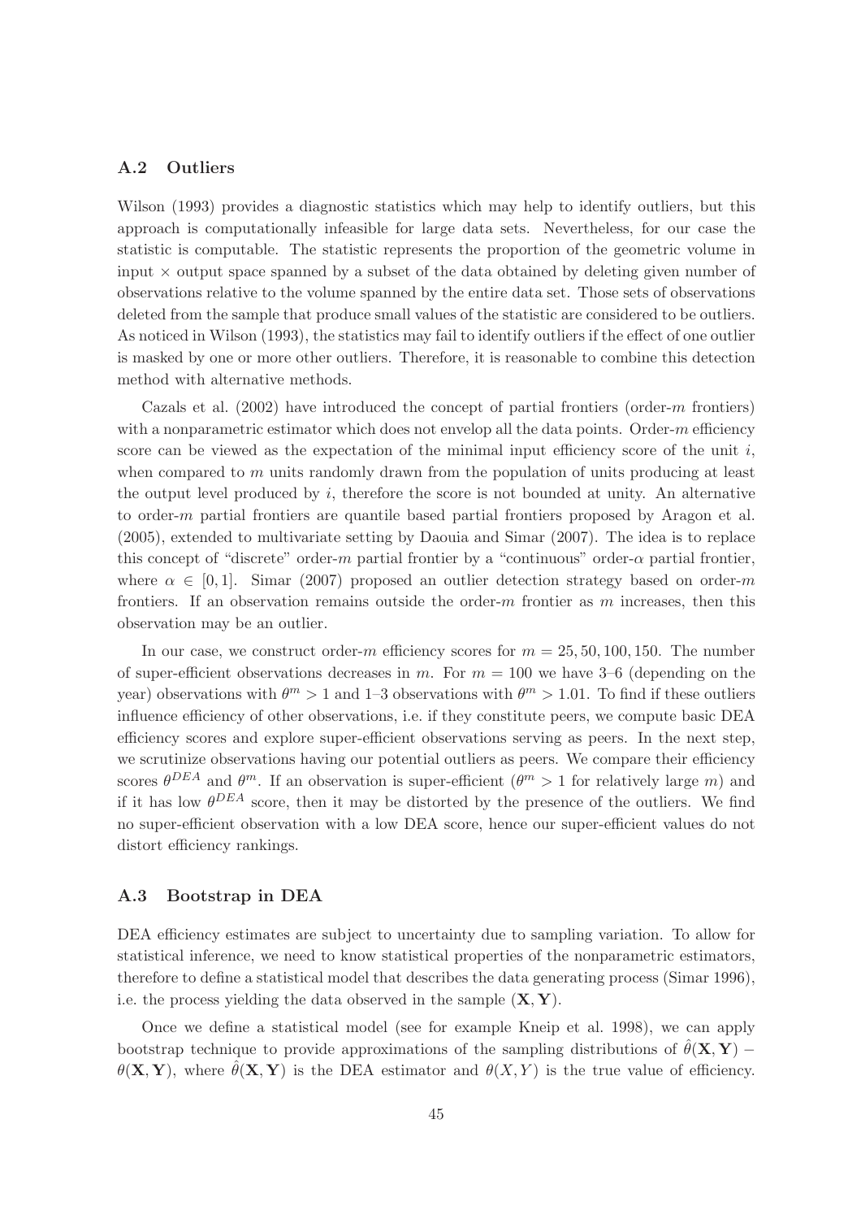### A.2 Outliers

Wilson (1993) provides a diagnostic statistics which may help to identify outliers, but this approach is computationally infeasible for large data sets. Nevertheless, for our case the statistic is computable. The statistic represents the proportion of the geometric volume in input $\times$ output space spanned by a subset of the data obtained by deleting given number of observations relative to the volume spanned by the entire data set. Those sets of observations deleted from the sample that produce small values of the statistic are considered to be outliers. As noticed in Wilson (1993), the statistics may fail to identify outliers if the effect of one outlier is masked by one or more other outliers. Therefore, it is reasonable to combine this detection method with alternative methods.

Cazals et al. (2002) have introduced the concept of partial frontiers (order-$m$ frontiers) with a nonparametric estimator which does not envelop all the data points. Order-$m$ efficiency score can be viewed as the expectation of the minimal input efficiency score of the unit $i$, when compared to $m$ units randomly drawn from the population of units producing at least the output level produced by $i$, therefore the score is not bounded at unity. An alternative to order-$m$ partial frontiers are quantile based partial frontiers proposed by Aragon et al. (2005), extended to multivariate setting by Daouia and Simar (2007). The idea is to replace this concept of "discrete" order-$m$ partial frontier by a "continuous" order-$\alpha$ partial frontier, where $\alpha \in [0, 1]$. Simar (2007) proposed an outlier detection strategy based on order-$m$ frontiers. If an observation remains outside the order-$m$ frontier as $m$ increases, then this observation may be an outlier.

In our case, we construct order-$m$ efficiency scores for $m = 25, 50, 100, 150$. The number of super-efficient observations decreases in $m$. For $m = 100$ we have 3–6 (depending on the year) observations with $\theta^m > 1$ and 1–3 observations with $\theta^m > 1.01$. To find if these outliers influence efficiency of other observations, i.e. if they constitute peers, we compute basic DEA efficiency scores and explore super-efficient observations serving as peers. In the next step, we scrutinize observations having our potential outliers as peers. We compare their efficiency scores $\theta^{DEA}$ and $\theta^m$. If an observation is super-efficient ($\theta^m > 1$ for relatively large $m$) and if it has low $\theta^{DEA}$ score, then it may be distorted by the presence of the outliers. We find no super-efficient observation with a low DEA score, hence our super-efficient values do not distort efficiency rankings.

### A.3 Bootstrap in DEA

DEA efficiency estimates are subject to uncertainty due to sampling variation. To allow for statistical inference, we need to know statistical properties of the nonparametric estimators, therefore to define a statistical model that describes the data generating process (Simar 1996), i.e. the process yielding the data observed in the sample $(\mathbf{X}, \mathbf{Y})$.

Once we define a statistical model (see for example Kneip et al. 1998), we can apply bootstrap technique to provide approximations of the sampling distributions of $\hat{\theta}(\mathbf{X}, \mathbf{Y}) - \theta(\mathbf{X}, \mathbf{Y})$, where $\hat{\theta}(\mathbf{X}, \mathbf{Y})$ is the DEA estimator and $\theta(X, Y)$ is the true value of efficiency.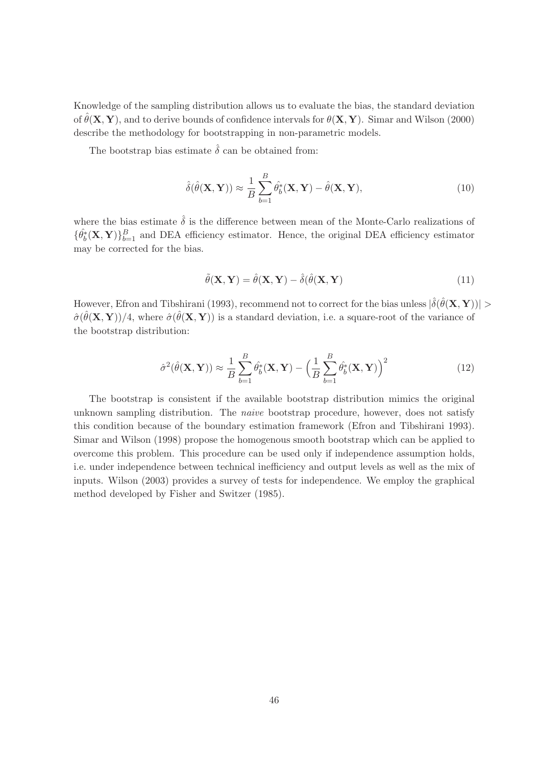Knowledge of the sampling distribution allows us to evaluate the bias, the standard deviation of $\hat{\theta}(\mathbf{X}, \mathbf{Y})$, and to derive bounds of confidence intervals for $\theta(\mathbf{X}, \mathbf{Y})$. Simar and Wilson (2000) describe the methodology for bootstrapping in non-parametric models.

The bootstrap bias estimate $\hat{\delta}$ can be obtained from:

$$\hat{\delta}(\hat{\theta}(\mathbf{X}, \mathbf{Y})) \approx \frac{1}{B} \sum_{b=1}^{B} \hat{\theta}_b^*(\mathbf{X}, \mathbf{Y}) - \hat{\theta}(\mathbf{X}, \mathbf{Y}), \tag{10}$$

where the bias estimate $\hat{\delta}$ is the difference between mean of the Monte-Carlo realizations of $\{\hat{\theta}_b^*(\mathbf{X}, \mathbf{Y})\}_{b=1}^{B}$ and DEA efficiency estimator. Hence, the original DEA efficiency estimator may be corrected for the bias.

$$\tilde{\theta}(\mathbf{X}, \mathbf{Y}) = \hat{\theta}(\mathbf{X}, \mathbf{Y}) - \hat{\delta}(\hat{\theta}(\mathbf{X}, \mathbf{Y}) \tag{11}$$

However, Efron and Tibshirani (1993), recommend not to correct for the bias unless $|\hat{\delta}(\hat{\theta}(\mathbf{X}, \mathbf{Y}))| > \hat{\sigma}(\hat{\theta}(\mathbf{X}, \mathbf{Y}))/4$, where $\hat{\sigma}(\hat{\theta}(\mathbf{X}, \mathbf{Y}))$ is a standard deviation, i.e. a square-root of the variance of the bootstrap distribution:

$$\hat{\sigma}^2(\hat{\theta}(\mathbf{X}, \mathbf{Y})) \approx \frac{1}{B} \sum_{b=1}^{B} \hat{\theta}_b^*(\mathbf{X}, \mathbf{Y}) - \Big(\frac{1}{B} \sum_{b=1}^{B} \hat{\theta}_b^*(\mathbf{X}, \mathbf{Y})\Big)^2 \tag{12}$$

The bootstrap is consistent if the available bootstrap distribution mimics the original unknown sampling distribution. The *naive* bootstrap procedure, however, does not satisfy this condition because of the boundary estimation framework (Efron and Tibshirani 1993). Simar and Wilson (1998) propose the homogenous smooth bootstrap which can be applied to overcome this problem. This procedure can be used only if independence assumption holds, i.e. under independence between technical inefficiency and output levels as well as the mix of inputs. Wilson (2003) provides a survey of tests for independence. We employ the graphical method developed by Fisher and Switzer (1985).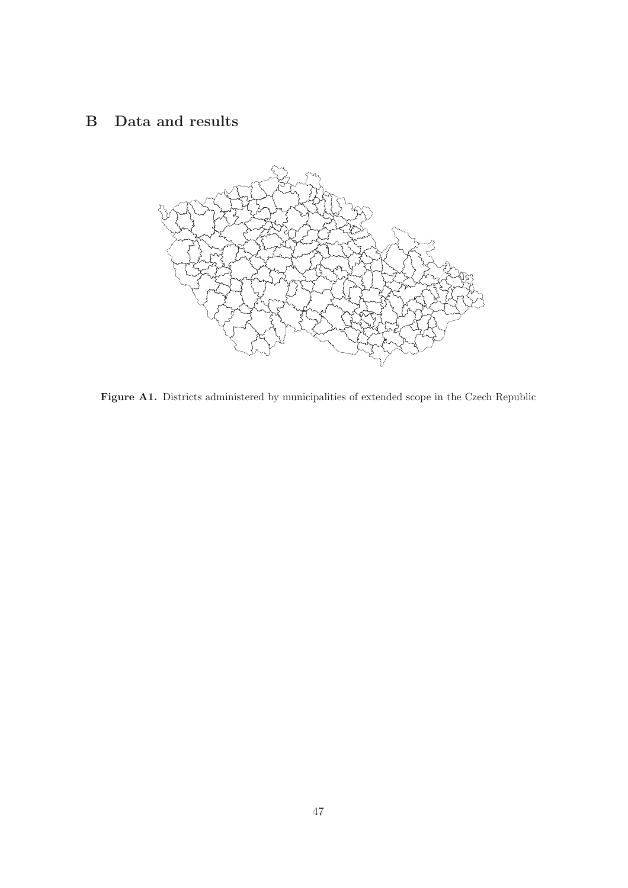# B Data and results

**Figure A1.** Districts administered by municipalities of extended scope in the Czech Republic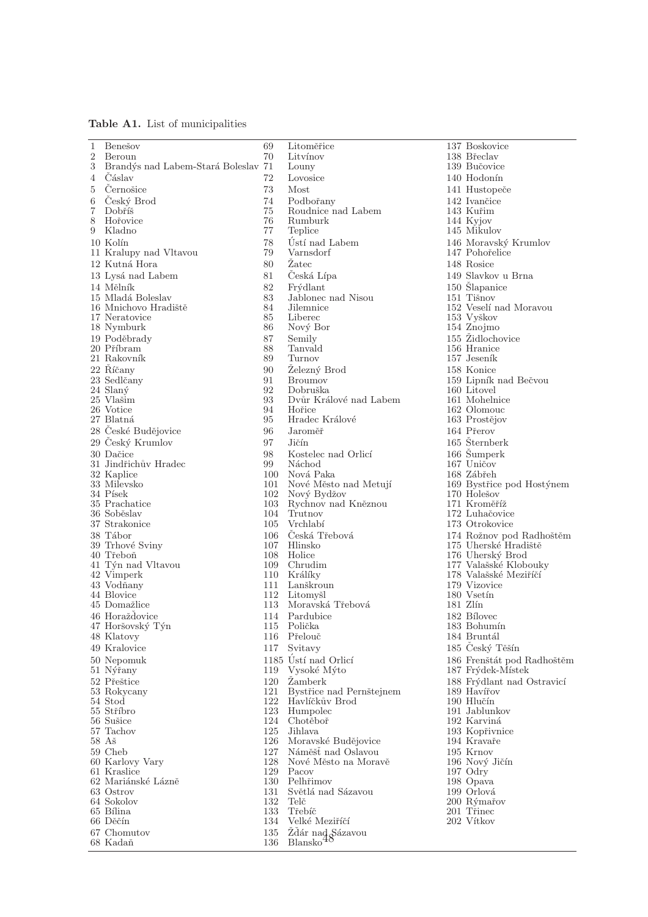**Table A1.** List of municipalities

| | | | | | |
|---|---|---|---|---|---|
| 1 | Benešov | 69 | Litoměřice | 137 | Boskovice |
| 2 | Beroun | 70 | Litvínov | 138 | Břeclav |
| 3 | Brandýs nad Labem-Stará Boleslav | 71 | Louny | 139 | Bučovice |
| 4 | Čáslav | 72 | Lovosice | 140 | Hodonín |
| 5 | Černošice | 73 | Most | 141 | Hustopeče |
| 6 | Český Brod | 74 | Podbořany | 142 | Ivančice |
| 7 | Dobříš | 75 | Roudnice nad Labem | 143 | Kuřim |
| 8 | Hořovice | 76 | Rumburk | 144 | Kyjov |
| 9 | Kladno | 77 | Teplice | 145 | Mikulov |
| 10 | Kolín | 78 | Ústí nad Labem | 146 | Moravský Krumlov |
| 11 | Kralupy nad Vltavou | 79 | Varnsdorf | 147 | Pohořelice |
| 12 | Kutná Hora | 80 | Žatec | 148 | Rosice |
| 13 | Lysá nad Labem | 81 | Česká Lípa | 149 | Slavkov u Brna |
| 14 | Mělník | 82 | Frýdlant | 150 | Šlapanice |
| 15 | Mladá Boleslav | 83 | Jablonec nad Nisou | 151 | Tišnov |
| 16 | Mnichovo Hradiště | 84 | Jilemnice | 152 | Veselí nad Moravou |
| 17 | Neratovice | 85 | Liberec | 153 | Vyškov |
| 18 | Nymburk | 86 | Nový Bor | 154 | Znojmo |
| 19 | Poděbrady | 87 | Semily | 155 | Židlochovice |
| 20 | Příbram | 88 | Tanvald | 156 | Hranice |
| 21 | Rakovník | 89 | Turnov | 157 | Jeseník |
| 22 | Říčany | 90 | Železný Brod | 158 | Konice |
| 23 | Sedlčany | 91 | Broumov | 159 | Lipník nad Bečvou |
| 24 | Slaný | 92 | Dobruška | 160 | Litovel |
| 25 | Vlašim | 93 | Dvůr Králové nad Labem | 161 | Mohelnice |
| 26 | Votice | 94 | Hořice | 162 | Olomouc |
| 27 | Blatná | 95 | Hradec Králové | 163 | Prostějov |
| 28 | České Budějovice | 96 | Jaroměř | 164 | Přerov |
| 29 | Český Krumlov | 97 | Jičín | 165 | Šternberk |
| 30 | Dačice | 98 | Kostelec nad Orlicí | 166 | Šumperk |
| 31 | Jindřichův Hradec | 99 | Náchod | 167 | Uničov |
| 32 | Kaplice | 100 | Nová Paka | 168 | Zábřeh |
| 33 | Milevsko | 101 | Nové Město nad Metují | 169 | Bystřice pod Hostýnem |
| 34 | Písek | 102 | Nový Bydžov | 170 | Holešov |
| 35 | Prachatice | 103 | Rychnov nad Kněžnou | 171 | Kroměříž |
| 36 | Soběslav | 104 | Trutnov | 172 | Luhačovice |
| 37 | Strakonice | 105 | Vrchlabí | 173 | Otrokovice |
| 38 | Tábor | 106 | Česká Třebová | 174 | Rožnov pod Radhoštěm |
| 39 | Trhové Sviny | 107 | Hlinsko | 175 | Uherské Hradiště |
| 40 | Třeboň | 108 | Holice | 176 | Uherský Brod |
| 41 | Týn nad Vltavou | 109 | Chrudim | 177 | Valašské Klobouky |
| 42 | Vimperk | 110 | Králíky | 178 | Valašské Meziříčí |
| 43 | Vodňany | 111 | Lanškroun | 179 | Vizovice |
| 44 | Blovice | 112 | Litomyšl | 180 | Vsetín |
| 45 | Domažlice | 113 | Moravská Třebová | 181 | Zlín |
| 46 | Horažďovice | 114 | Pardubice | 182 | Bílovec |
| 47 | Horšovský Týn | 115 | Polička | 183 | Bohumín |
| 48 | Klatovy | 116 | Přelouč | 184 | Bruntál |
| 49 | Kralovice | 117 | Svitavy | 185 | Český Těšín |
| 50 | Nepomuk | 1185 | Ústí nad Orlicí | 186 | Frenštát pod Radhoštěm |
| 51 | Nýřany | 119 | Vysoké Mýto | 187 | Frýdek-Místek |
| 52 | Přeštice | 120 | Žamberk | 188 | Frýdlant nad Ostravicí |
| 53 | Rokycany | 121 | Bystřice nad Pernštejnem | 189 | Havířov |
| 54 | Stod | 122 | Havlíčkův Brod | 190 | Hlučín |
| 55 | Stříbro | 123 | Humpolec | 191 | Jablunkov |
| 56 | Sušice | 124 | Chotěboř | 192 | Karviná |
| 57 | Tachov | 125 | Jihlava | 193 | Kopřivnice |
| 58 | Aš | 126 | Moravské Budějovice | 194 | Kravaře |
| 59 | Cheb | 127 | Náměšť nad Oslavou | 195 | Krnov |
| 60 | Karlovy Vary | 128 | Nové Město na Moravě | 196 | Nový Jičín |
| 61 | Kraslice | 129 | Pacov | 197 | Odry |
| 62 | Mariánské Lázně | 130 | Pelhřimov | 198 | Opava |
| 63 | Ostrov | 131 | Světlá nad Sázavou | 199 | Orlová |
| 64 | Sokolov | 132 | Telč | 200 | Rýmařov |
| 65 | Bílina | 133 | Třebíč | 201 | Třinec |
| 66 | Děčín | 134 | Velké Meziříčí | 202 | Vítkov |
| 67 | Chomutov | 135 | Žďár nad Sázavou | | |
| 68 | Kadaň | 136 | Blansko | | |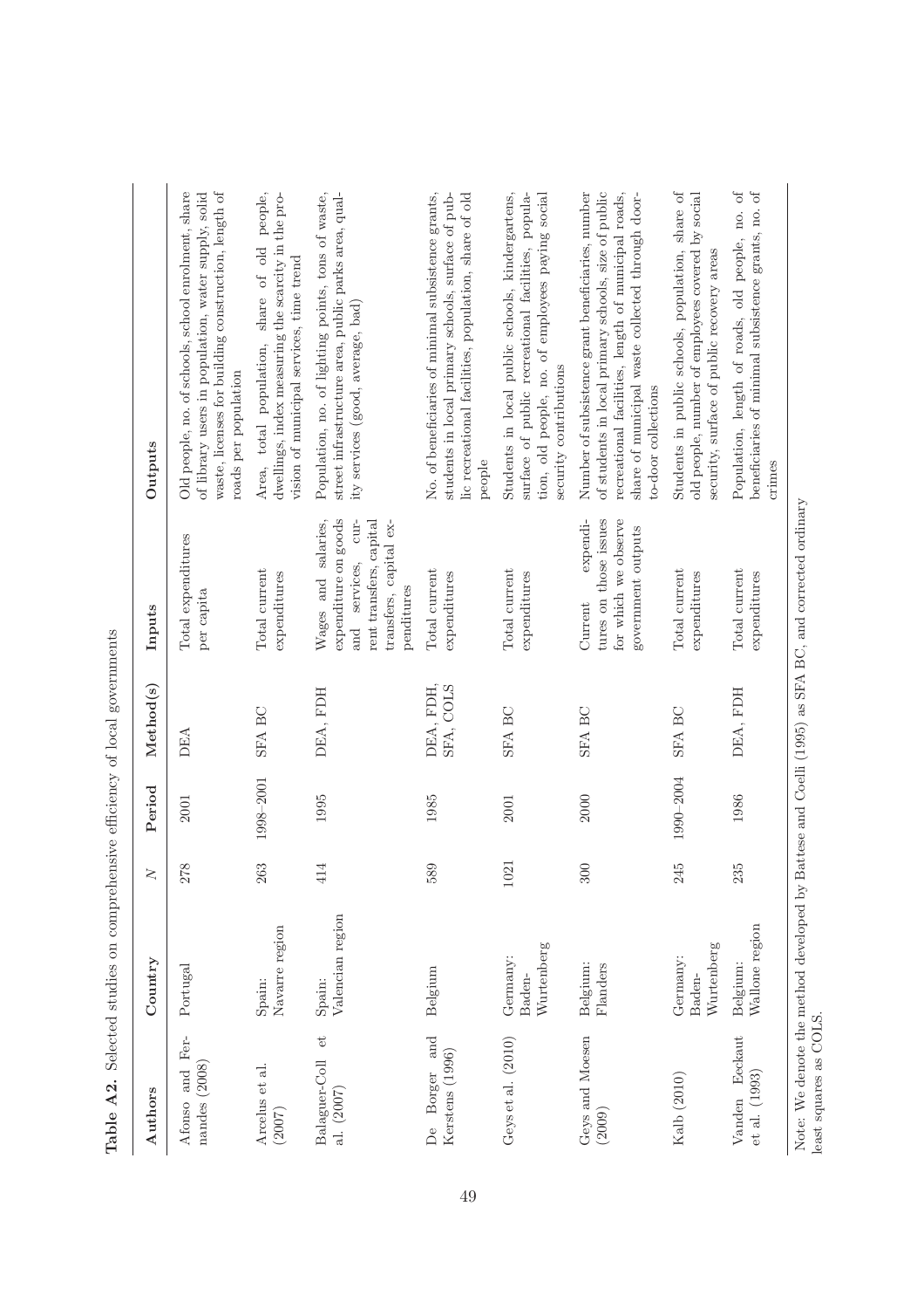**Table A2.** Selected studies on comprehensive efficiency of local governments

| Authors | Country | $N$ | Period | Method(s) | Inputs | Outputs |
|---|---|---|---|---|---|---|
| Afonso and Fernandes (2008) | Portugal | 278 | 2001 | DEA | Total expenditures per capita | Old people, no. of schools, school enrolment, share of library users in population, water supply, solid waste, licenses for building construction, length of roads per population |
| Arcelus et al. (2007) | Spain: Navarre region | 263 | 1998–2001 | SFA BC | Total current expenditures | Area, total population, share of old people, dwellings, index measuring the scarcity in the provision of municipal services, time trend |
| Balaguer-Coll et al. (2007) | Spain: Valencian region | 414 | 1995 | DEA, FDH | Wages and salaries, expenditure on goods and services, current transfers, capital transfers, capital expenditures | Population, no. of lighting points, tons of waste, street infrastructure area, public parks area, quality services (good, average, bad) |
| De Borger and Kerstens (1996) | Belgium | 589 | 1985 | DEA, FDH, SFA, COLS | Total current expenditures | No. of beneficiaries of minimal subsistence grants, students in local primary schools, surface of public recreational facilities, population, share of old people |
| Geys et al. (2010) | Germany: Baden-Wurtenberg | 1021 | 2001 | SFA BC | Total current expenditures | Students in local public schools, kindergartens, surface of public recreational facilities, population, old people, no. of employees paying social security contributions |
| Geys and Moesen (2009) | Belgium: Flanders | 300 | 2000 | SFA BC | Current expenditures on those issues for which we observe government outputs | Number of subsistence grant beneficiaries, number of students in local primary schools, size of public recreational facilities, length of municipal roads, share of municipal waste collected through door-to-door collections |
| Kalb (2010) | Germany: Baden-Wurtenberg | 245 | 1990–2004 | SFA BC | Total current expenditures | Students in public schools, population, share of old people, number of employees covered by social security, surface of public recovery areas |
| Vanden Eeckaut et al. (1993) | Belgium: Wallone region | 235 | 1986 | DEA, FDH | Total current expenditures | Population, length of roads, old people, no. of beneficiaries of minimal subsistence grants, no. of crimes |

Note: We denote the method developed by Battese and Coelli (1995) as SFA BC, and corrected ordinary least squares as COLS.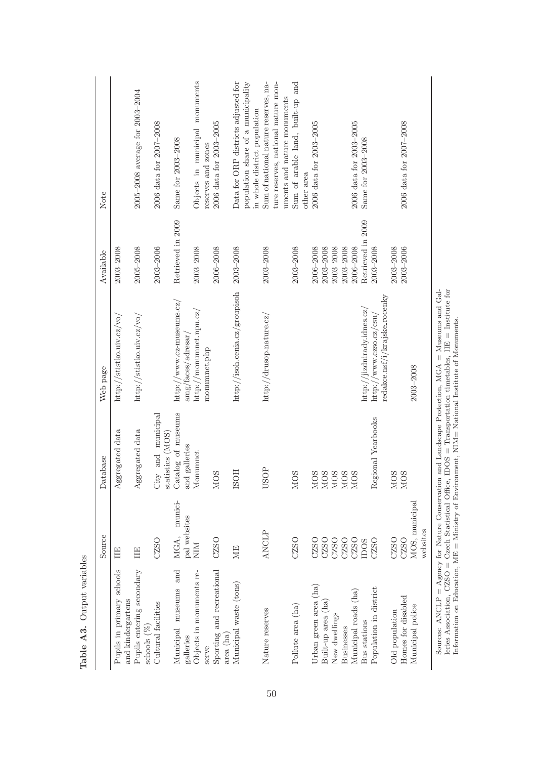**Table A3.** Output variables

| | Source | Database | Web page | Available | Note |
|---|---|---|---|---|---|
| Pupils in primary schools and kindergartens | IIE | Aggregated data | http://stistko.uiv.cz/vo/ | 2003–2008 | |
| Pupils entering secondary schools (%) | IIE | Aggregated data | http://stistko.uiv.cz/vo/ | 2005–2008 | 2005–2008 average for 2003–2004 |
| Cultural facilities | CZSO | City and municipal statistics (MOS) | | 2003–2006 | 2006 data for 2007–2008 |
| Municipal museums and galleries | MGA, municipal websites | Catalog of museums and galleries | http://www.cz-museums.cz/amg/faces/adresar/ | Retrieved in 2009 | Same for 2003–2008 |
| Objects in monuments reserve | NIM | Monumnet | http://monumnet.npu.cz/monumnet.php | 2003–2008 | Objects in municipal monuments reserves and zones |
| Sporting and recreational area (ha) | CZSO | MOS | | 2006–2008 | 2006 data for 2003–2005 |
| Municipal waste (tons) | ME | ISOH | http://isoh.cenia.cz/groupisoh | 2003–2008 | Data for ORP districts adjusted for population share of a municipality in whole district population |
| Nature reserves | ANCLP | USOP | http://drusop.nature.cz/ | 2003–2008 | Sum of national nature reserves, nature reserves, national nature monuments and nature monuments |
| Pollute area (ha) | CZSO | MOS | | 2003–2008 | Sum of arable land, built-up and other area |
| Urban green area (ha) | CZSO | MOS | | 2006–2008 | 2006 data for 2003–2005 |
| Built-up area (ha) | CZSO | MOS | | 2003–2008 | |
| New dwellings | CZSO | MOS | | 2003–2008 | |
| Businesses | CZSO | MOS | | 2003–2008 | |
| Municipal roads (ha) | CZSO | MOS | | 2006–2008 | 2006 data for 2003–2005 |
| Bus stations | IDOS | | http://jizdnirady.idnes.cz/ | Retrieved in 2009 | Same for 2003–2008 |
| Population in district | CZSO | Regional Yearbooks | http://www.czso.cz/csu/redakce.nsf/i/krajske_rocenky | 2003–2008 | |
| Old population | CZSO | MOS | | 2003–2008 | |
| Homes for disabled | CZSO | MOS | | 2003–2006 | 2006 data for 2007–2008 |
| Municipal police | MOS, municipal websites | | 2003–2008 | | |

Sources: ANCLP = Agency for Nature Conservation and Landscape Protection, MGA = Museums and Galleries Association, CZSO = Czech Statistical Office, IDOS = Transportation timetables, IIE = Institute for Information on Education, ME = Ministry of Environment, NIM= National Institute of Monuments.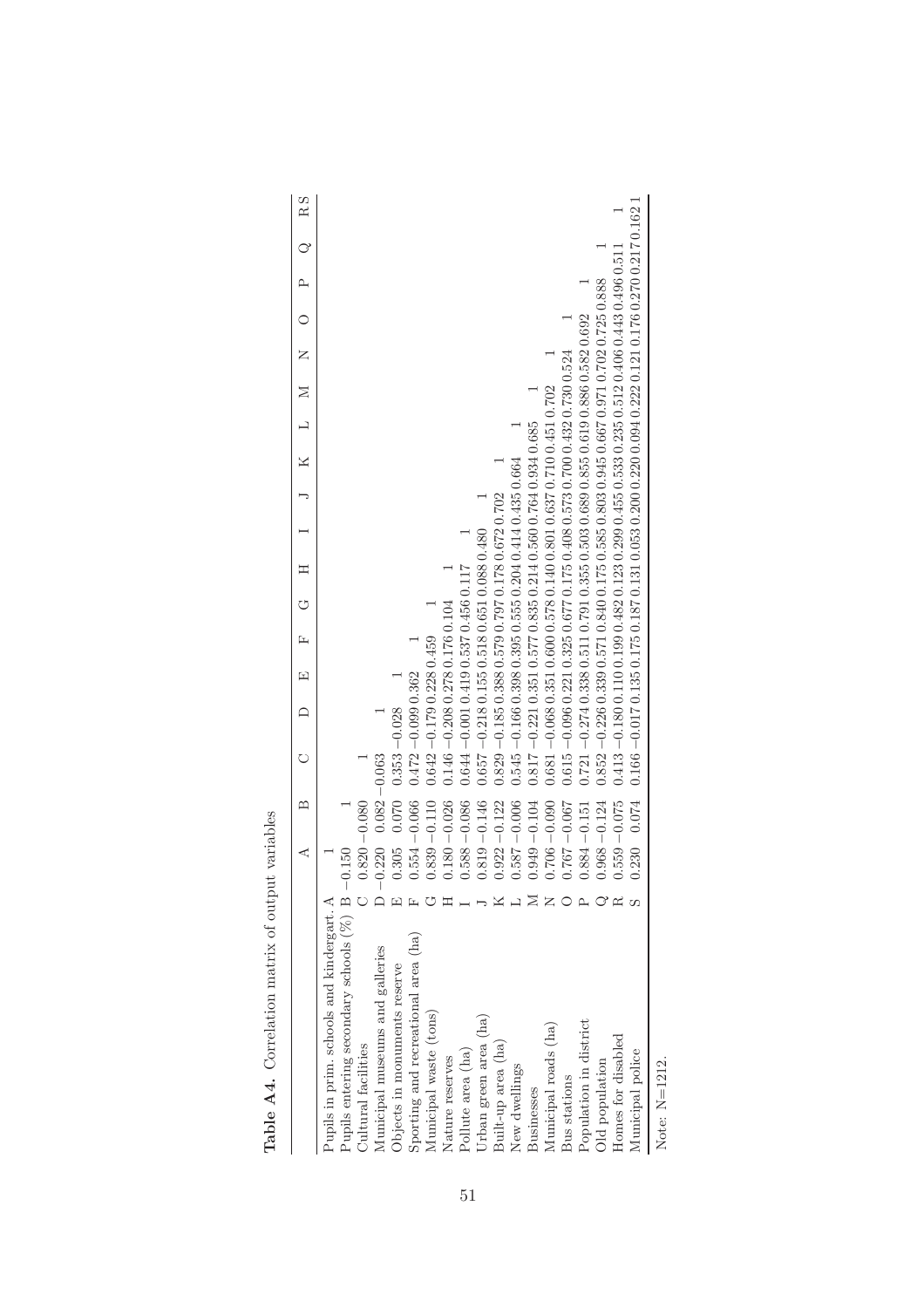**Table A4.** Correlation matrix of output variables

| | | A | B | C | D | E | F | G | H | I | J | K | L | M | N | O | P | Q | R | S |
|---|---|---|---|---|---|---|---|---|---|---|---|---|---|---|---|---|---|---|---|---|
| Pupils in prim. schools and kindergart. | A | 1 | | | | | | | | | | | | | | | | | | |
| Pupils entering secondary schools (%) | B | −0.150 | 1 | | | | | | | | | | | | | | | | | |
| Cultural facilities | C | 0.820 | −0.080 | 1 | | | | | | | | | | | | | | | | |
| Municipal museums and galleries | D | −0.220 | 0.082 | −0.063 | 1 | | | | | | | | | | | | | | | |
| Objects in monuments reserve | E | 0.305 | 0.070 | 0.353 | −0.028 | 1 | | | | | | | | | | | | | | |
| Sporting and recreational area (ha) | F | 0.554 | −0.066 | 0.472 | −0.099 | 0.362 | 1 | | | | | | | | | | | | | |
| Municipal waste (tons) | G | 0.839 | −0.110 | 0.642 | −0.179 | 0.228 | 0.459 | 1 | | | | | | | | | | | | |
| Nature reserves | H | 0.180 | −0.026 | 0.146 | −0.208 | 0.278 | 0.176 | 0.104 | 1 | | | | | | | | | | | |
| Pollute area (ha) | I | 0.588 | −0.086 | 0.644 | −0.001 | 0.419 | 0.537 | 0.456 | 0.117 | 1 | | | | | | | | | | |
| Urban green area (ha) | J | 0.819 | −0.146 | 0.657 | −0.218 | 0.155 | 0.518 | 0.651 | 0.088 | 0.480 | 1 | | | | | | | | | |
| Built-up area (ha) | K | 0.922 | −0.122 | 0.829 | −0.185 | 0.388 | 0.579 | 0.797 | 0.178 | 0.672 | 0.702 | 1 | | | | | | | | |
| New dwellings | L | 0.587 | −0.006 | 0.545 | −0.166 | 0.398 | 0.395 | 0.555 | 0.204 | 0.414 | 0.435 | 0.664 | 1 | | | | | | | |
| Businesses | M | 0.949 | −0.104 | 0.817 | −0.221 | 0.351 | 0.577 | 0.835 | 0.214 | 0.560 | 0.764 | 0.934 | 0.685 | 1 | | | | | | |
| Municipal roads (ha) | N | 0.706 | −0.090 | 0.681 | −0.068 | 0.351 | 0.600 | 0.578 | 0.140 | 0.801 | 0.637 | 0.710 | 0.451 | 0.702 | 1 | | | | | |
| Bus stations | O | 0.767 | −0.067 | 0.615 | −0.096 | 0.221 | 0.325 | 0.677 | 0.175 | 0.408 | 0.573 | 0.700 | 0.432 | 0.730 | 0.524 | 1 | | | | |
| Population in district | P | 0.884 | −0.151 | 0.721 | −0.274 | 0.338 | 0.511 | 0.791 | 0.355 | 0.503 | 0.689 | 0.855 | 0.619 | 0.886 | 0.582 | 0.692 | 1 | | | |
| Old population | Q | 0.968 | −0.124 | 0.852 | −0.226 | 0.339 | 0.571 | 0.840 | 0.175 | 0.585 | 0.803 | 0.945 | 0.667 | 0.971 | 0.702 | 0.725 | 0.888 | 1 | | |
| Homes for disabled | R | 0.559 | −0.075 | 0.413 | −0.180 | 0.110 | 0.199 | 0.482 | 0.123 | 0.299 | 0.455 | 0.533 | 0.235 | 0.512 | 0.406 | 0.443 | 0.496 | 0.511 | 1 | |
| Municipal police | S | 0.230 | 0.074 | 0.166 | −0.017 | 0.135 | 0.175 | 0.187 | 0.131 | 0.053 | 0.200 | 0.220 | 0.094 | 0.222 | 0.121 | 0.176 | 0.270 | 0.217 | 0.162 | 1 |

Note: N=1212.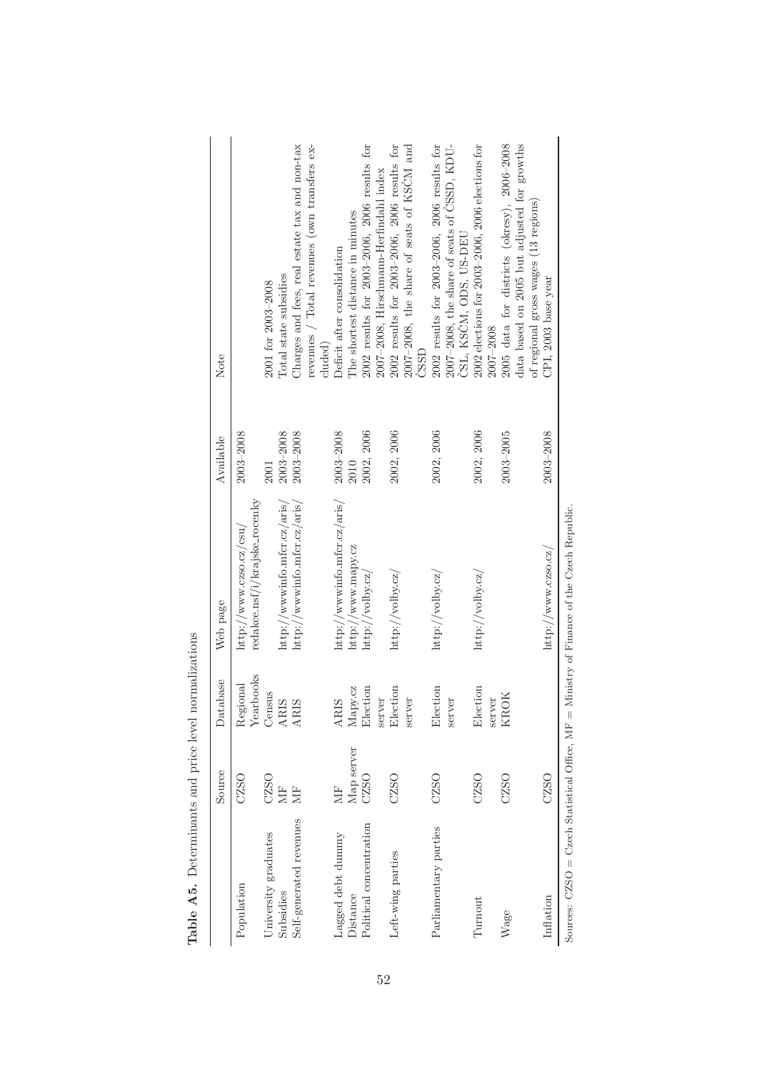**Table A5.** Determinants and price level normalizations

| | Source | Database | Web page | Available | Note |
|---|---|---|---|---|---|
| Population | CZSO | Regional Yearbooks | http://www.czso.cz/csu/redakce.nsf/i/krajske_rocenky | 2003–2008 | |
| University graduates | CZSO | Census | | 2001 | 2001 for 2003–2008 |
| Subsidies | MF | ARIS | http://wwwinfo.mfcr.cz/aris/ | 2003–2008 | Total state subsidies |
| Self-generated revenues | MF | ARIS | http://wwwinfo.mfcr.cz/aris/ | 2003–2008 | Charges and fees, real estate tax and non-tax revenues / Total revenues (own transfers excluded) |
| Lagged debt dummy | MF | ARIS | http://wwwinfo.mfcr.cz/aris/ | 2003–2008 | Deficit after consolidation |
| Distance | Map server | Mapy.cz | http://www.mapy.cz | 2010 | The shortest distance in minutes |
| Political concentration | CZSO | Election server | http://volby.cz/ | 2002, 2006 | 2002 results for 2003–2006, 2006 results for 2007–2008, Hirschmann-Herfindahl index |
| Left-wing parties | CZSO | Election server | http://volby.cz/ | 2002, 2006 | 2002 results for 2003–2006, 2006 results for 2007–2008, the share of seats of KSČM and ČSSD |
| Parliamentary parties | CZSO | Election server | http://volby.cz/ | 2002, 2006 | 2002 results for 2003–2006, 2006 results for 2007–2008, the share of seats of ČSSD, KDU-ČSL, KSČM, ODS, US-DEU |
| Turnout | CZSO | Election server | http://volby.cz/ | 2002, 2006 | 2002 elections for 2003–2006, 2006 elections for 2007–2008 |
| Wage | CZSO | KROK | | 2003–2005 | 2005 data for districts (okresy), 2006–2008 data based on 2005 but adjusted for growths of regional gross wages (13 regions) |
| Inflation | CZSO | | http://www.czso.cz/ | 2003–2008 | CPI, 2003 base year |

Sources: CZSO = Czech Statistical Office, MF = Ministry of Finance of the Czech Republic.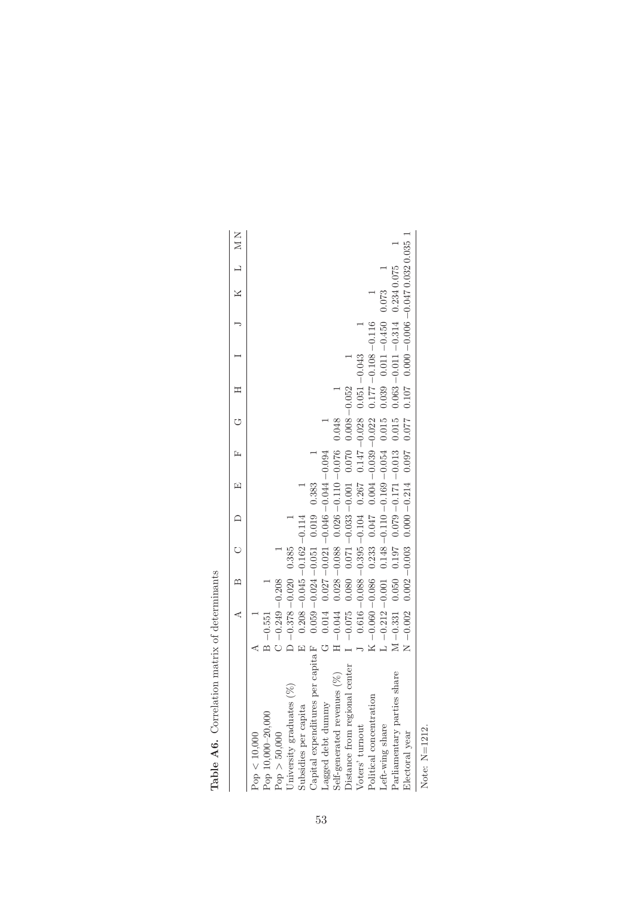**Table A6.** Correlation matrix of determinants

| | | A | B | C | D | E | F | G | H | I | J | K | L | M | N |
|---|---|---|---|---|---|---|---|---|---|---|---|---|---|---|---|
| Pop < 10,000 | A | 1 | | | | | | | | | | | | | |
| Pop 10,000–20,000 | B | −0.551 | 1 | | | | | | | | | | | | |
| Pop > 50,000 | C | −0.249 | −0.208 | 1 | | | | | | | | | | | |
| University graduates (%) | D | −0.378 | −0.020 | 0.385 | 1 | | | | | | | | | | |
| Subsidies per capita | E | 0.208 | −0.045 | −0.162 | −0.114 | 1 | | | | | | | | | |
| Capital expenditures per capita | F | 0.059 | −0.024 | −0.051 | 0.019 | 0.383 | 1 | | | | | | | | |
| Lagged debt dummy | G | 0.014 | 0.027 | −0.021 | −0.046 | −0.044 | −0.094 | 1 | | | | | | | |
| Self-generated revenues (%) | H | −0.044 | 0.028 | −0.088 | 0.026 | −0.110 | −0.076 | 0.048 | 1 | | | | | | |
| Distance from regional center | I | −0.075 | 0.080 | 0.071 | −0.033 | −0.001 | 0.070 | 0.008 | −0.052 | 1 | | | | | |
| Voters' turnout | J | 0.616 | −0.088 | −0.395 | −0.104 | 0.267 | 0.147 | −0.028 | 0.051 | −0.043 | 1 | | | | |
| Political concentration | K | −0.060 | −0.086 | 0.233 | 0.047 | 0.004 | −0.039 | −0.022 | 0.177 | −0.108 | −0.116 | 1 | | | |
| Left-wing share | L | −0.212 | −0.001 | 0.148 | −0.110 | −0.169 | −0.054 | 0.015 | 0.039 | 0.011 | −0.450 | 0.073 | 1 | | |
| Parliamentary parties share | M | −0.331 | 0.050 | 0.197 | 0.079 | −0.171 | −0.013 | 0.015 | 0.063 | −0.011 | −0.314 | 0.234 | 0.075 | 1 | |
| Electoral year | N | −0.002 | 0.002 | −0.003 | 0.000 | −0.214 | 0.097 | 0.077 | 0.107 | 0.000 | −0.006 | −0.047 | 0.032 | 0.035 | 1 |

Note: N=1212.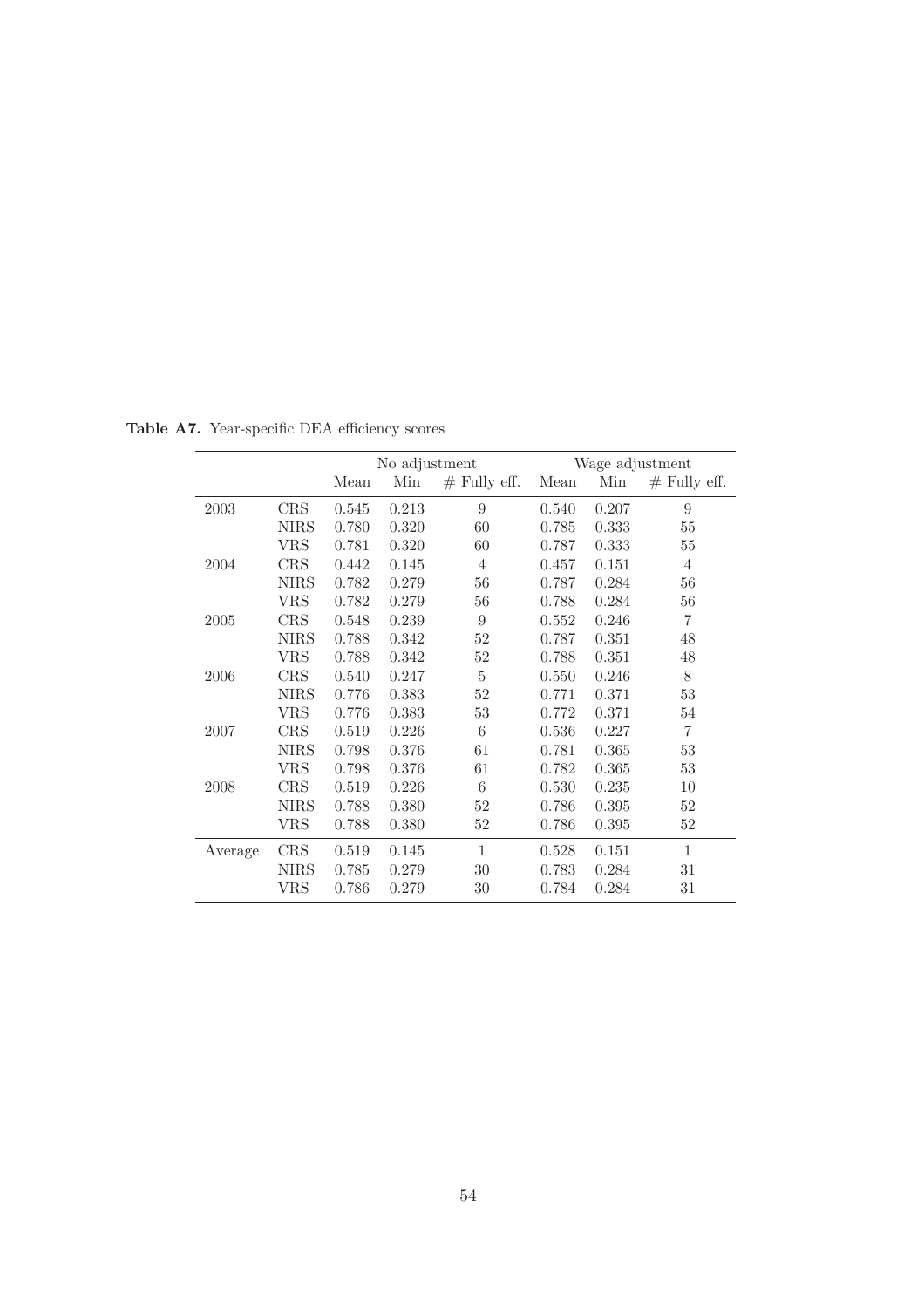**Table A7.** Year-specific DEA efficiency scores

| | | No adjustment | | | Wage adjustment | | |
|---|---|---|---|---|---|---|---|
| | | Mean | Min | # Fully eff. | Mean | Min | # Fully eff. |
| 2003 | CRS | 0.545 | 0.213 | 9 | 0.540 | 0.207 | 9 |
| | NIRS | 0.780 | 0.320 | 60 | 0.785 | 0.333 | 55 |
| | VRS | 0.781 | 0.320 | 60 | 0.787 | 0.333 | 55 |
| 2004 | CRS | 0.442 | 0.145 | 4 | 0.457 | 0.151 | 4 |
| | NIRS | 0.782 | 0.279 | 56 | 0.787 | 0.284 | 56 |
| | VRS | 0.782 | 0.279 | 56 | 0.788 | 0.284 | 56 |
| 2005 | CRS | 0.548 | 0.239 | 9 | 0.552 | 0.246 | 7 |
| | NIRS | 0.788 | 0.342 | 52 | 0.787 | 0.351 | 48 |
| | VRS | 0.788 | 0.342 | 52 | 0.788 | 0.351 | 48 |
| 2006 | CRS | 0.540 | 0.247 | 5 | 0.550 | 0.246 | 8 |
| | NIRS | 0.776 | 0.383 | 52 | 0.771 | 0.371 | 53 |
| | VRS | 0.776 | 0.383 | 53 | 0.772 | 0.371 | 54 |
| 2007 | CRS | 0.519 | 0.226 | 6 | 0.536 | 0.227 | 7 |
| | NIRS | 0.798 | 0.376 | 61 | 0.781 | 0.365 | 53 |
| | VRS | 0.798 | 0.376 | 61 | 0.782 | 0.365 | 53 |
| 2008 | CRS | 0.519 | 0.226 | 6 | 0.530 | 0.235 | 10 |
| | NIRS | 0.788 | 0.380 | 52 | 0.786 | 0.395 | 52 |
| | VRS | 0.788 | 0.380 | 52 | 0.786 | 0.395 | 52 |
| Average | CRS | 0.519 | 0.145 | 1 | 0.528 | 0.151 | 1 |
| | NIRS | 0.785 | 0.279 | 30 | 0.783 | 0.284 | 31 |
| | VRS | 0.786 | 0.279 | 30 | 0.784 | 0.284 | 31 |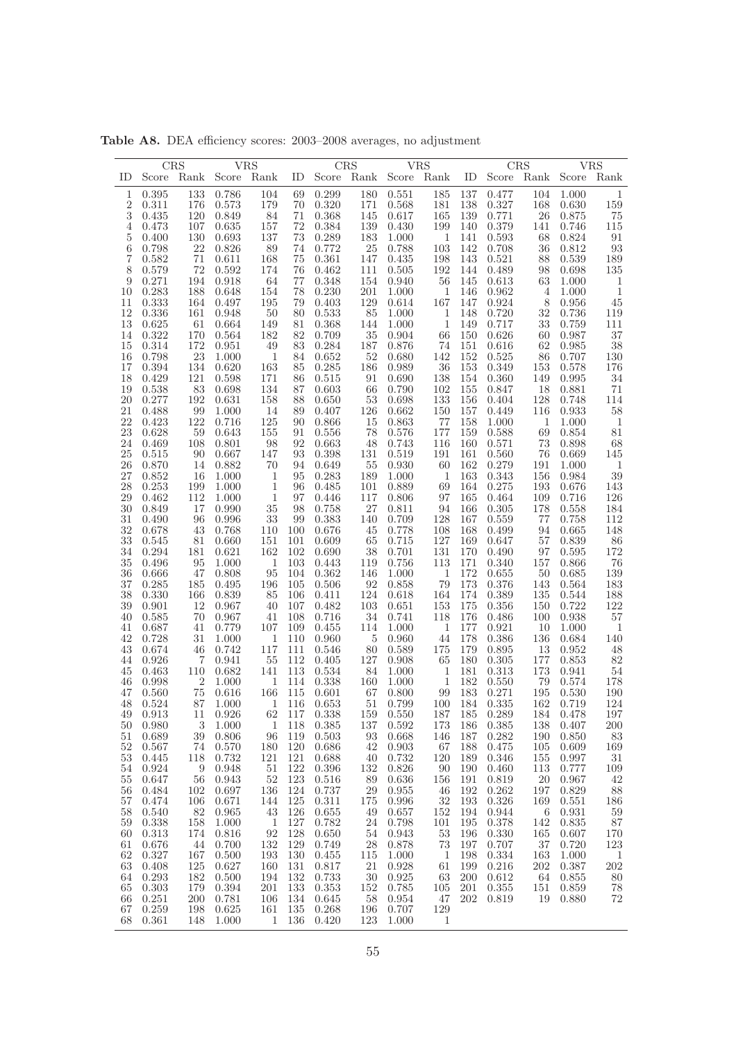**Table A8.** DEA efficiency scores: 2003–2008 averages, no adjustment

| ID | CRS Score | CRS Rank | VRS Score | VRS Rank | ID | CRS Score | CRS Rank | VRS Score | VRS Rank | ID | CRS Score | CRS Rank | VRS Score | VRS Rank |
|---|---|---|---|---|---|---|---|---|---|---|---|---|---|---|
| 1 | 0.395 | 133 | 0.786 | 104 | 69 | 0.299 | 180 | 0.551 | 185 | 137 | 0.477 | 104 | 1.000 | 1 |
| 2 | 0.311 | 176 | 0.573 | 179 | 70 | 0.320 | 171 | 0.568 | 181 | 138 | 0.327 | 168 | 0.630 | 159 |
| 3 | 0.435 | 120 | 0.849 | 84 | 71 | 0.368 | 145 | 0.617 | 165 | 139 | 0.771 | 26 | 0.875 | 75 |
| 4 | 0.473 | 107 | 0.635 | 157 | 72 | 0.384 | 139 | 0.430 | 199 | 140 | 0.379 | 141 | 0.746 | 115 |
| 5 | 0.400 | 130 | 0.693 | 137 | 73 | 0.289 | 183 | 1.000 | 1 | 141 | 0.593 | 68 | 0.824 | 91 |
| 6 | 0.798 | 22 | 0.826 | 89 | 74 | 0.772 | 25 | 0.788 | 103 | 142 | 0.708 | 36 | 0.812 | 93 |
| 7 | 0.582 | 71 | 0.611 | 168 | 75 | 0.361 | 147 | 0.435 | 198 | 143 | 0.521 | 88 | 0.539 | 189 |
| 8 | 0.579 | 72 | 0.592 | 174 | 76 | 0.462 | 111 | 0.505 | 192 | 144 | 0.489 | 98 | 0.698 | 135 |
| 9 | 0.271 | 194 | 0.918 | 64 | 77 | 0.348 | 154 | 0.940 | 56 | 145 | 0.613 | 63 | 1.000 | 1 |
| 10 | 0.283 | 188 | 0.648 | 154 | 78 | 0.230 | 201 | 1.000 | 1 | 146 | 0.962 | 4 | 1.000 | 1 |
| 11 | 0.333 | 164 | 0.497 | 195 | 79 | 0.403 | 129 | 0.614 | 167 | 147 | 0.924 | 8 | 0.956 | 45 |
| 12 | 0.336 | 161 | 0.948 | 50 | 80 | 0.533 | 85 | 1.000 | 1 | 148 | 0.720 | 32 | 0.736 | 119 |
| 13 | 0.625 | 61 | 0.664 | 149 | 81 | 0.368 | 144 | 1.000 | 1 | 149 | 0.717 | 33 | 0.759 | 111 |
| 14 | 0.322 | 170 | 0.564 | 182 | 82 | 0.709 | 35 | 0.904 | 66 | 150 | 0.626 | 60 | 0.987 | 37 |
| 15 | 0.314 | 172 | 0.951 | 49 | 83 | 0.284 | 187 | 0.876 | 74 | 151 | 0.616 | 62 | 0.985 | 38 |
| 16 | 0.798 | 23 | 1.000 | 1 | 84 | 0.652 | 52 | 0.680 | 142 | 152 | 0.525 | 86 | 0.707 | 130 |
| 17 | 0.394 | 134 | 0.620 | 163 | 85 | 0.285 | 186 | 0.989 | 36 | 153 | 0.349 | 153 | 0.578 | 176 |
| 18 | 0.429 | 121 | 0.598 | 171 | 86 | 0.515 | 91 | 0.690 | 138 | 154 | 0.360 | 149 | 0.995 | 34 |
| 19 | 0.538 | 83 | 0.698 | 134 | 87 | 0.603 | 66 | 0.790 | 102 | 155 | 0.847 | 18 | 0.881 | 71 |
| 20 | 0.277 | 192 | 0.631 | 158 | 88 | 0.650 | 53 | 0.698 | 133 | 156 | 0.404 | 128 | 0.748 | 114 |
| 21 | 0.488 | 99 | 1.000 | 14 | 89 | 0.407 | 126 | 0.662 | 150 | 157 | 0.449 | 116 | 0.933 | 58 |
| 22 | 0.423 | 122 | 0.716 | 125 | 90 | 0.866 | 15 | 0.863 | 77 | 158 | 1.000 | 1 | 1.000 | 1 |
| 23 | 0.628 | 59 | 0.643 | 155 | 91 | 0.556 | 78 | 0.576 | 177 | 159 | 0.588 | 69 | 0.854 | 81 |
| 24 | 0.469 | 108 | 0.801 | 98 | 92 | 0.663 | 48 | 0.743 | 116 | 160 | 0.571 | 73 | 0.898 | 68 |
| 25 | 0.515 | 90 | 0.667 | 147 | 93 | 0.398 | 131 | 0.519 | 191 | 161 | 0.560 | 76 | 0.669 | 145 |
| 26 | 0.870 | 14 | 0.882 | 70 | 94 | 0.649 | 55 | 0.930 | 60 | 162 | 0.279 | 191 | 1.000 | 1 |
| 27 | 0.852 | 16 | 1.000 | 1 | 95 | 0.283 | 189 | 1.000 | 1 | 163 | 0.343 | 156 | 0.984 | 39 |
| 28 | 0.253 | 199 | 1.000 | 1 | 96 | 0.485 | 101 | 0.889 | 69 | 164 | 0.275 | 193 | 0.676 | 143 |
| 29 | 0.462 | 112 | 1.000 | 1 | 97 | 0.446 | 117 | 0.806 | 97 | 165 | 0.464 | 109 | 0.716 | 126 |
| 30 | 0.849 | 17 | 0.990 | 35 | 98 | 0.758 | 27 | 0.811 | 94 | 166 | 0.305 | 178 | 0.558 | 184 |
| 31 | 0.490 | 96 | 0.996 | 33 | 99 | 0.383 | 140 | 0.709 | 128 | 167 | 0.559 | 77 | 0.758 | 112 |
| 32 | 0.678 | 43 | 0.768 | 110 | 100 | 0.676 | 45 | 0.778 | 108 | 168 | 0.499 | 94 | 0.665 | 148 |
| 33 | 0.545 | 81 | 0.660 | 151 | 101 | 0.609 | 65 | 0.715 | 127 | 169 | 0.647 | 57 | 0.839 | 86 |
| 34 | 0.294 | 181 | 0.621 | 162 | 102 | 0.690 | 38 | 0.701 | 131 | 170 | 0.490 | 97 | 0.595 | 172 |
| 35 | 0.496 | 95 | 1.000 | 1 | 103 | 0.443 | 119 | 0.756 | 113 | 171 | 0.340 | 157 | 0.866 | 76 |
| 36 | 0.666 | 47 | 0.808 | 95 | 104 | 0.362 | 146 | 1.000 | 1 | 172 | 0.655 | 50 | 0.685 | 139 |
| 37 | 0.285 | 185 | 0.495 | 196 | 105 | 0.506 | 92 | 0.858 | 79 | 173 | 0.376 | 143 | 0.564 | 183 |
| 38 | 0.330 | 166 | 0.839 | 85 | 106 | 0.411 | 124 | 0.618 | 164 | 174 | 0.389 | 135 | 0.544 | 188 |
| 39 | 0.901 | 12 | 0.967 | 40 | 107 | 0.482 | 103 | 0.651 | 153 | 175 | 0.356 | 150 | 0.722 | 122 |
| 40 | 0.585 | 70 | 0.967 | 41 | 108 | 0.716 | 34 | 0.741 | 118 | 176 | 0.486 | 100 | 0.938 | 57 |
| 41 | 0.687 | 41 | 0.779 | 107 | 109 | 0.455 | 114 | 1.000 | 1 | 177 | 0.921 | 10 | 1.000 | 1 |
| 42 | 0.728 | 31 | 1.000 | 1 | 110 | 0.960 | 5 | 0.960 | 44 | 178 | 0.386 | 136 | 0.684 | 140 |
| 43 | 0.674 | 46 | 0.742 | 117 | 111 | 0.546 | 80 | 0.589 | 175 | 179 | 0.895 | 13 | 0.952 | 48 |
| 44 | 0.926 | 7 | 0.941 | 55 | 112 | 0.405 | 127 | 0.908 | 65 | 180 | 0.305 | 177 | 0.853 | 82 |
| 45 | 0.463 | 110 | 0.682 | 141 | 113 | 0.534 | 84 | 1.000 | 1 | 181 | 0.313 | 173 | 0.941 | 54 |
| 46 | 0.998 | 2 | 1.000 | 1 | 114 | 0.338 | 160 | 1.000 | 1 | 182 | 0.550 | 79 | 0.574 | 178 |
| 47 | 0.560 | 75 | 0.616 | 166 | 115 | 0.601 | 67 | 0.800 | 99 | 183 | 0.271 | 195 | 0.530 | 190 |
| 48 | 0.524 | 87 | 1.000 | 1 | 116 | 0.653 | 51 | 0.799 | 100 | 184 | 0.335 | 162 | 0.719 | 124 |
| 49 | 0.913 | 11 | 0.926 | 62 | 117 | 0.338 | 159 | 0.550 | 187 | 185 | 0.289 | 184 | 0.478 | 197 |
| 50 | 0.980 | 3 | 1.000 | 1 | 118 | 0.385 | 137 | 0.592 | 173 | 186 | 0.385 | 138 | 0.407 | 200 |
| 51 | 0.689 | 39 | 0.806 | 96 | 119 | 0.503 | 93 | 0.668 | 146 | 187 | 0.282 | 190 | 0.850 | 83 |
| 52 | 0.567 | 74 | 0.570 | 180 | 120 | 0.686 | 42 | 0.903 | 67 | 188 | 0.475 | 105 | 0.609 | 169 |
| 53 | 0.445 | 118 | 0.732 | 121 | 121 | 0.688 | 40 | 0.732 | 120 | 189 | 0.346 | 155 | 0.997 | 31 |
| 54 | 0.924 | 9 | 0.948 | 51 | 122 | 0.396 | 132 | 0.826 | 90 | 190 | 0.460 | 113 | 0.777 | 109 |
| 55 | 0.647 | 56 | 0.943 | 52 | 123 | 0.516 | 89 | 0.636 | 156 | 191 | 0.819 | 20 | 0.967 | 42 |
| 56 | 0.484 | 102 | 0.697 | 136 | 124 | 0.737 | 29 | 0.955 | 46 | 192 | 0.262 | 197 | 0.829 | 88 |
| 57 | 0.474 | 106 | 0.671 | 144 | 125 | 0.311 | 175 | 0.996 | 32 | 193 | 0.326 | 169 | 0.551 | 186 |
| 58 | 0.540 | 82 | 0.965 | 43 | 126 | 0.655 | 49 | 0.657 | 152 | 194 | 0.944 | 6 | 0.931 | 59 |
| 59 | 0.338 | 158 | 1.000 | 1 | 127 | 0.782 | 24 | 0.798 | 101 | 195 | 0.378 | 142 | 0.835 | 87 |
| 60 | 0.313 | 174 | 0.816 | 92 | 128 | 0.650 | 54 | 0.943 | 53 | 196 | 0.330 | 165 | 0.607 | 170 |
| 61 | 0.676 | 44 | 0.700 | 132 | 129 | 0.749 | 28 | 0.878 | 73 | 197 | 0.707 | 37 | 0.720 | 123 |
| 62 | 0.327 | 167 | 0.500 | 193 | 130 | 0.455 | 115 | 1.000 | 1 | 198 | 0.334 | 163 | 1.000 | 1 |
| 63 | 0.408 | 125 | 0.627 | 160 | 131 | 0.817 | 21 | 0.928 | 61 | 199 | 0.216 | 202 | 0.387 | 202 |
| 64 | 0.293 | 182 | 0.500 | 194 | 132 | 0.733 | 30 | 0.925 | 63 | 200 | 0.612 | 64 | 0.855 | 80 |
| 65 | 0.303 | 179 | 0.394 | 201 | 133 | 0.353 | 152 | 0.785 | 105 | 201 | 0.355 | 151 | 0.859 | 78 |
| 66 | 0.251 | 200 | 0.781 | 106 | 134 | 0.645 | 58 | 0.954 | 47 | 202 | 0.819 | 19 | 0.880 | 72 |
| 67 | 0.259 | 198 | 0.625 | 161 | 135 | 0.268 | 196 | 0.707 | 129 | | | | | |
| 68 | 0.361 | 148 | 1.000 | 1 | 136 | 0.420 | 123 | 1.000 | 1 | | | | | |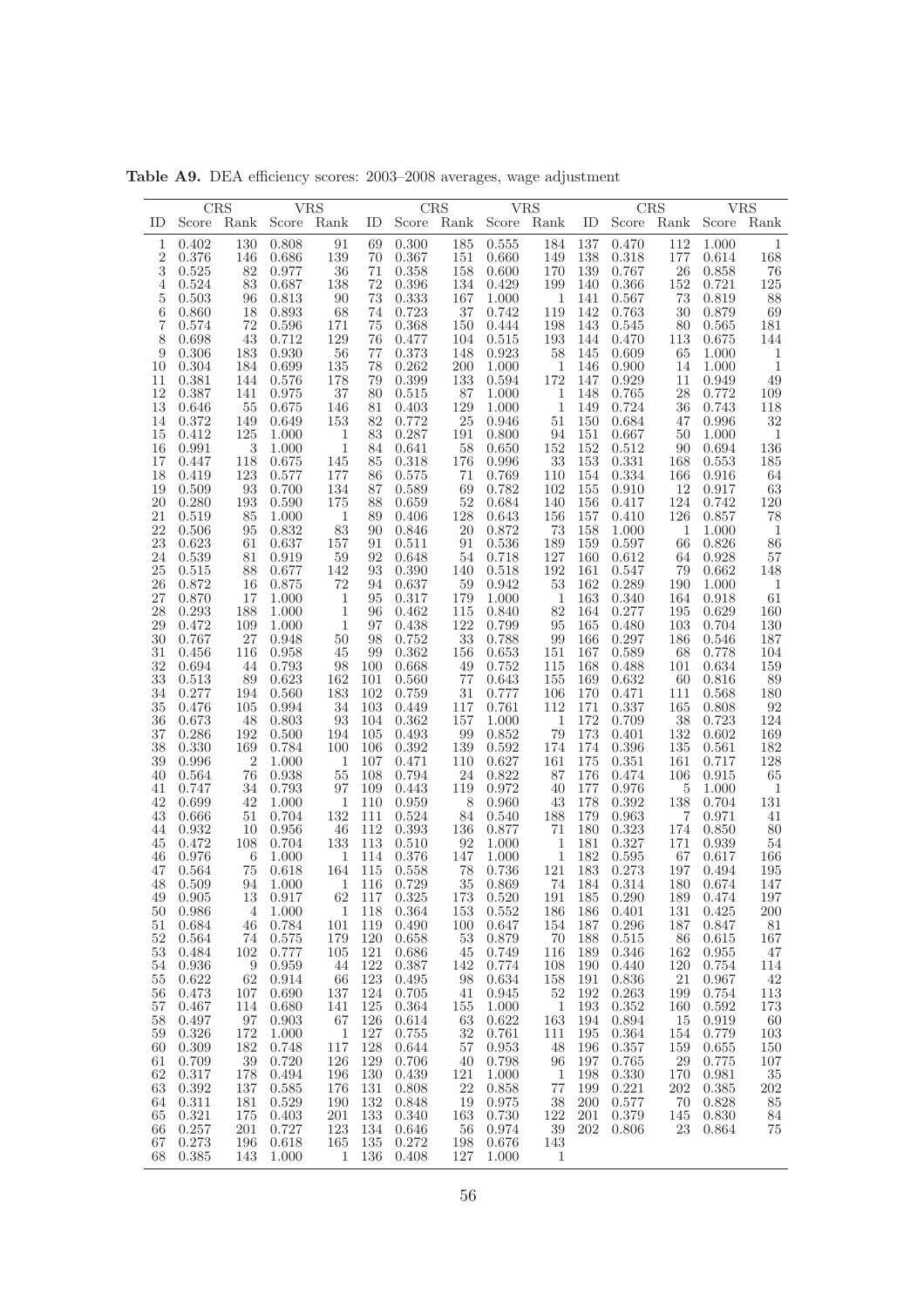**Table A9.** DEA efficiency scores: 2003–2008 averages, wage adjustment

| | CRS | | VRS | | | CRS | | VRS | | | CRS | | VRS | |
|---|---|---|---|---|---|---|---|---|---|---|---|---|---|---|
| ID | Score | Rank | Score | Rank | ID | Score | Rank | Score | Rank | ID | Score | Rank | Score | Rank |
| 1 | 0.402 | 130 | 0.808 | 91 | 69 | 0.300 | 185 | 0.555 | 184 | 137 | 0.470 | 112 | 1.000 | 1 |
| 2 | 0.376 | 146 | 0.686 | 139 | 70 | 0.367 | 151 | 0.660 | 149 | 138 | 0.318 | 177 | 0.614 | 168 |
| 3 | 0.525 | 82 | 0.977 | 36 | 71 | 0.358 | 158 | 0.600 | 170 | 139 | 0.767 | 26 | 0.858 | 76 |
| 4 | 0.524 | 83 | 0.687 | 138 | 72 | 0.396 | 134 | 0.429 | 199 | 140 | 0.366 | 152 | 0.721 | 125 |
| 5 | 0.503 | 96 | 0.813 | 90 | 73 | 0.333 | 167 | 1.000 | 1 | 141 | 0.567 | 73 | 0.819 | 88 |
| 6 | 0.860 | 18 | 0.893 | 68 | 74 | 0.723 | 37 | 0.742 | 119 | 142 | 0.763 | 30 | 0.879 | 69 |
| 7 | 0.574 | 72 | 0.596 | 171 | 75 | 0.368 | 150 | 0.444 | 198 | 143 | 0.545 | 80 | 0.565 | 181 |
| 8 | 0.698 | 43 | 0.712 | 129 | 76 | 0.477 | 104 | 0.515 | 193 | 144 | 0.470 | 113 | 0.675 | 144 |
| 9 | 0.306 | 183 | 0.930 | 56 | 77 | 0.373 | 148 | 0.923 | 58 | 145 | 0.609 | 65 | 1.000 | 1 |
| 10 | 0.304 | 184 | 0.699 | 135 | 78 | 0.262 | 200 | 1.000 | 1 | 146 | 0.900 | 14 | 1.000 | 1 |
| 11 | 0.381 | 144 | 0.576 | 178 | 79 | 0.399 | 133 | 0.594 | 172 | 147 | 0.929 | 11 | 0.949 | 49 |
| 12 | 0.387 | 141 | 0.975 | 37 | 80 | 0.515 | 87 | 1.000 | 1 | 148 | 0.765 | 28 | 0.772 | 109 |
| 13 | 0.646 | 55 | 0.675 | 146 | 81 | 0.403 | 129 | 1.000 | 1 | 149 | 0.724 | 36 | 0.743 | 118 |
| 14 | 0.372 | 149 | 0.649 | 153 | 82 | 0.772 | 25 | 0.946 | 51 | 150 | 0.684 | 47 | 0.996 | 32 |
| 15 | 0.412 | 125 | 1.000 | 1 | 83 | 0.287 | 191 | 0.800 | 94 | 151 | 0.667 | 50 | 1.000 | 1 |
| 16 | 0.991 | 3 | 1.000 | 1 | 84 | 0.641 | 58 | 0.650 | 152 | 152 | 0.512 | 90 | 0.694 | 136 |
| 17 | 0.447 | 118 | 0.675 | 145 | 85 | 0.318 | 176 | 0.996 | 33 | 153 | 0.331 | 168 | 0.553 | 185 |
| 18 | 0.419 | 123 | 0.577 | 177 | 86 | 0.575 | 71 | 0.769 | 110 | 154 | 0.334 | 166 | 0.916 | 64 |
| 19 | 0.509 | 93 | 0.700 | 134 | 87 | 0.589 | 69 | 0.782 | 102 | 155 | 0.910 | 12 | 0.917 | 63 |
| 20 | 0.280 | 193 | 0.590 | 175 | 88 | 0.659 | 52 | 0.684 | 140 | 156 | 0.417 | 124 | 0.742 | 120 |
| 21 | 0.519 | 85 | 1.000 | 1 | 89 | 0.406 | 128 | 0.643 | 156 | 157 | 0.410 | 126 | 0.857 | 78 |
| 22 | 0.506 | 95 | 0.832 | 83 | 90 | 0.846 | 20 | 0.872 | 73 | 158 | 1.000 | 1 | 1.000 | 1 |
| 23 | 0.623 | 61 | 0.637 | 157 | 91 | 0.511 | 91 | 0.536 | 189 | 159 | 0.597 | 66 | 0.826 | 86 |
| 24 | 0.539 | 81 | 0.919 | 59 | 92 | 0.648 | 54 | 0.718 | 127 | 160 | 0.612 | 64 | 0.928 | 57 |
| 25 | 0.515 | 88 | 0.677 | 142 | 93 | 0.390 | 140 | 0.518 | 192 | 161 | 0.547 | 79 | 0.662 | 148 |
| 26 | 0.872 | 16 | 0.875 | 72 | 94 | 0.637 | 59 | 0.942 | 53 | 162 | 0.289 | 190 | 1.000 | 1 |
| 27 | 0.870 | 17 | 1.000 | 1 | 95 | 0.317 | 179 | 1.000 | 1 | 163 | 0.340 | 164 | 0.918 | 61 |
| 28 | 0.293 | 188 | 1.000 | 1 | 96 | 0.462 | 115 | 0.840 | 82 | 164 | 0.277 | 195 | 0.629 | 160 |
| 29 | 0.472 | 109 | 1.000 | 1 | 97 | 0.438 | 122 | 0.799 | 95 | 165 | 0.480 | 103 | 0.704 | 130 |
| 30 | 0.767 | 27 | 0.948 | 50 | 98 | 0.752 | 33 | 0.788 | 99 | 166 | 0.297 | 186 | 0.546 | 187 |
| 31 | 0.456 | 116 | 0.958 | 45 | 99 | 0.362 | 156 | 0.653 | 151 | 167 | 0.589 | 68 | 0.778 | 104 |
| 32 | 0.694 | 44 | 0.793 | 98 | 100 | 0.668 | 49 | 0.752 | 115 | 168 | 0.488 | 101 | 0.634 | 159 |
| 33 | 0.513 | 89 | 0.623 | 162 | 101 | 0.560 | 77 | 0.643 | 155 | 169 | 0.632 | 60 | 0.816 | 89 |
| 34 | 0.277 | 194 | 0.560 | 183 | 102 | 0.759 | 31 | 0.777 | 106 | 170 | 0.471 | 111 | 0.568 | 180 |
| 35 | 0.476 | 105 | 0.994 | 34 | 103 | 0.449 | 117 | 0.761 | 112 | 171 | 0.337 | 165 | 0.808 | 92 |
| 36 | 0.673 | 48 | 0.803 | 93 | 104 | 0.362 | 157 | 1.000 | 1 | 172 | 0.709 | 38 | 0.723 | 124 |
| 37 | 0.286 | 192 | 0.500 | 194 | 105 | 0.493 | 99 | 0.852 | 79 | 173 | 0.401 | 132 | 0.602 | 169 |
| 38 | 0.330 | 169 | 0.784 | 100 | 106 | 0.392 | 139 | 0.592 | 174 | 174 | 0.396 | 135 | 0.561 | 182 |
| 39 | 0.996 | 2 | 1.000 | 1 | 107 | 0.471 | 110 | 0.627 | 161 | 175 | 0.351 | 161 | 0.717 | 128 |
| 40 | 0.564 | 76 | 0.938 | 55 | 108 | 0.794 | 24 | 0.822 | 87 | 176 | 0.474 | 106 | 0.915 | 65 |
| 41 | 0.747 | 34 | 0.793 | 97 | 109 | 0.443 | 119 | 0.972 | 40 | 177 | 0.976 | 5 | 1.000 | 1 |
| 42 | 0.699 | 42 | 1.000 | 1 | 110 | 0.959 | 8 | 0.960 | 43 | 178 | 0.392 | 138 | 0.704 | 131 |
| 43 | 0.666 | 51 | 0.704 | 132 | 111 | 0.524 | 84 | 0.540 | 188 | 179 | 0.963 | 7 | 0.971 | 41 |
| 44 | 0.932 | 10 | 0.956 | 46 | 112 | 0.393 | 136 | 0.877 | 71 | 180 | 0.323 | 174 | 0.850 | 80 |
| 45 | 0.472 | 108 | 0.704 | 133 | 113 | 0.510 | 92 | 1.000 | 1 | 181 | 0.327 | 171 | 0.939 | 54 |
| 46 | 0.976 | 6 | 1.000 | 1 | 114 | 0.376 | 147 | 1.000 | 1 | 182 | 0.595 | 67 | 0.617 | 166 |
| 47 | 0.564 | 75 | 0.618 | 164 | 115 | 0.558 | 78 | 0.736 | 121 | 183 | 0.273 | 197 | 0.494 | 195 |
| 48 | 0.509 | 94 | 1.000 | 1 | 116 | 0.729 | 35 | 0.869 | 74 | 184 | 0.314 | 180 | 0.674 | 147 |
| 49 | 0.905 | 13 | 0.917 | 62 | 117 | 0.325 | 173 | 0.520 | 191 | 185 | 0.290 | 189 | 0.474 | 197 |
| 50 | 0.986 | 4 | 1.000 | 1 | 118 | 0.364 | 153 | 0.552 | 186 | 186 | 0.401 | 131 | 0.425 | 200 |
| 51 | 0.684 | 46 | 0.784 | 101 | 119 | 0.490 | 100 | 0.647 | 154 | 187 | 0.296 | 187 | 0.847 | 81 |
| 52 | 0.564 | 74 | 0.575 | 179 | 120 | 0.658 | 53 | 0.879 | 70 | 188 | 0.515 | 86 | 0.615 | 167 |
| 53 | 0.484 | 102 | 0.777 | 105 | 121 | 0.686 | 45 | 0.749 | 116 | 189 | 0.346 | 162 | 0.955 | 47 |
| 54 | 0.936 | 9 | 0.959 | 44 | 122 | 0.387 | 142 | 0.774 | 108 | 190 | 0.440 | 120 | 0.754 | 114 |
| 55 | 0.622 | 62 | 0.914 | 66 | 123 | 0.495 | 98 | 0.634 | 158 | 191 | 0.836 | 21 | 0.967 | 42 |
| 56 | 0.473 | 107 | 0.690 | 137 | 124 | 0.705 | 41 | 0.945 | 52 | 192 | 0.263 | 199 | 0.754 | 113 |
| 57 | 0.467 | 114 | 0.680 | 141 | 125 | 0.364 | 155 | 1.000 | 1 | 193 | 0.352 | 160 | 0.592 | 173 |
| 58 | 0.497 | 97 | 0.903 | 67 | 126 | 0.614 | 63 | 0.622 | 163 | 194 | 0.894 | 15 | 0.919 | 60 |
| 59 | 0.326 | 172 | 1.000 | 1 | 127 | 0.755 | 32 | 0.761 | 111 | 195 | 0.364 | 154 | 0.779 | 103 |
| 60 | 0.309 | 182 | 0.748 | 117 | 128 | 0.644 | 57 | 0.953 | 48 | 196 | 0.357 | 159 | 0.655 | 150 |
| 61 | 0.709 | 39 | 0.720 | 126 | 129 | 0.706 | 40 | 0.798 | 96 | 197 | 0.765 | 29 | 0.775 | 107 |
| 62 | 0.317 | 178 | 0.494 | 196 | 130 | 0.439 | 121 | 1.000 | 1 | 198 | 0.330 | 170 | 0.981 | 35 |
| 63 | 0.392 | 137 | 0.585 | 176 | 131 | 0.808 | 22 | 0.858 | 77 | 199 | 0.221 | 202 | 0.385 | 202 |
| 64 | 0.311 | 181 | 0.529 | 190 | 132 | 0.848 | 19 | 0.975 | 38 | 200 | 0.577 | 70 | 0.828 | 85 |
| 65 | 0.321 | 175 | 0.403 | 201 | 133 | 0.340 | 163 | 0.730 | 122 | 201 | 0.379 | 145 | 0.830 | 84 |
| 66 | 0.257 | 201 | 0.727 | 123 | 134 | 0.646 | 56 | 0.974 | 39 | 202 | 0.806 | 23 | 0.864 | 75 |
| 67 | 0.273 | 196 | 0.618 | 165 | 135 | 0.272 | 198 | 0.676 | 143 | | | | | |
| 68 | 0.385 | 143 | 1.000 | 1 | 136 | 0.408 | 127 | 1.000 | 1 | | | | | |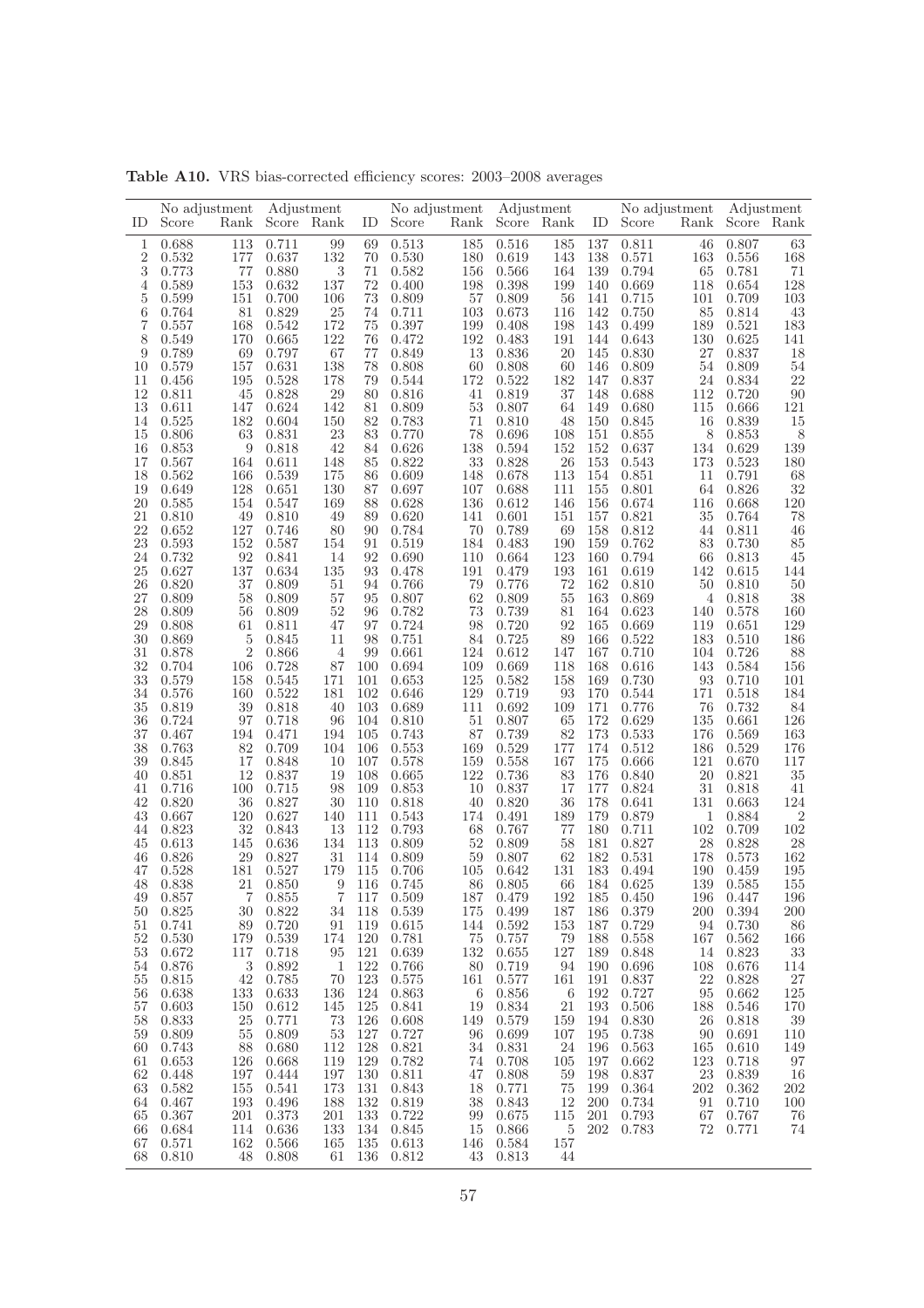**Table A10.** VRS bias-corrected efficiency scores: 2003–2008 averages

| ID | No adjustment Score | No adjustment Rank | Adjustment Score | Adjustment Rank | ID | No adjustment Score | No adjustment Rank | Adjustment Score | Adjustment Rank | ID | No adjustment Score | No adjustment Rank | Adjustment Score | Adjustment Rank |
|---|---|---|---|---|---|---|---|---|---|---|---|---|---|---|
| 1 | 0.688 | 113 | 0.711 | 99 | 69 | 0.513 | 185 | 0.516 | 185 | 137 | 0.811 | 46 | 0.807 | 63 |
| 2 | 0.532 | 177 | 0.637 | 132 | 70 | 0.530 | 180 | 0.619 | 143 | 138 | 0.571 | 163 | 0.556 | 168 |
| 3 | 0.773 | 77 | 0.880 | 3 | 71 | 0.582 | 156 | 0.566 | 164 | 139 | 0.794 | 65 | 0.781 | 71 |
| 4 | 0.589 | 153 | 0.632 | 137 | 72 | 0.400 | 198 | 0.398 | 199 | 140 | 0.669 | 118 | 0.654 | 128 |
| 5 | 0.599 | 151 | 0.700 | 106 | 73 | 0.809 | 57 | 0.809 | 56 | 141 | 0.715 | 101 | 0.709 | 103 |
| 6 | 0.764 | 81 | 0.829 | 25 | 74 | 0.711 | 103 | 0.673 | 116 | 142 | 0.750 | 85 | 0.814 | 43 |
| 7 | 0.557 | 168 | 0.542 | 172 | 75 | 0.397 | 199 | 0.408 | 198 | 143 | 0.499 | 189 | 0.521 | 183 |
| 8 | 0.549 | 170 | 0.665 | 122 | 76 | 0.472 | 192 | 0.483 | 191 | 144 | 0.643 | 130 | 0.625 | 141 |
| 9 | 0.789 | 69 | 0.797 | 67 | 77 | 0.849 | 13 | 0.836 | 20 | 145 | 0.830 | 27 | 0.837 | 18 |
| 10 | 0.579 | 157 | 0.631 | 138 | 78 | 0.808 | 60 | 0.808 | 60 | 146 | 0.809 | 54 | 0.809 | 54 |
| 11 | 0.456 | 195 | 0.528 | 178 | 79 | 0.544 | 172 | 0.522 | 182 | 147 | 0.837 | 24 | 0.834 | 22 |
| 12 | 0.811 | 45 | 0.828 | 29 | 80 | 0.816 | 41 | 0.819 | 37 | 148 | 0.688 | 112 | 0.720 | 90 |
| 13 | 0.611 | 147 | 0.624 | 142 | 81 | 0.809 | 53 | 0.807 | 64 | 149 | 0.680 | 115 | 0.666 | 121 |
| 14 | 0.525 | 182 | 0.604 | 150 | 82 | 0.783 | 71 | 0.810 | 48 | 150 | 0.845 | 16 | 0.839 | 15 |
| 15 | 0.806 | 63 | 0.831 | 23 | 83 | 0.770 | 78 | 0.696 | 108 | 151 | 0.855 | 8 | 0.853 | 8 |
| 16 | 0.853 | 9 | 0.818 | 42 | 84 | 0.626 | 138 | 0.594 | 152 | 152 | 0.637 | 134 | 0.629 | 139 |
| 17 | 0.567 | 164 | 0.611 | 148 | 85 | 0.822 | 33 | 0.828 | 26 | 153 | 0.543 | 173 | 0.523 | 180 |
| 18 | 0.562 | 166 | 0.539 | 175 | 86 | 0.609 | 148 | 0.678 | 113 | 154 | 0.851 | 11 | 0.791 | 68 |
| 19 | 0.649 | 128 | 0.651 | 130 | 87 | 0.697 | 107 | 0.688 | 111 | 155 | 0.801 | 64 | 0.826 | 32 |
| 20 | 0.585 | 154 | 0.547 | 169 | 88 | 0.628 | 136 | 0.612 | 146 | 156 | 0.674 | 116 | 0.668 | 120 |
| 21 | 0.810 | 49 | 0.810 | 49 | 89 | 0.620 | 141 | 0.601 | 151 | 157 | 0.821 | 35 | 0.764 | 78 |
| 22 | 0.652 | 127 | 0.746 | 80 | 90 | 0.784 | 70 | 0.789 | 69 | 158 | 0.812 | 44 | 0.811 | 46 |
| 23 | 0.593 | 152 | 0.587 | 154 | 91 | 0.519 | 184 | 0.483 | 190 | 159 | 0.762 | 83 | 0.730 | 85 |
| 24 | 0.732 | 92 | 0.841 | 14 | 92 | 0.690 | 110 | 0.664 | 123 | 160 | 0.794 | 66 | 0.813 | 45 |
| 25 | 0.627 | 137 | 0.634 | 135 | 93 | 0.478 | 191 | 0.479 | 193 | 161 | 0.619 | 142 | 0.615 | 144 |
| 26 | 0.820 | 37 | 0.809 | 51 | 94 | 0.766 | 79 | 0.776 | 72 | 162 | 0.810 | 50 | 0.810 | 50 |
| 27 | 0.809 | 58 | 0.809 | 57 | 95 | 0.807 | 62 | 0.809 | 55 | 163 | 0.869 | 4 | 0.818 | 38 |
| 28 | 0.809 | 56 | 0.809 | 52 | 96 | 0.782 | 73 | 0.739 | 81 | 164 | 0.623 | 140 | 0.578 | 160 |
| 29 | 0.808 | 61 | 0.811 | 47 | 97 | 0.724 | 98 | 0.720 | 92 | 165 | 0.669 | 119 | 0.651 | 129 |
| 30 | 0.869 | 5 | 0.845 | 11 | 98 | 0.751 | 84 | 0.725 | 89 | 166 | 0.522 | 183 | 0.510 | 186 |
| 31 | 0.878 | 2 | 0.866 | 4 | 99 | 0.661 | 124 | 0.612 | 147 | 167 | 0.710 | 104 | 0.726 | 88 |
| 32 | 0.704 | 106 | 0.728 | 87 | 100 | 0.694 | 109 | 0.669 | 118 | 168 | 0.616 | 143 | 0.584 | 156 |
| 33 | 0.579 | 158 | 0.545 | 171 | 101 | 0.653 | 125 | 0.582 | 158 | 169 | 0.730 | 93 | 0.710 | 101 |
| 34 | 0.576 | 160 | 0.522 | 181 | 102 | 0.646 | 129 | 0.719 | 93 | 170 | 0.544 | 171 | 0.518 | 184 |
| 35 | 0.819 | 39 | 0.818 | 40 | 103 | 0.689 | 111 | 0.692 | 109 | 171 | 0.776 | 76 | 0.732 | 84 |
| 36 | 0.724 | 97 | 0.718 | 96 | 104 | 0.810 | 51 | 0.807 | 65 | 172 | 0.629 | 135 | 0.661 | 126 |
| 37 | 0.467 | 194 | 0.471 | 194 | 105 | 0.743 | 87 | 0.739 | 82 | 173 | 0.533 | 176 | 0.569 | 163 |
| 38 | 0.763 | 82 | 0.709 | 104 | 106 | 0.553 | 169 | 0.529 | 177 | 174 | 0.512 | 186 | 0.529 | 176 |
| 39 | 0.845 | 17 | 0.848 | 10 | 107 | 0.578 | 159 | 0.558 | 167 | 175 | 0.666 | 121 | 0.670 | 117 |
| 40 | 0.851 | 12 | 0.837 | 19 | 108 | 0.665 | 122 | 0.736 | 83 | 176 | 0.840 | 20 | 0.821 | 35 |
| 41 | 0.716 | 100 | 0.715 | 98 | 109 | 0.853 | 10 | 0.837 | 17 | 177 | 0.824 | 31 | 0.818 | 41 |
| 42 | 0.820 | 36 | 0.827 | 30 | 110 | 0.818 | 40 | 0.820 | 36 | 178 | 0.641 | 131 | 0.663 | 124 |
| 43 | 0.667 | 120 | 0.627 | 140 | 111 | 0.543 | 174 | 0.491 | 189 | 179 | 0.879 | 1 | 0.884 | 2 |
| 44 | 0.823 | 32 | 0.843 | 13 | 112 | 0.793 | 68 | 0.767 | 77 | 180 | 0.711 | 102 | 0.709 | 102 |
| 45 | 0.613 | 145 | 0.636 | 134 | 113 | 0.809 | 52 | 0.809 | 58 | 181 | 0.827 | 28 | 0.828 | 28 |
| 46 | 0.826 | 29 | 0.827 | 31 | 114 | 0.809 | 59 | 0.807 | 62 | 182 | 0.531 | 178 | 0.573 | 162 |
| 47 | 0.528 | 181 | 0.527 | 179 | 115 | 0.706 | 105 | 0.642 | 131 | 183 | 0.494 | 190 | 0.459 | 195 |
| 48 | 0.838 | 21 | 0.850 | 9 | 116 | 0.745 | 86 | 0.805 | 66 | 184 | 0.625 | 139 | 0.585 | 155 |
| 49 | 0.857 | 7 | 0.855 | 7 | 117 | 0.509 | 187 | 0.479 | 192 | 185 | 0.450 | 196 | 0.447 | 196 |
| 50 | 0.825 | 30 | 0.822 | 34 | 118 | 0.539 | 175 | 0.499 | 187 | 186 | 0.379 | 200 | 0.394 | 200 |
| 51 | 0.741 | 89 | 0.720 | 91 | 119 | 0.615 | 144 | 0.592 | 153 | 187 | 0.729 | 94 | 0.730 | 86 |
| 52 | 0.530 | 179 | 0.539 | 174 | 120 | 0.781 | 75 | 0.757 | 79 | 188 | 0.558 | 167 | 0.562 | 166 |
| 53 | 0.672 | 117 | 0.718 | 95 | 121 | 0.639 | 132 | 0.655 | 127 | 189 | 0.848 | 14 | 0.823 | 33 |
| 54 | 0.876 | 3 | 0.892 | 1 | 122 | 0.766 | 80 | 0.719 | 94 | 190 | 0.696 | 108 | 0.676 | 114 |
| 55 | 0.815 | 42 | 0.785 | 70 | 123 | 0.575 | 161 | 0.577 | 161 | 191 | 0.837 | 22 | 0.828 | 27 |
| 56 | 0.638 | 133 | 0.633 | 136 | 124 | 0.863 | 6 | 0.856 | 6 | 192 | 0.727 | 95 | 0.662 | 125 |
| 57 | 0.603 | 150 | 0.612 | 145 | 125 | 0.841 | 19 | 0.834 | 21 | 193 | 0.506 | 188 | 0.546 | 170 |
| 58 | 0.833 | 25 | 0.771 | 73 | 126 | 0.608 | 149 | 0.579 | 159 | 194 | 0.830 | 26 | 0.818 | 39 |
| 59 | 0.809 | 55 | 0.809 | 53 | 127 | 0.727 | 96 | 0.699 | 107 | 195 | 0.738 | 90 | 0.691 | 110 |
| 60 | 0.743 | 88 | 0.680 | 112 | 128 | 0.821 | 34 | 0.831 | 24 | 196 | 0.563 | 165 | 0.610 | 149 |
| 61 | 0.653 | 126 | 0.668 | 119 | 129 | 0.782 | 74 | 0.708 | 105 | 197 | 0.662 | 123 | 0.718 | 97 |
| 62 | 0.448 | 197 | 0.444 | 197 | 130 | 0.811 | 47 | 0.808 | 59 | 198 | 0.837 | 23 | 0.839 | 16 |
| 63 | 0.582 | 155 | 0.541 | 173 | 131 | 0.843 | 18 | 0.771 | 75 | 199 | 0.364 | 202 | 0.362 | 202 |
| 64 | 0.467 | 193 | 0.496 | 188 | 132 | 0.819 | 38 | 0.843 | 12 | 200 | 0.734 | 91 | 0.710 | 100 |
| 65 | 0.367 | 201 | 0.373 | 201 | 133 | 0.722 | 99 | 0.675 | 115 | 201 | 0.793 | 67 | 0.767 | 76 |
| 66 | 0.684 | 114 | 0.636 | 133 | 134 | 0.845 | 15 | 0.866 | 5 | 202 | 0.783 | 72 | 0.771 | 74 |
| 67 | 0.571 | 162 | 0.566 | 165 | 135 | 0.613 | 146 | 0.584 | 157 | | | | | |
| 68 | 0.810 | 48 | 0.808 | 61 | 136 | 0.812 | 43 | 0.813 | 44 | | | | | |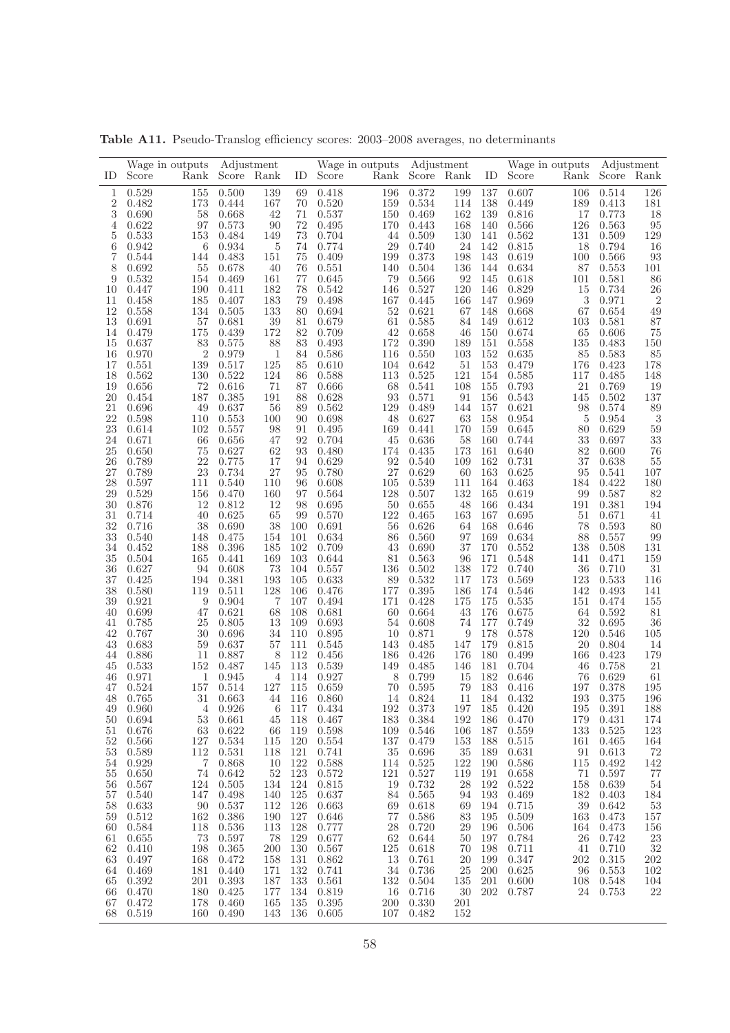**Table A11.** Pseudo-Translog efficiency scores: 2003–2008 averages, no determinants

| ID | Wage in outputs Score | Rank | Adjustment Score | Rank | ID | Wage in outputs Score | Rank | Adjustment Score | Rank | ID | Wage in outputs Score | Rank | Adjustment Score | Rank |
|---|---|---|---|---|---|---|---|---|---|---|---|---|---|---|
| 1 | 0.529 | 155 | 0.500 | 139 | 69 | 0.418 | 196 | 0.372 | 199 | 137 | 0.607 | 106 | 0.514 | 126 |
| 2 | 0.482 | 173 | 0.444 | 167 | 70 | 0.520 | 159 | 0.534 | 114 | 138 | 0.449 | 189 | 0.413 | 181 |
| 3 | 0.690 | 58 | 0.668 | 42 | 71 | 0.537 | 150 | 0.469 | 162 | 139 | 0.816 | 17 | 0.773 | 18 |
| 4 | 0.622 | 97 | 0.573 | 90 | 72 | 0.495 | 170 | 0.443 | 168 | 140 | 0.566 | 126 | 0.563 | 95 |
| 5 | 0.533 | 153 | 0.484 | 149 | 73 | 0.704 | 44 | 0.509 | 130 | 141 | 0.562 | 131 | 0.509 | 129 |
| 6 | 0.942 | 6 | 0.934 | 5 | 74 | 0.774 | 29 | 0.740 | 24 | 142 | 0.815 | 18 | 0.794 | 16 |
| 7 | 0.544 | 144 | 0.483 | 151 | 75 | 0.409 | 199 | 0.373 | 198 | 143 | 0.619 | 100 | 0.566 | 93 |
| 8 | 0.692 | 55 | 0.678 | 40 | 76 | 0.551 | 140 | 0.504 | 136 | 144 | 0.634 | 87 | 0.553 | 101 |
| 9 | 0.532 | 154 | 0.469 | 161 | 77 | 0.645 | 79 | 0.566 | 92 | 145 | 0.618 | 101 | 0.581 | 86 |
| 10 | 0.447 | 190 | 0.411 | 182 | 78 | 0.542 | 146 | 0.527 | 120 | 146 | 0.829 | 15 | 0.734 | 26 |
| 11 | 0.458 | 185 | 0.407 | 183 | 79 | 0.498 | 167 | 0.445 | 166 | 147 | 0.969 | 3 | 0.971 | 2 |
| 12 | 0.558 | 134 | 0.505 | 133 | 80 | 0.694 | 52 | 0.621 | 67 | 148 | 0.668 | 67 | 0.654 | 49 |
| 13 | 0.691 | 57 | 0.681 | 39 | 81 | 0.679 | 61 | 0.585 | 84 | 149 | 0.612 | 103 | 0.581 | 87 |
| 14 | 0.479 | 175 | 0.439 | 172 | 82 | 0.709 | 42 | 0.658 | 46 | 150 | 0.674 | 65 | 0.606 | 75 |
| 15 | 0.637 | 83 | 0.575 | 88 | 83 | 0.493 | 172 | 0.390 | 189 | 151 | 0.558 | 135 | 0.483 | 150 |
| 16 | 0.970 | 2 | 0.979 | 1 | 84 | 0.586 | 116 | 0.550 | 103 | 152 | 0.635 | 85 | 0.583 | 85 |
| 17 | 0.551 | 139 | 0.517 | 125 | 85 | 0.610 | 104 | 0.642 | 51 | 153 | 0.479 | 176 | 0.423 | 178 |
| 18 | 0.562 | 130 | 0.522 | 124 | 86 | 0.588 | 113 | 0.525 | 121 | 154 | 0.585 | 117 | 0.485 | 148 |
| 19 | 0.656 | 72 | 0.616 | 71 | 87 | 0.666 | 68 | 0.541 | 108 | 155 | 0.793 | 21 | 0.769 | 19 |
| 20 | 0.454 | 187 | 0.385 | 191 | 88 | 0.628 | 93 | 0.571 | 91 | 156 | 0.543 | 145 | 0.502 | 137 |
| 21 | 0.696 | 49 | 0.637 | 56 | 89 | 0.562 | 129 | 0.489 | 144 | 157 | 0.621 | 98 | 0.574 | 89 |
| 22 | 0.598 | 110 | 0.553 | 100 | 90 | 0.698 | 48 | 0.627 | 63 | 158 | 0.954 | 5 | 0.954 | 3 |
| 23 | 0.614 | 102 | 0.557 | 98 | 91 | 0.495 | 169 | 0.441 | 170 | 159 | 0.645 | 80 | 0.629 | 59 |
| 24 | 0.671 | 66 | 0.656 | 47 | 92 | 0.704 | 45 | 0.636 | 58 | 160 | 0.744 | 33 | 0.697 | 33 |
| 25 | 0.650 | 75 | 0.627 | 62 | 93 | 0.480 | 174 | 0.435 | 173 | 161 | 0.640 | 82 | 0.600 | 76 |
| 26 | 0.789 | 22 | 0.775 | 17 | 94 | 0.629 | 92 | 0.540 | 109 | 162 | 0.731 | 37 | 0.638 | 55 |
| 27 | 0.789 | 23 | 0.734 | 27 | 95 | 0.780 | 27 | 0.629 | 60 | 163 | 0.625 | 95 | 0.541 | 107 |
| 28 | 0.597 | 111 | 0.540 | 110 | 96 | 0.608 | 105 | 0.539 | 111 | 164 | 0.463 | 184 | 0.422 | 180 |
| 29 | 0.529 | 156 | 0.470 | 160 | 97 | 0.564 | 128 | 0.507 | 132 | 165 | 0.619 | 99 | 0.587 | 82 |
| 30 | 0.876 | 12 | 0.812 | 12 | 98 | 0.695 | 50 | 0.655 | 48 | 166 | 0.434 | 191 | 0.381 | 194 |
| 31 | 0.714 | 40 | 0.625 | 65 | 99 | 0.570 | 122 | 0.465 | 163 | 167 | 0.695 | 51 | 0.671 | 41 |
| 32 | 0.716 | 38 | 0.690 | 38 | 100 | 0.691 | 56 | 0.626 | 64 | 168 | 0.646 | 78 | 0.593 | 80 |
| 33 | 0.540 | 148 | 0.475 | 154 | 101 | 0.634 | 86 | 0.560 | 97 | 169 | 0.634 | 88 | 0.557 | 99 |
| 34 | 0.452 | 188 | 0.396 | 185 | 102 | 0.709 | 43 | 0.690 | 37 | 170 | 0.552 | 138 | 0.508 | 131 |
| 35 | 0.504 | 165 | 0.441 | 169 | 103 | 0.644 | 81 | 0.563 | 96 | 171 | 0.548 | 141 | 0.471 | 159 |
| 36 | 0.627 | 94 | 0.608 | 73 | 104 | 0.557 | 136 | 0.502 | 138 | 172 | 0.740 | 36 | 0.710 | 31 |
| 37 | 0.425 | 194 | 0.381 | 193 | 105 | 0.633 | 89 | 0.532 | 117 | 173 | 0.569 | 123 | 0.533 | 116 |
| 38 | 0.580 | 119 | 0.511 | 128 | 106 | 0.476 | 177 | 0.395 | 186 | 174 | 0.546 | 142 | 0.493 | 141 |
| 39 | 0.921 | 9 | 0.904 | 7 | 107 | 0.494 | 171 | 0.428 | 175 | 175 | 0.535 | 151 | 0.474 | 155 |
| 40 | 0.699 | 47 | 0.621 | 68 | 108 | 0.681 | 60 | 0.664 | 43 | 176 | 0.675 | 64 | 0.592 | 81 |
| 41 | 0.785 | 25 | 0.805 | 13 | 109 | 0.693 | 54 | 0.608 | 74 | 177 | 0.749 | 32 | 0.695 | 36 |
| 42 | 0.767 | 30 | 0.696 | 34 | 110 | 0.895 | 10 | 0.871 | 9 | 178 | 0.578 | 120 | 0.546 | 105 |
| 43 | 0.683 | 59 | 0.637 | 57 | 111 | 0.545 | 143 | 0.485 | 147 | 179 | 0.815 | 20 | 0.804 | 14 |
| 44 | 0.886 | 11 | 0.887 | 8 | 112 | 0.456 | 186 | 0.426 | 176 | 180 | 0.499 | 166 | 0.423 | 179 |
| 45 | 0.533 | 152 | 0.487 | 145 | 113 | 0.539 | 149 | 0.485 | 146 | 181 | 0.704 | 46 | 0.758 | 21 |
| 46 | 0.971 | 1 | 0.945 | 4 | 114 | 0.927 | 8 | 0.799 | 15 | 182 | 0.646 | 76 | 0.629 | 61 |
| 47 | 0.524 | 157 | 0.514 | 127 | 115 | 0.659 | 70 | 0.595 | 79 | 183 | 0.416 | 197 | 0.378 | 195 |
| 48 | 0.765 | 31 | 0.663 | 44 | 116 | 0.860 | 14 | 0.824 | 11 | 184 | 0.432 | 193 | 0.375 | 196 |
| 49 | 0.960 | 4 | 0.926 | 6 | 117 | 0.434 | 192 | 0.373 | 197 | 185 | 0.420 | 195 | 0.391 | 188 |
| 50 | 0.694 | 53 | 0.661 | 45 | 118 | 0.467 | 183 | 0.384 | 192 | 186 | 0.470 | 179 | 0.431 | 174 |
| 51 | 0.676 | 63 | 0.622 | 66 | 119 | 0.598 | 109 | 0.546 | 106 | 187 | 0.559 | 133 | 0.525 | 123 |
| 52 | 0.566 | 127 | 0.534 | 115 | 120 | 0.554 | 137 | 0.479 | 153 | 188 | 0.515 | 161 | 0.465 | 164 |
| 53 | 0.589 | 112 | 0.531 | 118 | 121 | 0.741 | 35 | 0.696 | 35 | 189 | 0.631 | 91 | 0.613 | 72 |
| 54 | 0.929 | 7 | 0.868 | 10 | 122 | 0.588 | 114 | 0.525 | 122 | 190 | 0.586 | 115 | 0.492 | 142 |
| 55 | 0.650 | 74 | 0.642 | 52 | 123 | 0.572 | 121 | 0.527 | 119 | 191 | 0.658 | 71 | 0.597 | 77 |
| 56 | 0.567 | 124 | 0.505 | 134 | 124 | 0.815 | 19 | 0.732 | 28 | 192 | 0.522 | 158 | 0.639 | 54 |
| 57 | 0.540 | 147 | 0.498 | 140 | 125 | 0.637 | 84 | 0.565 | 94 | 193 | 0.469 | 182 | 0.403 | 184 |
| 58 | 0.633 | 90 | 0.537 | 112 | 126 | 0.663 | 69 | 0.618 | 69 | 194 | 0.715 | 39 | 0.642 | 53 |
| 59 | 0.512 | 162 | 0.386 | 190 | 127 | 0.646 | 77 | 0.586 | 83 | 195 | 0.509 | 163 | 0.473 | 157 |
| 60 | 0.584 | 118 | 0.536 | 113 | 128 | 0.777 | 28 | 0.720 | 29 | 196 | 0.506 | 164 | 0.473 | 156 |
| 61 | 0.655 | 73 | 0.597 | 78 | 129 | 0.677 | 62 | 0.644 | 50 | 197 | 0.784 | 26 | 0.742 | 23 |
| 62 | 0.410 | 198 | 0.365 | 200 | 130 | 0.567 | 125 | 0.618 | 70 | 198 | 0.711 | 41 | 0.710 | 32 |
| 63 | 0.497 | 168 | 0.472 | 158 | 131 | 0.862 | 13 | 0.761 | 20 | 199 | 0.347 | 202 | 0.315 | 202 |
| 64 | 0.469 | 181 | 0.440 | 171 | 132 | 0.741 | 34 | 0.736 | 25 | 200 | 0.625 | 96 | 0.553 | 102 |
| 65 | 0.392 | 201 | 0.393 | 187 | 133 | 0.561 | 132 | 0.504 | 135 | 201 | 0.600 | 108 | 0.548 | 104 |
| 66 | 0.470 | 180 | 0.425 | 177 | 134 | 0.819 | 16 | 0.716 | 30 | 202 | 0.787 | 24 | 0.753 | 22 |
| 67 | 0.472 | 178 | 0.460 | 165 | 135 | 0.395 | 200 | 0.330 | 201 | | | | | |
| 68 | 0.519 | 160 | 0.490 | 143 | 136 | 0.605 | 107 | 0.482 | 152 | | | | | |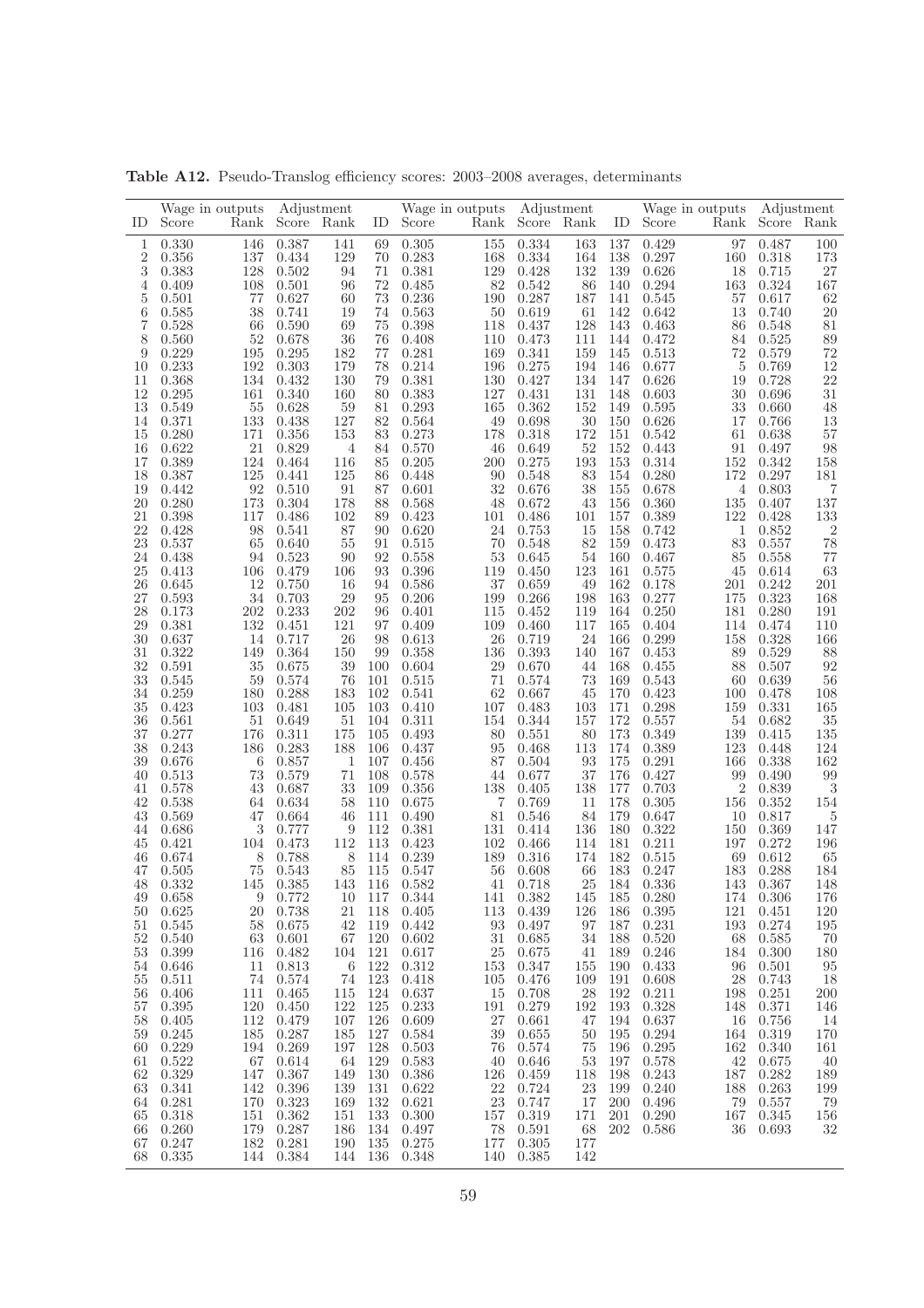**Table A12.** Pseudo-Translog efficiency scores: 2003–2008 averages, determinants

| ID | Wage in outputs Score | Rank | Adjustment Score | Rank | ID | Wage in outputs Score | Rank | Adjustment Score | Rank | ID | Wage in outputs Score | Rank | Adjustment Score | Rank |
|---|---|---|---|---|---|---|---|---|---|---|---|---|---|---|
| 1 | 0.330 | 146 | 0.387 | 141 | 69 | 0.305 | 155 | 0.334 | 163 | 137 | 0.429 | 97 | 0.487 | 100 |
| 2 | 0.356 | 137 | 0.434 | 129 | 70 | 0.283 | 168 | 0.334 | 164 | 138 | 0.297 | 160 | 0.318 | 173 |
| 3 | 0.383 | 128 | 0.502 | 94 | 71 | 0.381 | 129 | 0.428 | 132 | 139 | 0.626 | 18 | 0.715 | 27 |
| 4 | 0.409 | 108 | 0.501 | 96 | 72 | 0.485 | 82 | 0.542 | 86 | 140 | 0.294 | 163 | 0.324 | 167 |
| 5 | 0.501 | 77 | 0.627 | 60 | 73 | 0.236 | 190 | 0.287 | 187 | 141 | 0.545 | 57 | 0.617 | 62 |
| 6 | 0.585 | 38 | 0.741 | 19 | 74 | 0.563 | 50 | 0.619 | 61 | 142 | 0.642 | 13 | 0.740 | 20 |
| 7 | 0.528 | 66 | 0.590 | 69 | 75 | 0.398 | 118 | 0.437 | 128 | 143 | 0.463 | 86 | 0.548 | 81 |
| 8 | 0.560 | 52 | 0.678 | 36 | 76 | 0.408 | 110 | 0.473 | 111 | 144 | 0.472 | 84 | 0.525 | 89 |
| 9 | 0.229 | 195 | 0.295 | 182 | 77 | 0.281 | 169 | 0.341 | 159 | 145 | 0.513 | 72 | 0.579 | 72 |
| 10 | 0.233 | 192 | 0.303 | 179 | 78 | 0.214 | 196 | 0.275 | 194 | 146 | 0.677 | 5 | 0.769 | 12 |
| 11 | 0.368 | 134 | 0.432 | 130 | 79 | 0.381 | 130 | 0.427 | 134 | 147 | 0.626 | 19 | 0.728 | 22 |
| 12 | 0.295 | 161 | 0.340 | 160 | 80 | 0.383 | 127 | 0.431 | 131 | 148 | 0.603 | 30 | 0.696 | 31 |
| 13 | 0.549 | 55 | 0.628 | 59 | 81 | 0.293 | 165 | 0.362 | 152 | 149 | 0.595 | 33 | 0.660 | 48 |
| 14 | 0.371 | 133 | 0.438 | 127 | 82 | 0.564 | 49 | 0.698 | 30 | 150 | 0.626 | 17 | 0.766 | 13 |
| 15 | 0.280 | 171 | 0.356 | 153 | 83 | 0.273 | 178 | 0.318 | 172 | 151 | 0.542 | 61 | 0.638 | 57 |
| 16 | 0.622 | 21 | 0.829 | 4 | 84 | 0.570 | 46 | 0.649 | 52 | 152 | 0.443 | 91 | 0.497 | 98 |
| 17 | 0.389 | 124 | 0.464 | 116 | 85 | 0.205 | 200 | 0.275 | 193 | 153 | 0.314 | 152 | 0.342 | 158 |
| 18 | 0.387 | 125 | 0.441 | 125 | 86 | 0.448 | 90 | 0.548 | 83 | 154 | 0.280 | 172 | 0.297 | 181 |
| 19 | 0.442 | 92 | 0.510 | 91 | 87 | 0.601 | 32 | 0.676 | 38 | 155 | 0.678 | 4 | 0.803 | 7 |
| 20 | 0.280 | 173 | 0.304 | 178 | 88 | 0.568 | 48 | 0.672 | 43 | 156 | 0.360 | 135 | 0.407 | 137 |
| 21 | 0.398 | 117 | 0.486 | 102 | 89 | 0.423 | 101 | 0.486 | 101 | 157 | 0.389 | 122 | 0.428 | 133 |
| 22 | 0.428 | 98 | 0.541 | 87 | 90 | 0.620 | 24 | 0.753 | 15 | 158 | 0.742 | 1 | 0.852 | 2 |
| 23 | 0.537 | 65 | 0.640 | 55 | 91 | 0.515 | 70 | 0.548 | 82 | 159 | 0.473 | 83 | 0.557 | 78 |
| 24 | 0.438 | 94 | 0.523 | 90 | 92 | 0.558 | 53 | 0.645 | 54 | 160 | 0.467 | 85 | 0.558 | 77 |
| 25 | 0.413 | 106 | 0.479 | 106 | 93 | 0.396 | 119 | 0.450 | 123 | 161 | 0.575 | 45 | 0.614 | 63 |
| 26 | 0.645 | 12 | 0.750 | 16 | 94 | 0.586 | 37 | 0.659 | 49 | 162 | 0.178 | 201 | 0.242 | 201 |
| 27 | 0.593 | 34 | 0.703 | 29 | 95 | 0.206 | 199 | 0.266 | 198 | 163 | 0.277 | 175 | 0.323 | 168 |
| 28 | 0.173 | 202 | 0.233 | 202 | 96 | 0.401 | 115 | 0.452 | 119 | 164 | 0.250 | 181 | 0.280 | 191 |
| 29 | 0.381 | 132 | 0.451 | 121 | 97 | 0.409 | 109 | 0.460 | 117 | 165 | 0.404 | 114 | 0.474 | 110 |
| 30 | 0.637 | 14 | 0.717 | 26 | 98 | 0.613 | 26 | 0.719 | 24 | 166 | 0.299 | 158 | 0.328 | 166 |
| 31 | 0.322 | 149 | 0.364 | 150 | 99 | 0.358 | 136 | 0.393 | 140 | 167 | 0.453 | 89 | 0.529 | 88 |
| 32 | 0.591 | 35 | 0.675 | 39 | 100 | 0.604 | 29 | 0.670 | 44 | 168 | 0.455 | 88 | 0.507 | 92 |
| 33 | 0.545 | 59 | 0.574 | 76 | 101 | 0.515 | 71 | 0.574 | 73 | 169 | 0.543 | 60 | 0.639 | 56 |
| 34 | 0.259 | 180 | 0.288 | 183 | 102 | 0.541 | 62 | 0.667 | 45 | 170 | 0.423 | 100 | 0.478 | 108 |
| 35 | 0.423 | 103 | 0.481 | 105 | 103 | 0.410 | 107 | 0.483 | 103 | 171 | 0.298 | 159 | 0.331 | 165 |
| 36 | 0.561 | 51 | 0.649 | 51 | 104 | 0.311 | 154 | 0.344 | 157 | 172 | 0.557 | 54 | 0.682 | 35 |
| 37 | 0.277 | 176 | 0.311 | 175 | 105 | 0.493 | 80 | 0.551 | 80 | 173 | 0.349 | 139 | 0.415 | 135 |
| 38 | 0.243 | 186 | 0.283 | 188 | 106 | 0.437 | 95 | 0.468 | 113 | 174 | 0.389 | 123 | 0.448 | 124 |
| 39 | 0.676 | 6 | 0.857 | 1 | 107 | 0.456 | 87 | 0.504 | 93 | 175 | 0.291 | 166 | 0.338 | 162 |
| 40 | 0.513 | 73 | 0.579 | 71 | 108 | 0.578 | 44 | 0.677 | 37 | 176 | 0.427 | 99 | 0.490 | 99 |
| 41 | 0.578 | 43 | 0.687 | 33 | 109 | 0.356 | 138 | 0.405 | 138 | 177 | 0.703 | 2 | 0.839 | 3 |
| 42 | 0.538 | 64 | 0.634 | 58 | 110 | 0.675 | 7 | 0.769 | 11 | 178 | 0.305 | 156 | 0.352 | 154 |
| 43 | 0.569 | 47 | 0.664 | 46 | 111 | 0.490 | 81 | 0.546 | 84 | 179 | 0.647 | 10 | 0.817 | 5 |
| 44 | 0.686 | 3 | 0.777 | 9 | 112 | 0.381 | 131 | 0.414 | 136 | 180 | 0.322 | 150 | 0.369 | 147 |
| 45 | 0.421 | 104 | 0.473 | 112 | 113 | 0.423 | 102 | 0.466 | 114 | 181 | 0.211 | 197 | 0.272 | 196 |
| 46 | 0.674 | 8 | 0.788 | 8 | 114 | 0.239 | 189 | 0.316 | 174 | 182 | 0.515 | 69 | 0.612 | 65 |
| 47 | 0.505 | 75 | 0.543 | 85 | 115 | 0.547 | 56 | 0.608 | 66 | 183 | 0.247 | 183 | 0.288 | 184 |
| 48 | 0.332 | 145 | 0.385 | 143 | 116 | 0.582 | 41 | 0.718 | 25 | 184 | 0.336 | 143 | 0.367 | 148 |
| 49 | 0.658 | 9 | 0.772 | 10 | 117 | 0.344 | 141 | 0.382 | 145 | 185 | 0.280 | 174 | 0.306 | 176 |
| 50 | 0.625 | 20 | 0.738 | 21 | 118 | 0.405 | 113 | 0.439 | 126 | 186 | 0.395 | 121 | 0.451 | 120 |
| 51 | 0.545 | 58 | 0.675 | 42 | 119 | 0.442 | 93 | 0.497 | 97 | 187 | 0.231 | 193 | 0.274 | 195 |
| 52 | 0.540 | 63 | 0.601 | 67 | 120 | 0.602 | 31 | 0.685 | 34 | 188 | 0.520 | 68 | 0.585 | 70 |
| 53 | 0.399 | 116 | 0.482 | 104 | 121 | 0.617 | 25 | 0.675 | 41 | 189 | 0.246 | 184 | 0.300 | 180 |
| 54 | 0.646 | 11 | 0.813 | 6 | 122 | 0.312 | 153 | 0.347 | 155 | 190 | 0.433 | 96 | 0.501 | 95 |
| 55 | 0.511 | 74 | 0.574 | 74 | 123 | 0.418 | 105 | 0.476 | 109 | 191 | 0.608 | 28 | 0.743 | 18 |
| 56 | 0.406 | 111 | 0.465 | 115 | 124 | 0.637 | 15 | 0.708 | 28 | 192 | 0.211 | 198 | 0.251 | 200 |
| 57 | 0.395 | 120 | 0.450 | 122 | 125 | 0.233 | 191 | 0.279 | 192 | 193 | 0.328 | 148 | 0.371 | 146 |
| 58 | 0.405 | 112 | 0.479 | 107 | 126 | 0.609 | 27 | 0.661 | 47 | 194 | 0.637 | 16 | 0.756 | 14 |
| 59 | 0.245 | 185 | 0.287 | 185 | 127 | 0.584 | 39 | 0.655 | 50 | 195 | 0.294 | 164 | 0.319 | 170 |
| 60 | 0.229 | 194 | 0.269 | 197 | 128 | 0.503 | 76 | 0.574 | 75 | 196 | 0.295 | 162 | 0.340 | 161 |
| 61 | 0.522 | 67 | 0.614 | 64 | 129 | 0.583 | 40 | 0.646 | 53 | 197 | 0.578 | 42 | 0.675 | 40 |
| 62 | 0.329 | 147 | 0.367 | 149 | 130 | 0.386 | 126 | 0.459 | 118 | 198 | 0.243 | 187 | 0.282 | 189 |
| 63 | 0.341 | 142 | 0.396 | 139 | 131 | 0.622 | 22 | 0.724 | 23 | 199 | 0.240 | 188 | 0.263 | 199 |
| 64 | 0.281 | 170 | 0.323 | 169 | 132 | 0.621 | 23 | 0.747 | 17 | 200 | 0.496 | 79 | 0.557 | 79 |
| 65 | 0.318 | 151 | 0.362 | 151 | 133 | 0.300 | 157 | 0.319 | 171 | 201 | 0.290 | 167 | 0.345 | 156 |
| 66 | 0.260 | 179 | 0.287 | 186 | 134 | 0.497 | 78 | 0.591 | 68 | 202 | 0.586 | 36 | 0.693 | 32 |
| 67 | 0.247 | 182 | 0.281 | 190 | 135 | 0.275 | 177 | 0.305 | 177 | | | | | |
| 68 | 0.335 | 144 | 0.384 | 144 | 136 | 0.348 | 140 | 0.385 | 142 | | | | | |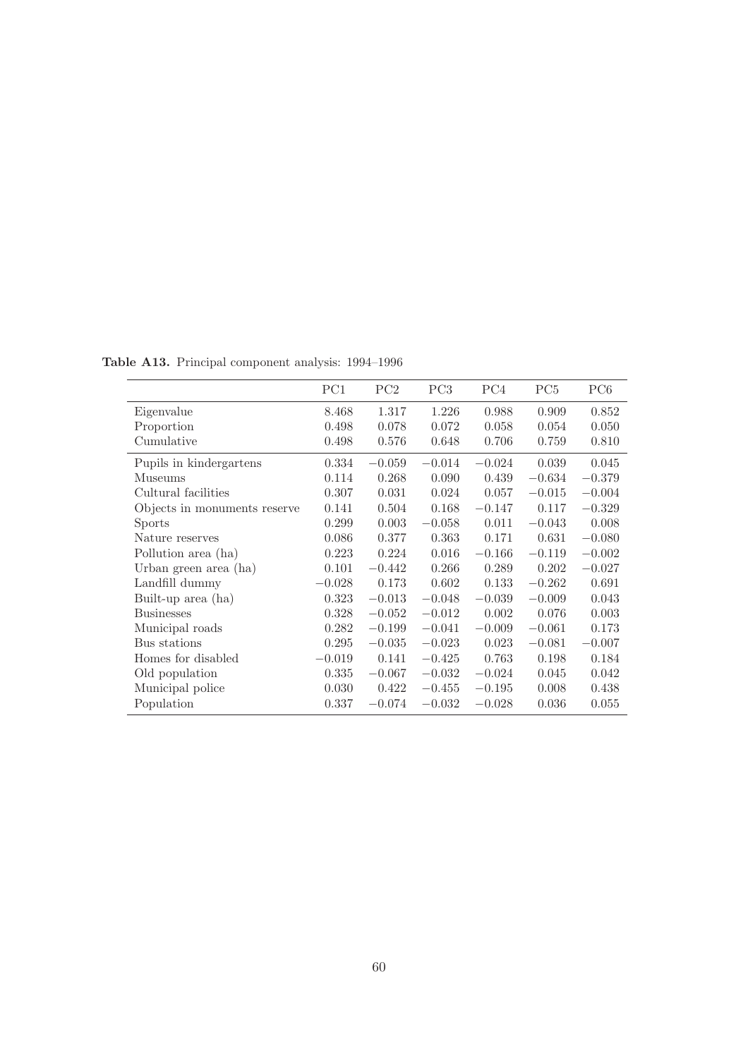**Table A13.** Principal component analysis: 1994–1996

| | PC1 | PC2 | PC3 | PC4 | PC5 | PC6 |
|---|---|---|---|---|---|---|
| Eigenvalue | 8.468 | 1.317 | 1.226 | 0.988 | 0.909 | 0.852 |
| Proportion | 0.498 | 0.078 | 0.072 | 0.058 | 0.054 | 0.050 |
| Cumulative | 0.498 | 0.576 | 0.648 | 0.706 | 0.759 | 0.810 |
| Pupils in kindergartens | 0.334 | −0.059 | −0.014 | −0.024 | 0.039 | 0.045 |
| Museums | 0.114 | 0.268 | 0.090 | 0.439 | −0.634 | −0.379 |
| Cultural facilities | 0.307 | 0.031 | 0.024 | 0.057 | −0.015 | −0.004 |
| Objects in monuments reserve | 0.141 | 0.504 | 0.168 | −0.147 | 0.117 | −0.329 |
| Sports | 0.299 | 0.003 | −0.058 | 0.011 | −0.043 | 0.008 |
| Nature reserves | 0.086 | 0.377 | 0.363 | 0.171 | 0.631 | −0.080 |
| Pollution area (ha) | 0.223 | 0.224 | 0.016 | −0.166 | −0.119 | −0.002 |
| Urban green area (ha) | 0.101 | −0.442 | 0.266 | 0.289 | 0.202 | −0.027 |
| Landfill dummy | −0.028 | 0.173 | 0.602 | 0.133 | −0.262 | 0.691 |
| Built-up area (ha) | 0.323 | −0.013 | −0.048 | −0.039 | −0.009 | 0.043 |
| Businesses | 0.328 | −0.052 | −0.012 | 0.002 | 0.076 | 0.003 |
| Municipal roads | 0.282 | −0.199 | −0.041 | −0.009 | −0.061 | 0.173 |
| Bus stations | 0.295 | −0.035 | −0.023 | 0.023 | −0.081 | −0.007 |
| Homes for disabled | −0.019 | 0.141 | −0.425 | 0.763 | 0.198 | 0.184 |
| Old population | 0.335 | −0.067 | −0.032 | −0.024 | 0.045 | 0.042 |
| Municipal police | 0.030 | 0.422 | −0.455 | −0.195 | 0.008 | 0.438 |
| Population | 0.337 | −0.074 | −0.032 | −0.028 | 0.036 | 0.055 |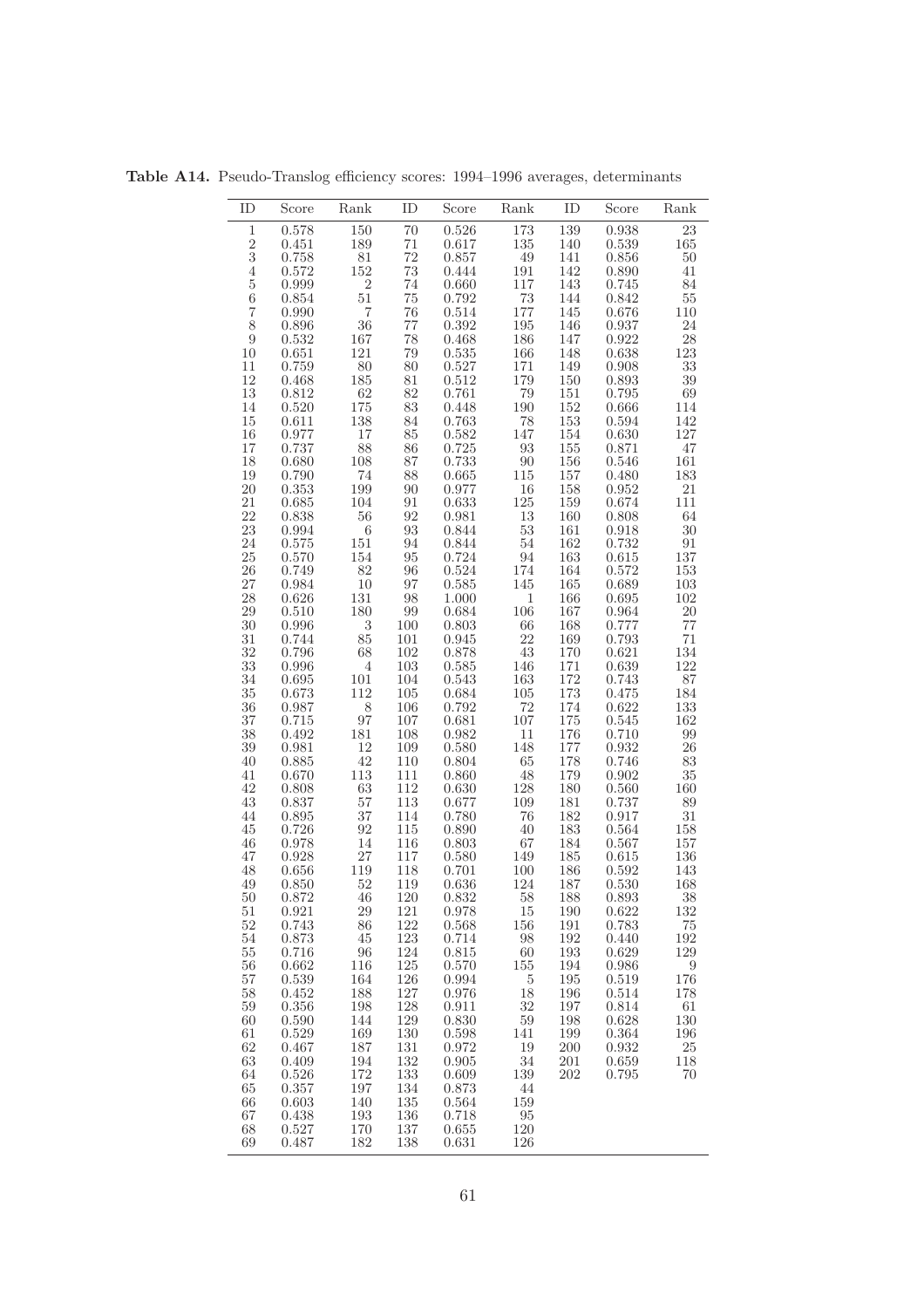**Table A14.** Pseudo-Translog efficiency scores: 1994–1996 averages, determinants

| ID | Score | Rank | ID | Score | Rank | ID | Score | Rank |
|---|---|---|---|---|---|---|---|---|
| 1 | 0.578 | 150 | 70 | 0.526 | 173 | 139 | 0.938 | 23 |
| 2 | 0.451 | 189 | 71 | 0.617 | 135 | 140 | 0.539 | 165 |
| 3 | 0.758 | 81 | 72 | 0.857 | 49 | 141 | 0.856 | 50 |
| 4 | 0.572 | 152 | 73 | 0.444 | 191 | 142 | 0.890 | 41 |
| 5 | 0.999 | 2 | 74 | 0.660 | 117 | 143 | 0.745 | 84 |
| 6 | 0.854 | 51 | 75 | 0.792 | 73 | 144 | 0.842 | 55 |
| 7 | 0.990 | 7 | 76 | 0.514 | 177 | 145 | 0.676 | 110 |
| 8 | 0.896 | 36 | 77 | 0.392 | 195 | 146 | 0.937 | 24 |
| 9 | 0.532 | 167 | 78 | 0.468 | 186 | 147 | 0.922 | 28 |
| 10 | 0.651 | 121 | 79 | 0.535 | 166 | 148 | 0.638 | 123 |
| 11 | 0.759 | 80 | 80 | 0.527 | 171 | 149 | 0.908 | 33 |
| 12 | 0.468 | 185 | 81 | 0.512 | 179 | 150 | 0.893 | 39 |
| 13 | 0.812 | 62 | 82 | 0.761 | 79 | 151 | 0.795 | 69 |
| 14 | 0.520 | 175 | 83 | 0.448 | 190 | 152 | 0.666 | 114 |
| 15 | 0.611 | 138 | 84 | 0.763 | 78 | 153 | 0.594 | 142 |
| 16 | 0.977 | 17 | 85 | 0.582 | 147 | 154 | 0.630 | 127 |
| 17 | 0.737 | 88 | 86 | 0.725 | 93 | 155 | 0.871 | 47 |
| 18 | 0.680 | 108 | 87 | 0.733 | 90 | 156 | 0.546 | 161 |
| 19 | 0.790 | 74 | 88 | 0.665 | 115 | 157 | 0.480 | 183 |
| 20 | 0.353 | 199 | 90 | 0.977 | 16 | 158 | 0.952 | 21 |
| 21 | 0.685 | 104 | 91 | 0.633 | 125 | 159 | 0.674 | 111 |
| 22 | 0.838 | 56 | 92 | 0.981 | 13 | 160 | 0.808 | 64 |
| 23 | 0.994 | 6 | 93 | 0.844 | 53 | 161 | 0.918 | 30 |
| 24 | 0.575 | 151 | 94 | 0.844 | 54 | 162 | 0.732 | 91 |
| 25 | 0.570 | 154 | 95 | 0.724 | 94 | 163 | 0.615 | 137 |
| 26 | 0.749 | 82 | 96 | 0.524 | 174 | 164 | 0.572 | 153 |
| 27 | 0.984 | 10 | 97 | 0.585 | 145 | 165 | 0.689 | 103 |
| 28 | 0.626 | 131 | 98 | 1.000 | 1 | 166 | 0.695 | 102 |
| 29 | 0.510 | 180 | 99 | 0.684 | 106 | 167 | 0.964 | 20 |
| 30 | 0.996 | 3 | 100 | 0.803 | 66 | 168 | 0.777 | 77 |
| 31 | 0.744 | 85 | 101 | 0.945 | 22 | 169 | 0.793 | 71 |
| 32 | 0.796 | 68 | 102 | 0.878 | 43 | 170 | 0.621 | 134 |
| 33 | 0.996 | 4 | 103 | 0.585 | 146 | 171 | 0.639 | 122 |
| 34 | 0.695 | 101 | 104 | 0.543 | 163 | 172 | 0.743 | 87 |
| 35 | 0.673 | 112 | 105 | 0.684 | 105 | 173 | 0.475 | 184 |
| 36 | 0.987 | 8 | 106 | 0.792 | 72 | 174 | 0.622 | 133 |
| 37 | 0.715 | 97 | 107 | 0.681 | 107 | 175 | 0.545 | 162 |
| 38 | 0.492 | 181 | 108 | 0.982 | 11 | 176 | 0.710 | 99 |
| 39 | 0.981 | 12 | 109 | 0.580 | 148 | 177 | 0.932 | 26 |
| 40 | 0.885 | 42 | 110 | 0.804 | 65 | 178 | 0.746 | 83 |
| 41 | 0.670 | 113 | 111 | 0.860 | 48 | 179 | 0.902 | 35 |
| 42 | 0.808 | 63 | 112 | 0.630 | 128 | 180 | 0.560 | 160 |
| 43 | 0.837 | 57 | 113 | 0.677 | 109 | 181 | 0.737 | 89 |
| 44 | 0.895 | 37 | 114 | 0.780 | 76 | 182 | 0.917 | 31 |
| 45 | 0.726 | 92 | 115 | 0.890 | 40 | 183 | 0.564 | 158 |
| 46 | 0.978 | 14 | 116 | 0.803 | 67 | 184 | 0.567 | 157 |
| 47 | 0.928 | 27 | 117 | 0.580 | 149 | 185 | 0.615 | 136 |
| 48 | 0.656 | 119 | 118 | 0.701 | 100 | 186 | 0.592 | 143 |
| 49 | 0.850 | 52 | 119 | 0.636 | 124 | 187 | 0.530 | 168 |
| 50 | 0.872 | 46 | 120 | 0.832 | 58 | 188 | 0.893 | 38 |
| 51 | 0.921 | 29 | 121 | 0.978 | 15 | 190 | 0.622 | 132 |
| 52 | 0.743 | 86 | 122 | 0.568 | 156 | 191 | 0.783 | 75 |
| 54 | 0.873 | 45 | 123 | 0.714 | 98 | 192 | 0.440 | 192 |
| 55 | 0.716 | 96 | 124 | 0.815 | 60 | 193 | 0.629 | 129 |
| 56 | 0.662 | 116 | 125 | 0.570 | 155 | 194 | 0.986 | 9 |
| 57 | 0.539 | 164 | 126 | 0.994 | 5 | 195 | 0.519 | 176 |
| 58 | 0.452 | 188 | 127 | 0.976 | 18 | 196 | 0.514 | 178 |
| 59 | 0.356 | 198 | 128 | 0.911 | 32 | 197 | 0.814 | 61 |
| 60 | 0.590 | 144 | 129 | 0.830 | 59 | 198 | 0.628 | 130 |
| 61 | 0.529 | 169 | 130 | 0.598 | 141 | 199 | 0.364 | 196 |
| 62 | 0.467 | 187 | 131 | 0.972 | 19 | 200 | 0.932 | 25 |
| 63 | 0.409 | 194 | 132 | 0.905 | 34 | 201 | 0.659 | 118 |
| 64 | 0.526 | 172 | 133 | 0.609 | 139 | 202 | 0.795 | 70 |
| 65 | 0.357 | 197 | 134 | 0.873 | 44 | | | |
| 66 | 0.603 | 140 | 135 | 0.564 | 159 | | | |
| 67 | 0.438 | 193 | 136 | 0.718 | 95 | | | |
| 68 | 0.527 | 170 | 137 | 0.655 | 120 | | | |
| 69 | 0.487 | 182 | 138 | 0.631 | 126 | | | |